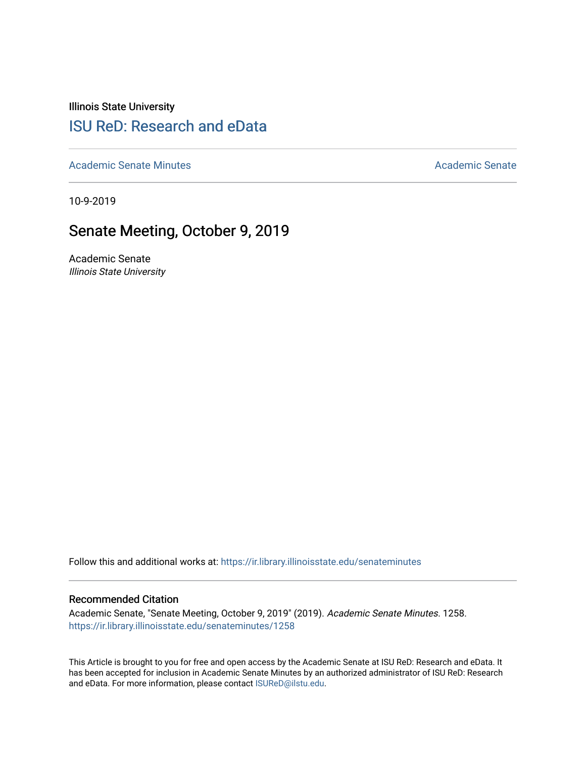Illinois State University

# ISU ReD: Research and eData

Academic Senate Minutes | Academic Senate

10-9-2019

## Senate Meeting, October 9, 2019

Academic Senate
*Illinois State University*

Follow this and additional works at: https://ir.library.illinoisstate.edu/senateminutes

### Recommended Citation

Academic Senate, "Senate Meeting, October 9, 2019" (2019). *Academic Senate Minutes*. 1258.
https://ir.library.illinoisstate.edu/senateminutes/1258

This Article is brought to you for free and open access by the Academic Senate at ISU ReD: Research and eData. It has been accepted for inclusion in Academic Senate Minutes by an authorized administrator of ISU ReD: Research and eData. For more information, please contact ISUReD@ilstu.edu.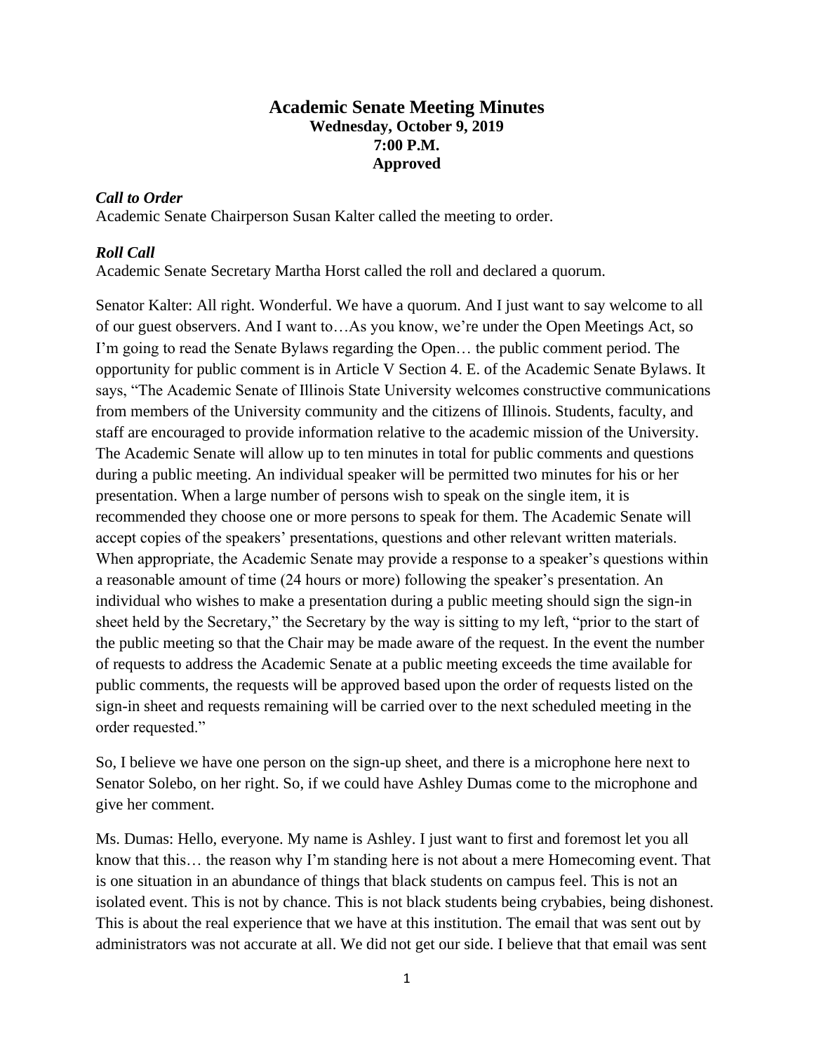# Academic Senate Meeting Minutes

**Wednesday, October 9, 2019**
**7:00 P.M.**
**Approved**

***Call to Order***

Academic Senate Chairperson Susan Kalter called the meeting to order.

***Roll Call***

Academic Senate Secretary Martha Horst called the roll and declared a quorum.

Senator Kalter: All right. Wonderful. We have a quorum. And I just want to say welcome to all of our guest observers. And I want to…As you know, we're under the Open Meetings Act, so I'm going to read the Senate Bylaws regarding the Open… the public comment period. The opportunity for public comment is in Article V Section 4. E. of the Academic Senate Bylaws. It says, "The Academic Senate of Illinois State University welcomes constructive communications from members of the University community and the citizens of Illinois. Students, faculty, and staff are encouraged to provide information relative to the academic mission of the University. The Academic Senate will allow up to ten minutes in total for public comments and questions during a public meeting. An individual speaker will be permitted two minutes for his or her presentation. When a large number of persons wish to speak on the single item, it is recommended they choose one or more persons to speak for them. The Academic Senate will accept copies of the speakers' presentations, questions and other relevant written materials. When appropriate, the Academic Senate may provide a response to a speaker's questions within a reasonable amount of time (24 hours or more) following the speaker's presentation. An individual who wishes to make a presentation during a public meeting should sign the sign-in sheet held by the Secretary," the Secretary by the way is sitting to my left, "prior to the start of the public meeting so that the Chair may be made aware of the request. In the event the number of requests to address the Academic Senate at a public meeting exceeds the time available for public comments, the requests will be approved based upon the order of requests listed on the sign-in sheet and requests remaining will be carried over to the next scheduled meeting in the order requested."

So, I believe we have one person on the sign-up sheet, and there is a microphone here next to Senator Solebo, on her right. So, if we could have Ashley Dumas come to the microphone and give her comment.

Ms. Dumas: Hello, everyone. My name is Ashley. I just want to first and foremost let you all know that this… the reason why I'm standing here is not about a mere Homecoming event. That is one situation in an abundance of things that black students on campus feel. This is not an isolated event. This is not by chance. This is not black students being crybabies, being dishonest. This is about the real experience that we have at this institution. The email that was sent out by administrators was not accurate at all. We did not get our side. I believe that that email was sent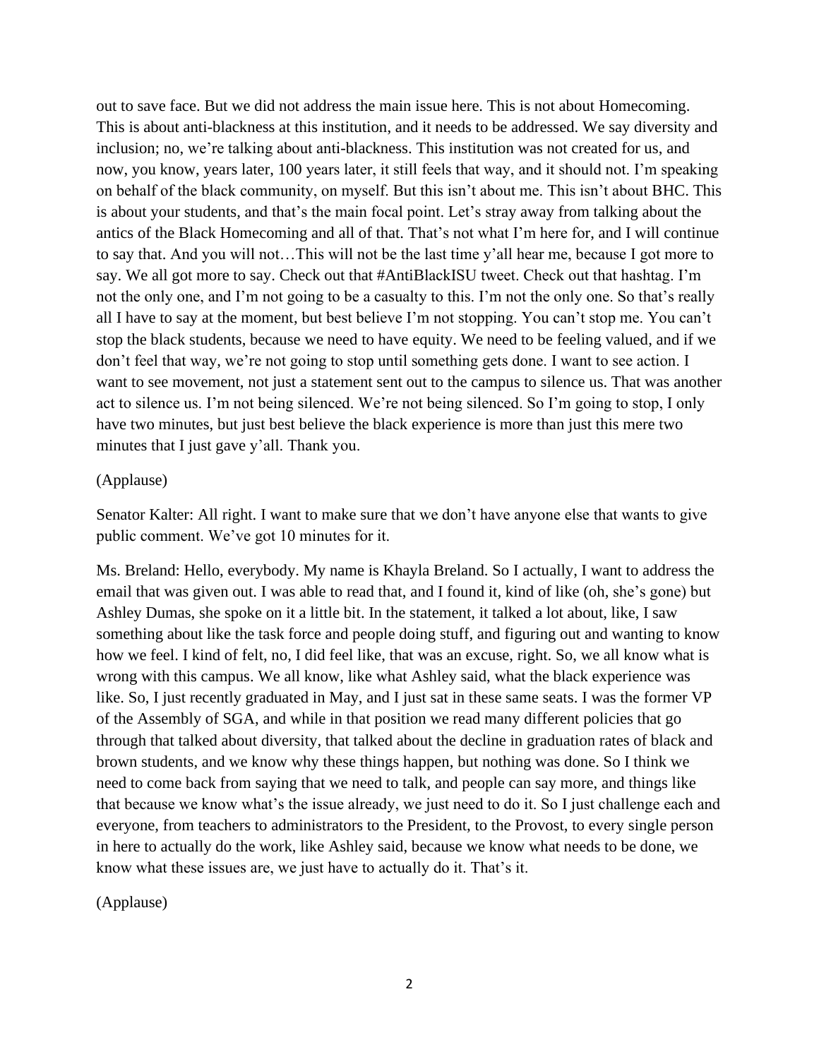out to save face. But we did not address the main issue here. This is not about Homecoming. This is about anti-blackness at this institution, and it needs to be addressed. We say diversity and inclusion; no, we're talking about anti-blackness. This institution was not created for us, and now, you know, years later, 100 years later, it still feels that way, and it should not. I'm speaking on behalf of the black community, on myself. But this isn't about me. This isn't about BHC. This is about your students, and that's the main focal point. Let's stray away from talking about the antics of the Black Homecoming and all of that. That's not what I'm here for, and I will continue to say that. And you will not…This will not be the last time y'all hear me, because I got more to say. We all got more to say. Check out that #AntiBlackISU tweet. Check out that hashtag. I'm not the only one, and I'm not going to be a casualty to this. I'm not the only one. So that's really all I have to say at the moment, but best believe I'm not stopping. You can't stop me. You can't stop the black students, because we need to have equity. We need to be feeling valued, and if we don't feel that way, we're not going to stop until something gets done. I want to see action. I want to see movement, not just a statement sent out to the campus to silence us. That was another act to silence us. I'm not being silenced. We're not being silenced. So I'm going to stop, I only have two minutes, but just best believe the black experience is more than just this mere two minutes that I just gave y'all. Thank you.

(Applause)

Senator Kalter: All right. I want to make sure that we don't have anyone else that wants to give public comment. We've got 10 minutes for it.

Ms. Breland: Hello, everybody. My name is Khayla Breland. So I actually, I want to address the email that was given out. I was able to read that, and I found it, kind of like (oh, she's gone) but Ashley Dumas, she spoke on it a little bit. In the statement, it talked a lot about, like, I saw something about like the task force and people doing stuff, and figuring out and wanting to know how we feel. I kind of felt, no, I did feel like, that was an excuse, right. So, we all know what is wrong with this campus. We all know, like what Ashley said, what the black experience was like. So, I just recently graduated in May, and I just sat in these same seats. I was the former VP of the Assembly of SGA, and while in that position we read many different policies that go through that talked about diversity, that talked about the decline in graduation rates of black and brown students, and we know why these things happen, but nothing was done. So I think we need to come back from saying that we need to talk, and people can say more, and things like that because we know what's the issue already, we just need to do it. So I just challenge each and everyone, from teachers to administrators to the President, to the Provost, to every single person in here to actually do the work, like Ashley said, because we know what needs to be done, we know what these issues are, we just have to actually do it. That's it.

(Applause)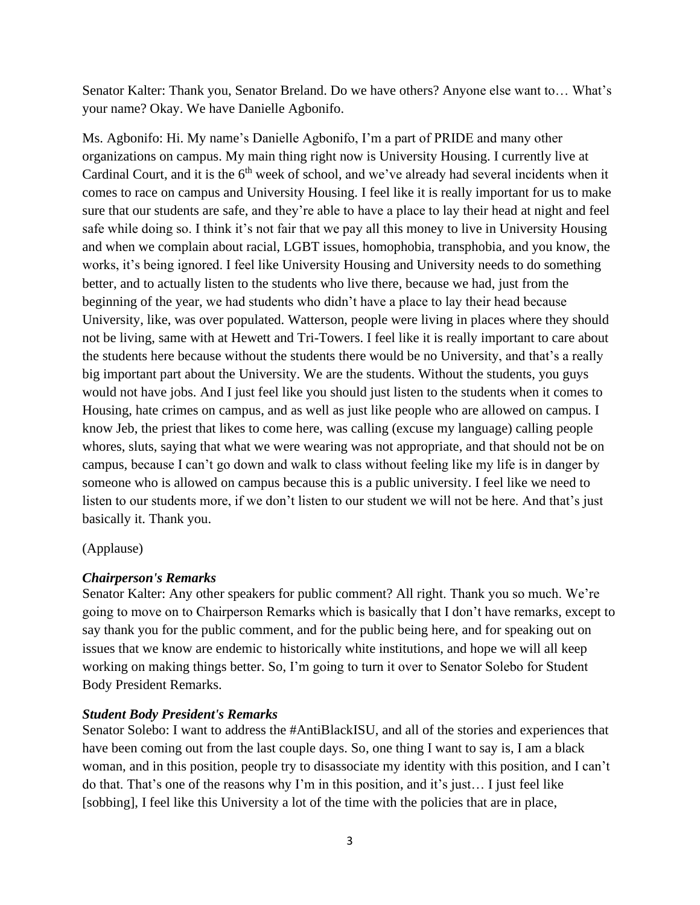Senator Kalter: Thank you, Senator Breland. Do we have others? Anyone else want to… What's your name? Okay. We have Danielle Agbonifo.

Ms. Agbonifo: Hi. My name's Danielle Agbonifo, I'm a part of PRIDE and many other organizations on campus. My main thing right now is University Housing. I currently live at Cardinal Court, and it is the 6th week of school, and we've already had several incidents when it comes to race on campus and University Housing. I feel like it is really important for us to make sure that our students are safe, and they're able to have a place to lay their head at night and feel safe while doing so. I think it's not fair that we pay all this money to live in University Housing and when we complain about racial, LGBT issues, homophobia, transphobia, and you know, the works, it's being ignored. I feel like University Housing and University needs to do something better, and to actually listen to the students who live there, because we had, just from the beginning of the year, we had students who didn't have a place to lay their head because University, like, was over populated. Watterson, people were living in places where they should not be living, same with at Hewett and Tri-Towers. I feel like it is really important to care about the students here because without the students there would be no University, and that's a really big important part about the University. We are the students. Without the students, you guys would not have jobs. And I just feel like you should just listen to the students when it comes to Housing, hate crimes on campus, and as well as just like people who are allowed on campus. I know Jeb, the priest that likes to come here, was calling (excuse my language) calling people whores, sluts, saying that what we were wearing was not appropriate, and that should not be on campus, because I can't go down and walk to class without feeling like my life is in danger by someone who is allowed on campus because this is a public university. I feel like we need to listen to our students more, if we don't listen to our student we will not be here. And that's just basically it. Thank you.

(Applause)

***Chairperson's Remarks***

Senator Kalter: Any other speakers for public comment? All right. Thank you so much. We're going to move on to Chairperson Remarks which is basically that I don't have remarks, except to say thank you for the public comment, and for the public being here, and for speaking out on issues that we know are endemic to historically white institutions, and hope we will all keep working on making things better. So, I'm going to turn it over to Senator Solebo for Student Body President Remarks.

***Student Body President's Remarks***

Senator Solebo: I want to address the #AntiBlackISU, and all of the stories and experiences that have been coming out from the last couple days. So, one thing I want to say is, I am a black woman, and in this position, people try to disassociate my identity with this position, and I can't do that. That's one of the reasons why I'm in this position, and it's just… I just feel like [sobbing], I feel like this University a lot of the time with the policies that are in place,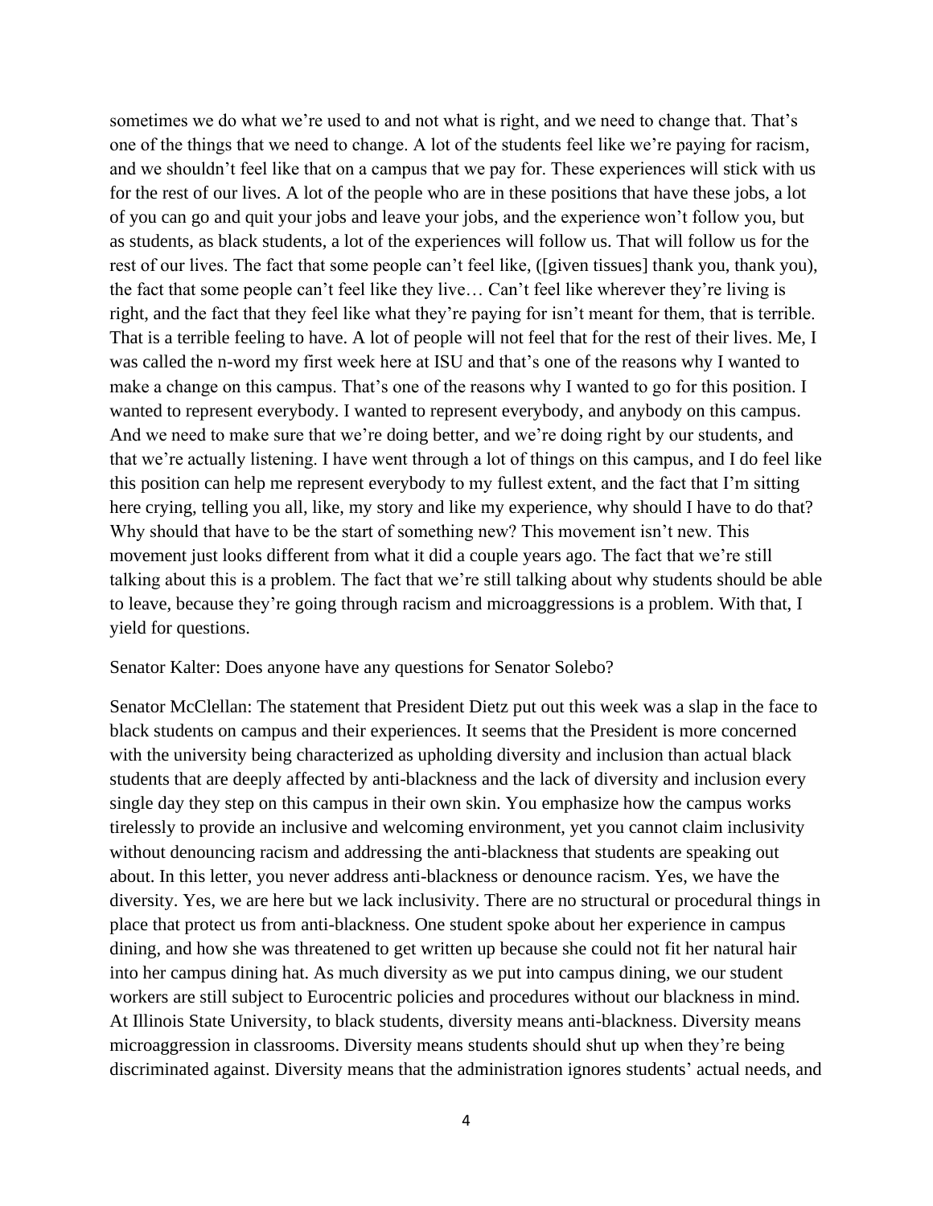sometimes we do what we're used to and not what is right, and we need to change that. That's one of the things that we need to change. A lot of the students feel like we're paying for racism, and we shouldn't feel like that on a campus that we pay for. These experiences will stick with us for the rest of our lives. A lot of the people who are in these positions that have these jobs, a lot of you can go and quit your jobs and leave your jobs, and the experience won't follow you, but as students, as black students, a lot of the experiences will follow us. That will follow us for the rest of our lives. The fact that some people can't feel like, ([given tissues] thank you, thank you), the fact that some people can't feel like they live… Can't feel like wherever they're living is right, and the fact that they feel like what they're paying for isn't meant for them, that is terrible. That is a terrible feeling to have. A lot of people will not feel that for the rest of their lives. Me, I was called the n-word my first week here at ISU and that's one of the reasons why I wanted to make a change on this campus. That's one of the reasons why I wanted to go for this position. I wanted to represent everybody. I wanted to represent everybody, and anybody on this campus. And we need to make sure that we're doing better, and we're doing right by our students, and that we're actually listening. I have went through a lot of things on this campus, and I do feel like this position can help me represent everybody to my fullest extent, and the fact that I'm sitting here crying, telling you all, like, my story and like my experience, why should I have to do that? Why should that have to be the start of something new? This movement isn't new. This movement just looks different from what it did a couple years ago. The fact that we're still talking about this is a problem. The fact that we're still talking about why students should be able to leave, because they're going through racism and microaggressions is a problem. With that, I yield for questions.

Senator Kalter: Does anyone have any questions for Senator Solebo?

Senator McClellan: The statement that President Dietz put out this week was a slap in the face to black students on campus and their experiences. It seems that the President is more concerned with the university being characterized as upholding diversity and inclusion than actual black students that are deeply affected by anti-blackness and the lack of diversity and inclusion every single day they step on this campus in their own skin. You emphasize how the campus works tirelessly to provide an inclusive and welcoming environment, yet you cannot claim inclusivity without denouncing racism and addressing the anti-blackness that students are speaking out about. In this letter, you never address anti-blackness or denounce racism. Yes, we have the diversity. Yes, we are here but we lack inclusivity. There are no structural or procedural things in place that protect us from anti-blackness. One student spoke about her experience in campus dining, and how she was threatened to get written up because she could not fit her natural hair into her campus dining hat. As much diversity as we put into campus dining, we our student workers are still subject to Eurocentric policies and procedures without our blackness in mind. At Illinois State University, to black students, diversity means anti-blackness. Diversity means microaggression in classrooms. Diversity means students should shut up when they're being discriminated against. Diversity means that the administration ignores students' actual needs, and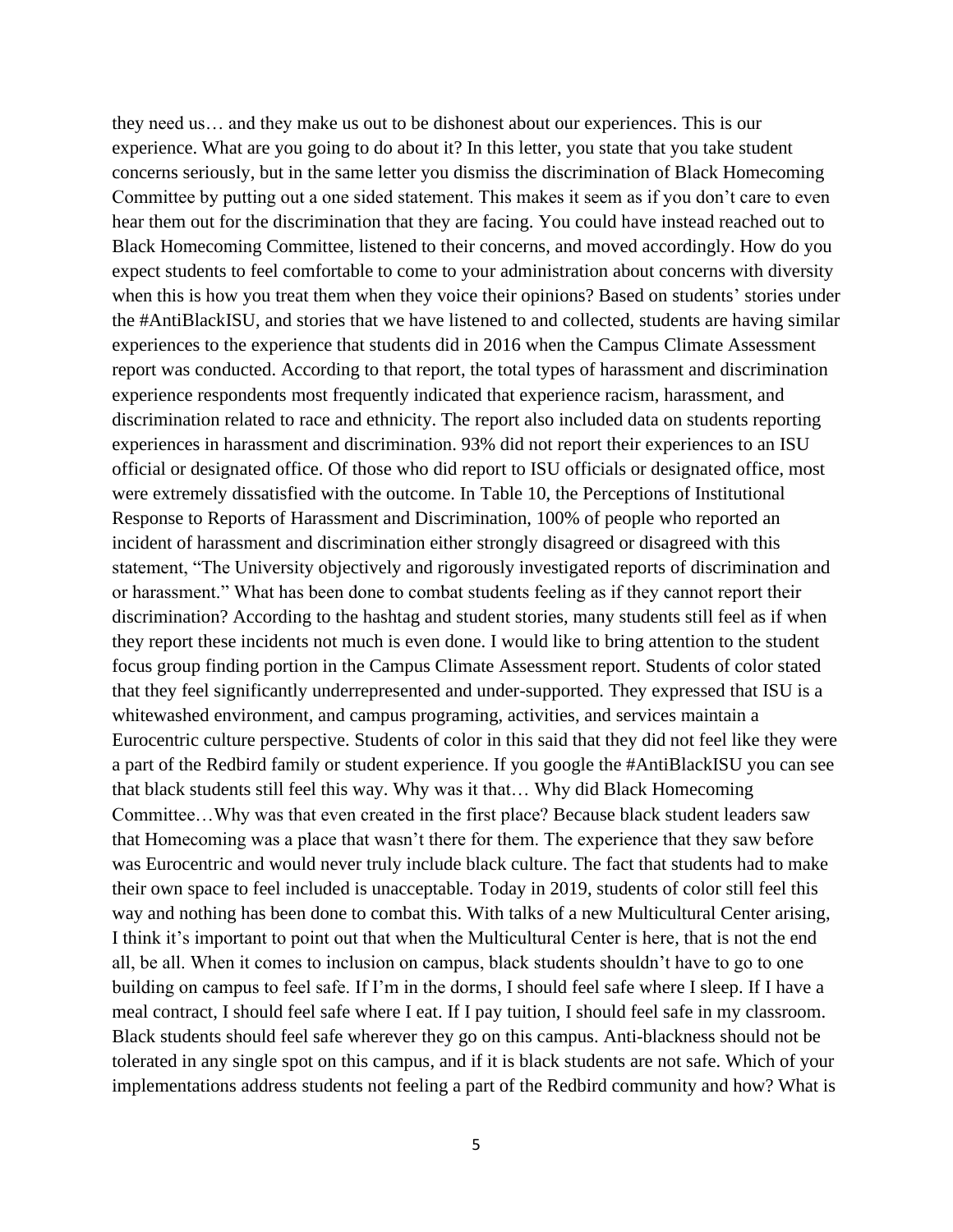they need us… and they make us out to be dishonest about our experiences. This is our experience. What are you going to do about it? In this letter, you state that you take student concerns seriously, but in the same letter you dismiss the discrimination of Black Homecoming Committee by putting out a one sided statement. This makes it seem as if you don't care to even hear them out for the discrimination that they are facing. You could have instead reached out to Black Homecoming Committee, listened to their concerns, and moved accordingly. How do you expect students to feel comfortable to come to your administration about concerns with diversity when this is how you treat them when they voice their opinions? Based on students' stories under the #AntiBlackISU, and stories that we have listened to and collected, students are having similar experiences to the experience that students did in 2016 when the Campus Climate Assessment report was conducted. According to that report, the total types of harassment and discrimination experience respondents most frequently indicated that experience racism, harassment, and discrimination related to race and ethnicity. The report also included data on students reporting experiences in harassment and discrimination. 93% did not report their experiences to an ISU official or designated office. Of those who did report to ISU officials or designated office, most were extremely dissatisfied with the outcome. In Table 10, the Perceptions of Institutional Response to Reports of Harassment and Discrimination, 100% of people who reported an incident of harassment and discrimination either strongly disagreed or disagreed with this statement, "The University objectively and rigorously investigated reports of discrimination and or harassment." What has been done to combat students feeling as if they cannot report their discrimination? According to the hashtag and student stories, many students still feel as if when they report these incidents not much is even done. I would like to bring attention to the student focus group finding portion in the Campus Climate Assessment report. Students of color stated that they feel significantly underrepresented and under-supported. They expressed that ISU is a whitewashed environment, and campus programing, activities, and services maintain a Eurocentric culture perspective. Students of color in this said that they did not feel like they were a part of the Redbird family or student experience. If you google the #AntiBlackISU you can see that black students still feel this way. Why was it that… Why did Black Homecoming Committee…Why was that even created in the first place? Because black student leaders saw that Homecoming was a place that wasn't there for them. The experience that they saw before was Eurocentric and would never truly include black culture. The fact that students had to make their own space to feel included is unacceptable. Today in 2019, students of color still feel this way and nothing has been done to combat this. With talks of a new Multicultural Center arising, I think it's important to point out that when the Multicultural Center is here, that is not the end all, be all. When it comes to inclusion on campus, black students shouldn't have to go to one building on campus to feel safe. If I'm in the dorms, I should feel safe where I sleep. If I have a meal contract, I should feel safe where I eat. If I pay tuition, I should feel safe in my classroom. Black students should feel safe wherever they go on this campus. Anti-blackness should not be tolerated in any single spot on this campus, and if it is black students are not safe. Which of your implementations address students not feeling a part of the Redbird community and how? What is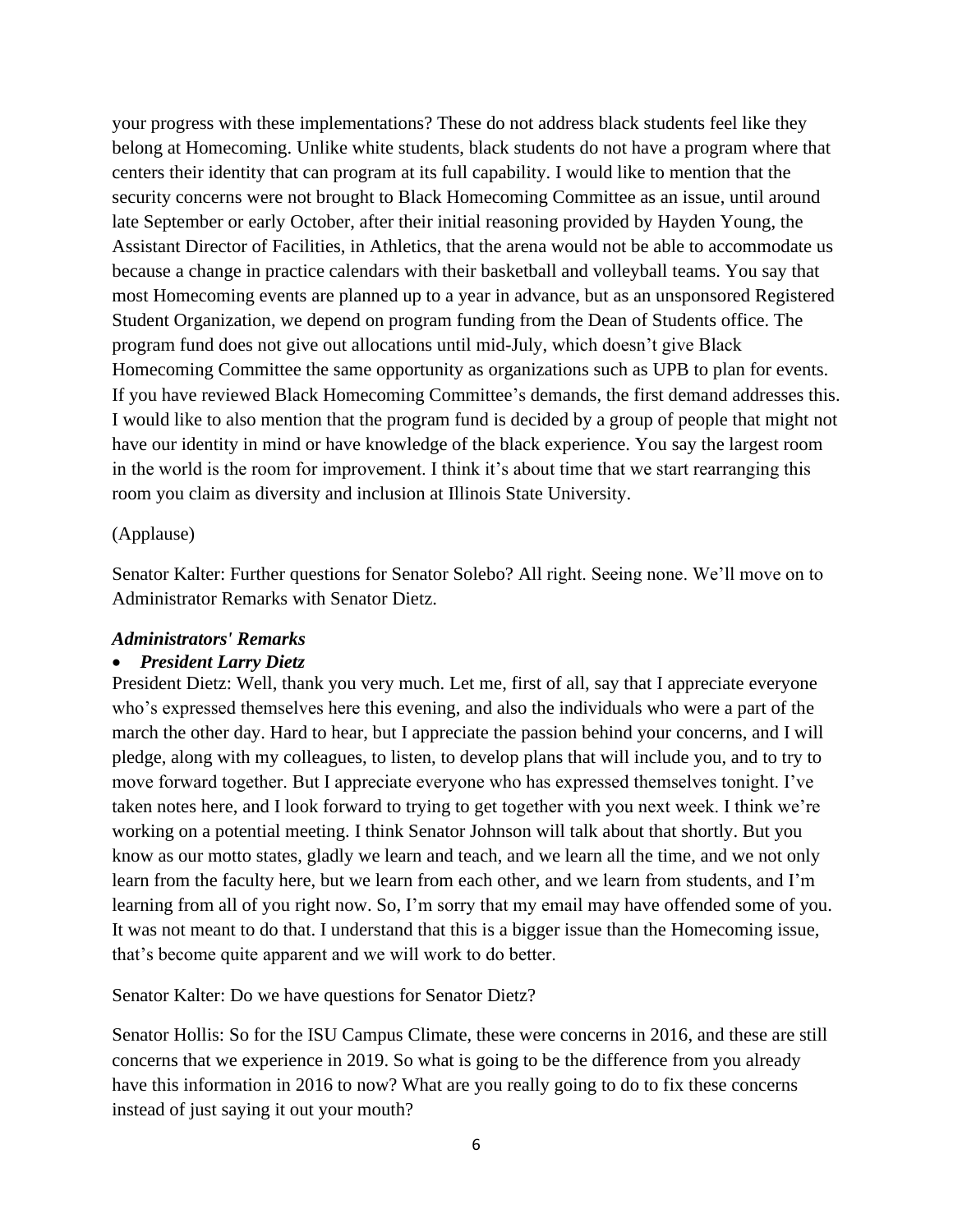your progress with these implementations? These do not address black students feel like they belong at Homecoming. Unlike white students, black students do not have a program where that centers their identity that can program at its full capability. I would like to mention that the security concerns were not brought to Black Homecoming Committee as an issue, until around late September or early October, after their initial reasoning provided by Hayden Young, the Assistant Director of Facilities, in Athletics, that the arena would not be able to accommodate us because a change in practice calendars with their basketball and volleyball teams. You say that most Homecoming events are planned up to a year in advance, but as an unsponsored Registered Student Organization, we depend on program funding from the Dean of Students office. The program fund does not give out allocations until mid-July, which doesn't give Black Homecoming Committee the same opportunity as organizations such as UPB to plan for events. If you have reviewed Black Homecoming Committee's demands, the first demand addresses this. I would like to also mention that the program fund is decided by a group of people that might not have our identity in mind or have knowledge of the black experience. You say the largest room in the world is the room for improvement. I think it's about time that we start rearranging this room you claim as diversity and inclusion at Illinois State University.

(Applause)

Senator Kalter: Further questions for Senator Solebo? All right. Seeing none. We'll move on to Administrator Remarks with Senator Dietz.

***Administrators' Remarks***

- ***President Larry Dietz***

President Dietz: Well, thank you very much. Let me, first of all, say that I appreciate everyone who's expressed themselves here this evening, and also the individuals who were a part of the march the other day. Hard to hear, but I appreciate the passion behind your concerns, and I will pledge, along with my colleagues, to listen, to develop plans that will include you, and to try to move forward together. But I appreciate everyone who has expressed themselves tonight. I've taken notes here, and I look forward to trying to get together with you next week. I think we're working on a potential meeting. I think Senator Johnson will talk about that shortly. But you know as our motto states, gladly we learn and teach, and we learn all the time, and we not only learn from the faculty here, but we learn from each other, and we learn from students, and I'm learning from all of you right now. So, I'm sorry that my email may have offended some of you. It was not meant to do that. I understand that this is a bigger issue than the Homecoming issue, that's become quite apparent and we will work to do better.

Senator Kalter: Do we have questions for Senator Dietz?

Senator Hollis: So for the ISU Campus Climate, these were concerns in 2016, and these are still concerns that we experience in 2019. So what is going to be the difference from you already have this information in 2016 to now? What are you really going to do to fix these concerns instead of just saying it out your mouth?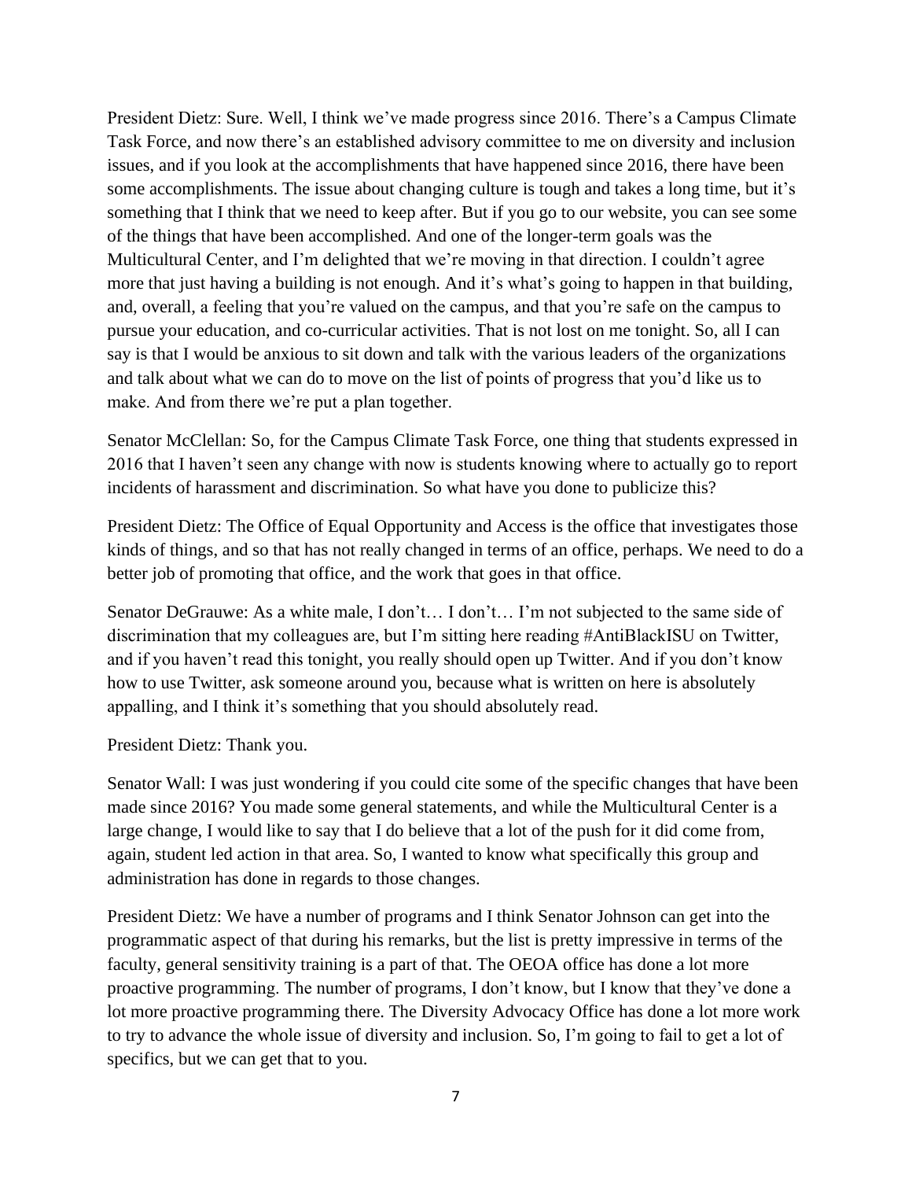President Dietz: Sure. Well, I think we've made progress since 2016. There's a Campus Climate Task Force, and now there's an established advisory committee to me on diversity and inclusion issues, and if you look at the accomplishments that have happened since 2016, there have been some accomplishments. The issue about changing culture is tough and takes a long time, but it's something that I think that we need to keep after. But if you go to our website, you can see some of the things that have been accomplished. And one of the longer-term goals was the Multicultural Center, and I'm delighted that we're moving in that direction. I couldn't agree more that just having a building is not enough. And it's what's going to happen in that building, and, overall, a feeling that you're valued on the campus, and that you're safe on the campus to pursue your education, and co-curricular activities. That is not lost on me tonight. So, all I can say is that I would be anxious to sit down and talk with the various leaders of the organizations and talk about what we can do to move on the list of points of progress that you'd like us to make. And from there we're put a plan together.

Senator McClellan: So, for the Campus Climate Task Force, one thing that students expressed in 2016 that I haven't seen any change with now is students knowing where to actually go to report incidents of harassment and discrimination. So what have you done to publicize this?

President Dietz: The Office of Equal Opportunity and Access is the office that investigates those kinds of things, and so that has not really changed in terms of an office, perhaps. We need to do a better job of promoting that office, and the work that goes in that office.

Senator DeGrauwe: As a white male, I don't… I don't… I'm not subjected to the same side of discrimination that my colleagues are, but I'm sitting here reading #AntiBlackISU on Twitter, and if you haven't read this tonight, you really should open up Twitter. And if you don't know how to use Twitter, ask someone around you, because what is written on here is absolutely appalling, and I think it's something that you should absolutely read.

President Dietz: Thank you.

Senator Wall: I was just wondering if you could cite some of the specific changes that have been made since 2016? You made some general statements, and while the Multicultural Center is a large change, I would like to say that I do believe that a lot of the push for it did come from, again, student led action in that area. So, I wanted to know what specifically this group and administration has done in regards to those changes.

President Dietz: We have a number of programs and I think Senator Johnson can get into the programmatic aspect of that during his remarks, but the list is pretty impressive in terms of the faculty, general sensitivity training is a part of that. The OEOA office has done a lot more proactive programming. The number of programs, I don't know, but I know that they've done a lot more proactive programming there. The Diversity Advocacy Office has done a lot more work to try to advance the whole issue of diversity and inclusion. So, I'm going to fail to get a lot of specifics, but we can get that to you.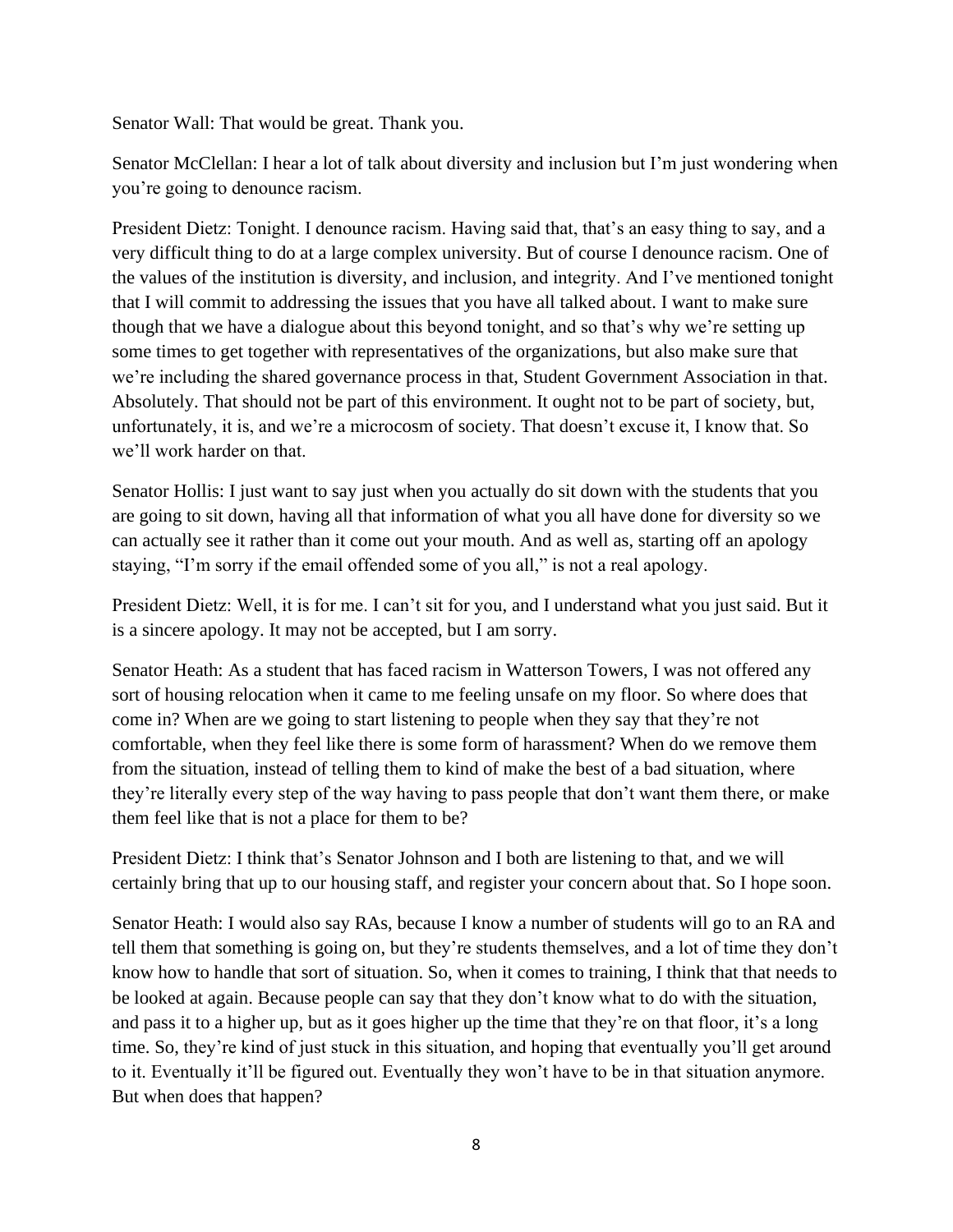Senator Wall: That would be great. Thank you.

Senator McClellan: I hear a lot of talk about diversity and inclusion but I'm just wondering when you're going to denounce racism.

President Dietz: Tonight. I denounce racism. Having said that, that's an easy thing to say, and a very difficult thing to do at a large complex university. But of course I denounce racism. One of the values of the institution is diversity, and inclusion, and integrity. And I've mentioned tonight that I will commit to addressing the issues that you have all talked about. I want to make sure though that we have a dialogue about this beyond tonight, and so that's why we're setting up some times to get together with representatives of the organizations, but also make sure that we're including the shared governance process in that, Student Government Association in that. Absolutely. That should not be part of this environment. It ought not to be part of society, but, unfortunately, it is, and we're a microcosm of society. That doesn't excuse it, I know that. So we'll work harder on that.

Senator Hollis: I just want to say just when you actually do sit down with the students that you are going to sit down, having all that information of what you all have done for diversity so we can actually see it rather than it come out your mouth. And as well as, starting off an apology staying, "I'm sorry if the email offended some of you all," is not a real apology.

President Dietz: Well, it is for me. I can't sit for you, and I understand what you just said. But it is a sincere apology. It may not be accepted, but I am sorry.

Senator Heath: As a student that has faced racism in Watterson Towers, I was not offered any sort of housing relocation when it came to me feeling unsafe on my floor. So where does that come in? When are we going to start listening to people when they say that they're not comfortable, when they feel like there is some form of harassment? When do we remove them from the situation, instead of telling them to kind of make the best of a bad situation, where they're literally every step of the way having to pass people that don't want them there, or make them feel like that is not a place for them to be?

President Dietz: I think that's Senator Johnson and I both are listening to that, and we will certainly bring that up to our housing staff, and register your concern about that. So I hope soon.

Senator Heath: I would also say RAs, because I know a number of students will go to an RA and tell them that something is going on, but they're students themselves, and a lot of time they don't know how to handle that sort of situation. So, when it comes to training, I think that that needs to be looked at again. Because people can say that they don't know what to do with the situation, and pass it to a higher up, but as it goes higher up the time that they're on that floor, it's a long time. So, they're kind of just stuck in this situation, and hoping that eventually you'll get around to it. Eventually it'll be figured out. Eventually they won't have to be in that situation anymore. But when does that happen?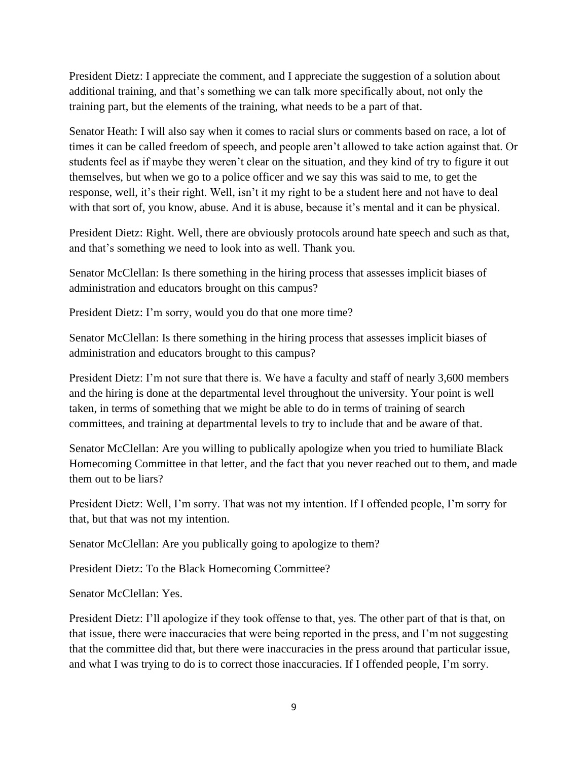President Dietz: I appreciate the comment, and I appreciate the suggestion of a solution about additional training, and that's something we can talk more specifically about, not only the training part, but the elements of the training, what needs to be a part of that.

Senator Heath: I will also say when it comes to racial slurs or comments based on race, a lot of times it can be called freedom of speech, and people aren't allowed to take action against that. Or students feel as if maybe they weren't clear on the situation, and they kind of try to figure it out themselves, but when we go to a police officer and we say this was said to me, to get the response, well, it's their right. Well, isn't it my right to be a student here and not have to deal with that sort of, you know, abuse. And it is abuse, because it's mental and it can be physical.

President Dietz: Right. Well, there are obviously protocols around hate speech and such as that, and that's something we need to look into as well. Thank you.

Senator McClellan: Is there something in the hiring process that assesses implicit biases of administration and educators brought on this campus?

President Dietz: I'm sorry, would you do that one more time?

Senator McClellan: Is there something in the hiring process that assesses implicit biases of administration and educators brought to this campus?

President Dietz: I'm not sure that there is. We have a faculty and staff of nearly 3,600 members and the hiring is done at the departmental level throughout the university. Your point is well taken, in terms of something that we might be able to do in terms of training of search committees, and training at departmental levels to try to include that and be aware of that.

Senator McClellan: Are you willing to publically apologize when you tried to humiliate Black Homecoming Committee in that letter, and the fact that you never reached out to them, and made them out to be liars?

President Dietz: Well, I'm sorry. That was not my intention. If I offended people, I'm sorry for that, but that was not my intention.

Senator McClellan: Are you publically going to apologize to them?

President Dietz: To the Black Homecoming Committee?

Senator McClellan: Yes.

President Dietz: I'll apologize if they took offense to that, yes. The other part of that is that, on that issue, there were inaccuracies that were being reported in the press, and I'm not suggesting that the committee did that, but there were inaccuracies in the press around that particular issue, and what I was trying to do is to correct those inaccuracies. If I offended people, I'm sorry.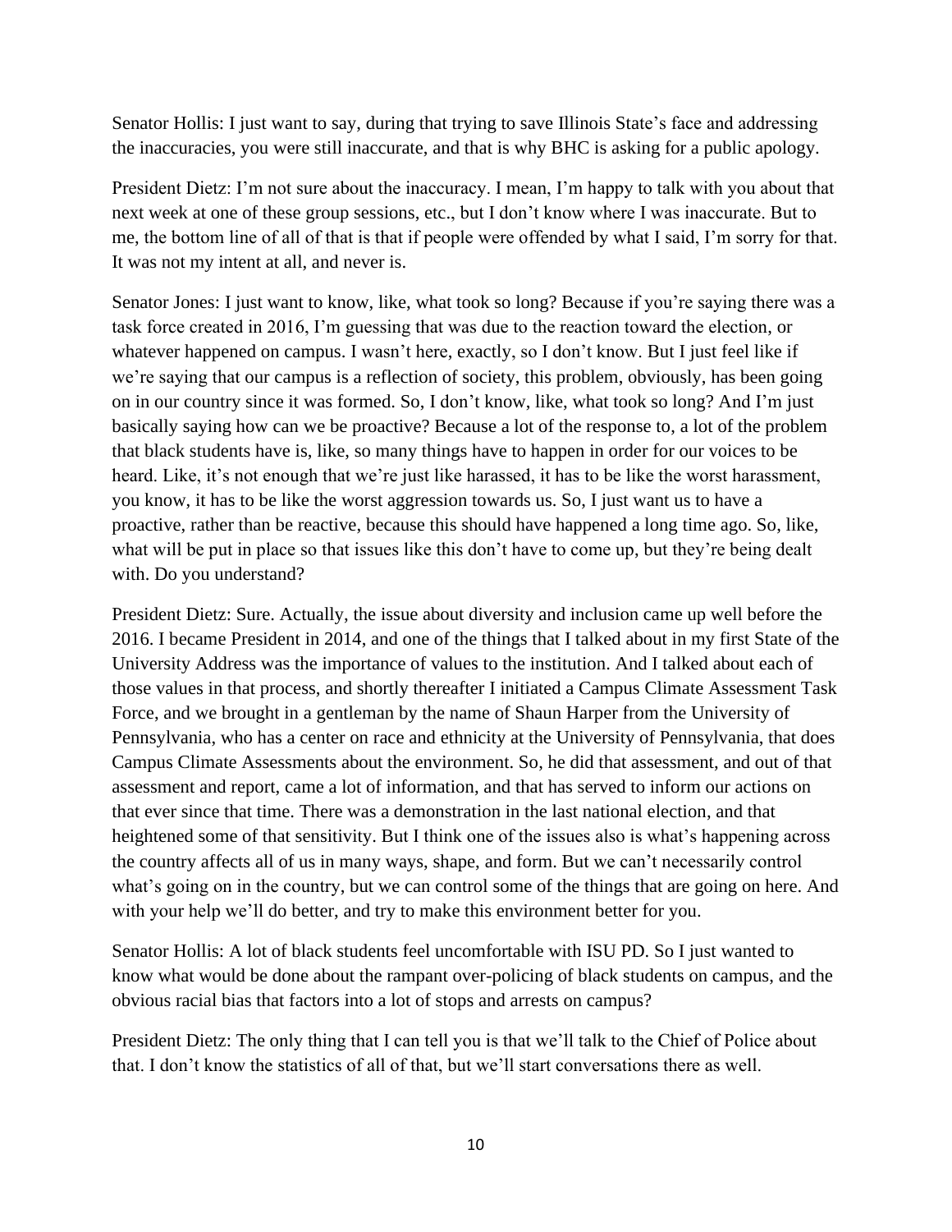Senator Hollis: I just want to say, during that trying to save Illinois State's face and addressing the inaccuracies, you were still inaccurate, and that is why BHC is asking for a public apology.

President Dietz: I'm not sure about the inaccuracy. I mean, I'm happy to talk with you about that next week at one of these group sessions, etc., but I don't know where I was inaccurate. But to me, the bottom line of all of that is that if people were offended by what I said, I'm sorry for that. It was not my intent at all, and never is.

Senator Jones: I just want to know, like, what took so long? Because if you're saying there was a task force created in 2016, I'm guessing that was due to the reaction toward the election, or whatever happened on campus. I wasn't here, exactly, so I don't know. But I just feel like if we're saying that our campus is a reflection of society, this problem, obviously, has been going on in our country since it was formed. So, I don't know, like, what took so long? And I'm just basically saying how can we be proactive? Because a lot of the response to, a lot of the problem that black students have is, like, so many things have to happen in order for our voices to be heard. Like, it's not enough that we're just like harassed, it has to be like the worst harassment, you know, it has to be like the worst aggression towards us. So, I just want us to have a proactive, rather than be reactive, because this should have happened a long time ago. So, like, what will be put in place so that issues like this don't have to come up, but they're being dealt with. Do you understand?

President Dietz: Sure. Actually, the issue about diversity and inclusion came up well before the 2016. I became President in 2014, and one of the things that I talked about in my first State of the University Address was the importance of values to the institution. And I talked about each of those values in that process, and shortly thereafter I initiated a Campus Climate Assessment Task Force, and we brought in a gentleman by the name of Shaun Harper from the University of Pennsylvania, who has a center on race and ethnicity at the University of Pennsylvania, that does Campus Climate Assessments about the environment. So, he did that assessment, and out of that assessment and report, came a lot of information, and that has served to inform our actions on that ever since that time. There was a demonstration in the last national election, and that heightened some of that sensitivity. But I think one of the issues also is what's happening across the country affects all of us in many ways, shape, and form. But we can't necessarily control what's going on in the country, but we can control some of the things that are going on here. And with your help we'll do better, and try to make this environment better for you.

Senator Hollis: A lot of black students feel uncomfortable with ISU PD. So I just wanted to know what would be done about the rampant over-policing of black students on campus, and the obvious racial bias that factors into a lot of stops and arrests on campus?

President Dietz: The only thing that I can tell you is that we'll talk to the Chief of Police about that. I don't know the statistics of all of that, but we'll start conversations there as well.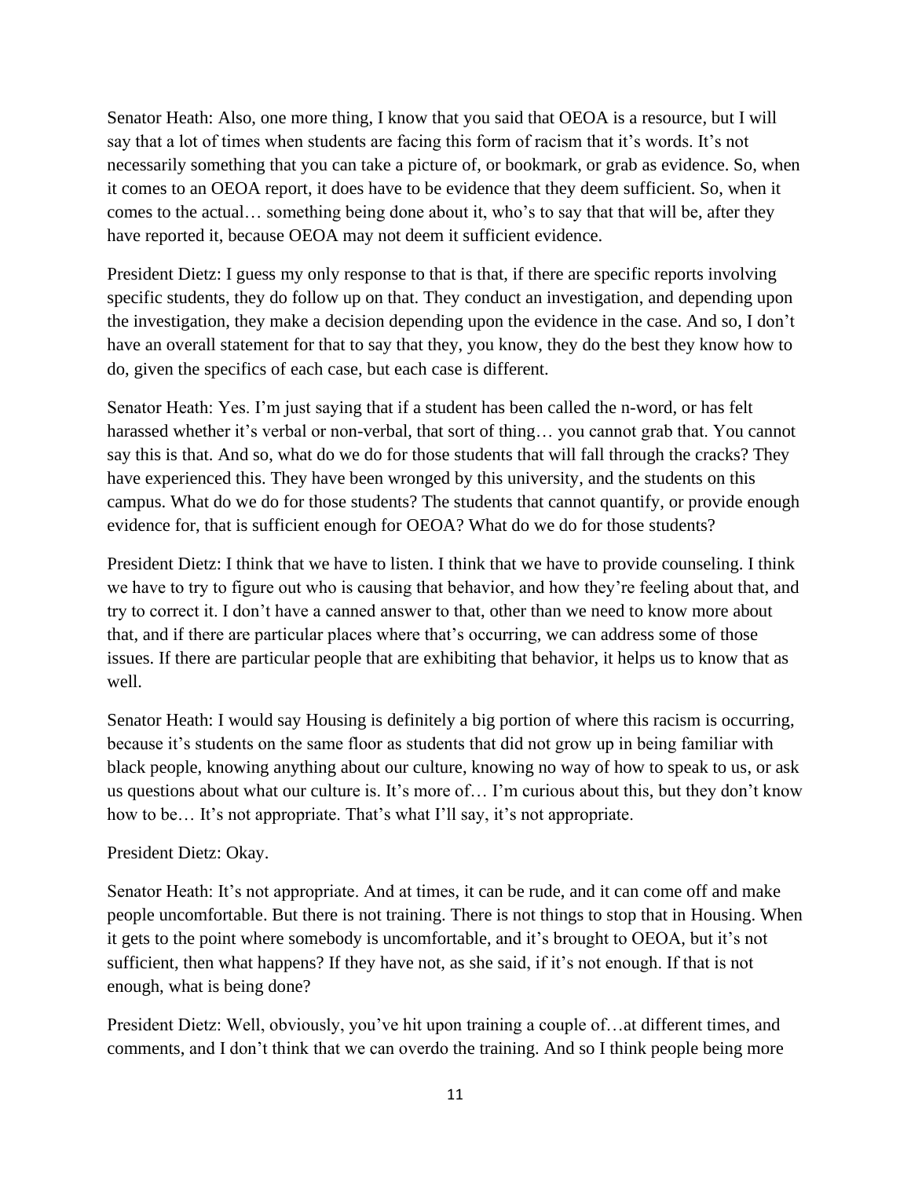Senator Heath: Also, one more thing, I know that you said that OEOA is a resource, but I will say that a lot of times when students are facing this form of racism that it's words. It's not necessarily something that you can take a picture of, or bookmark, or grab as evidence. So, when it comes to an OEOA report, it does have to be evidence that they deem sufficient. So, when it comes to the actual… something being done about it, who's to say that that will be, after they have reported it, because OEOA may not deem it sufficient evidence.

President Dietz: I guess my only response to that is that, if there are specific reports involving specific students, they do follow up on that. They conduct an investigation, and depending upon the investigation, they make a decision depending upon the evidence in the case. And so, I don't have an overall statement for that to say that they, you know, they do the best they know how to do, given the specifics of each case, but each case is different.

Senator Heath: Yes. I'm just saying that if a student has been called the n-word, or has felt harassed whether it's verbal or non-verbal, that sort of thing… you cannot grab that. You cannot say this is that. And so, what do we do for those students that will fall through the cracks? They have experienced this. They have been wronged by this university, and the students on this campus. What do we do for those students? The students that cannot quantify, or provide enough evidence for, that is sufficient enough for OEOA? What do we do for those students?

President Dietz: I think that we have to listen. I think that we have to provide counseling. I think we have to try to figure out who is causing that behavior, and how they're feeling about that, and try to correct it. I don't have a canned answer to that, other than we need to know more about that, and if there are particular places where that's occurring, we can address some of those issues. If there are particular people that are exhibiting that behavior, it helps us to know that as well.

Senator Heath: I would say Housing is definitely a big portion of where this racism is occurring, because it's students on the same floor as students that did not grow up in being familiar with black people, knowing anything about our culture, knowing no way of how to speak to us, or ask us questions about what our culture is. It's more of… I'm curious about this, but they don't know how to be… It's not appropriate. That's what I'll say, it's not appropriate.

President Dietz: Okay.

Senator Heath: It's not appropriate. And at times, it can be rude, and it can come off and make people uncomfortable. But there is not training. There is not things to stop that in Housing. When it gets to the point where somebody is uncomfortable, and it's brought to OEOA, but it's not sufficient, then what happens? If they have not, as she said, if it's not enough. If that is not enough, what is being done?

President Dietz: Well, obviously, you've hit upon training a couple of…at different times, and comments, and I don't think that we can overdo the training. And so I think people being more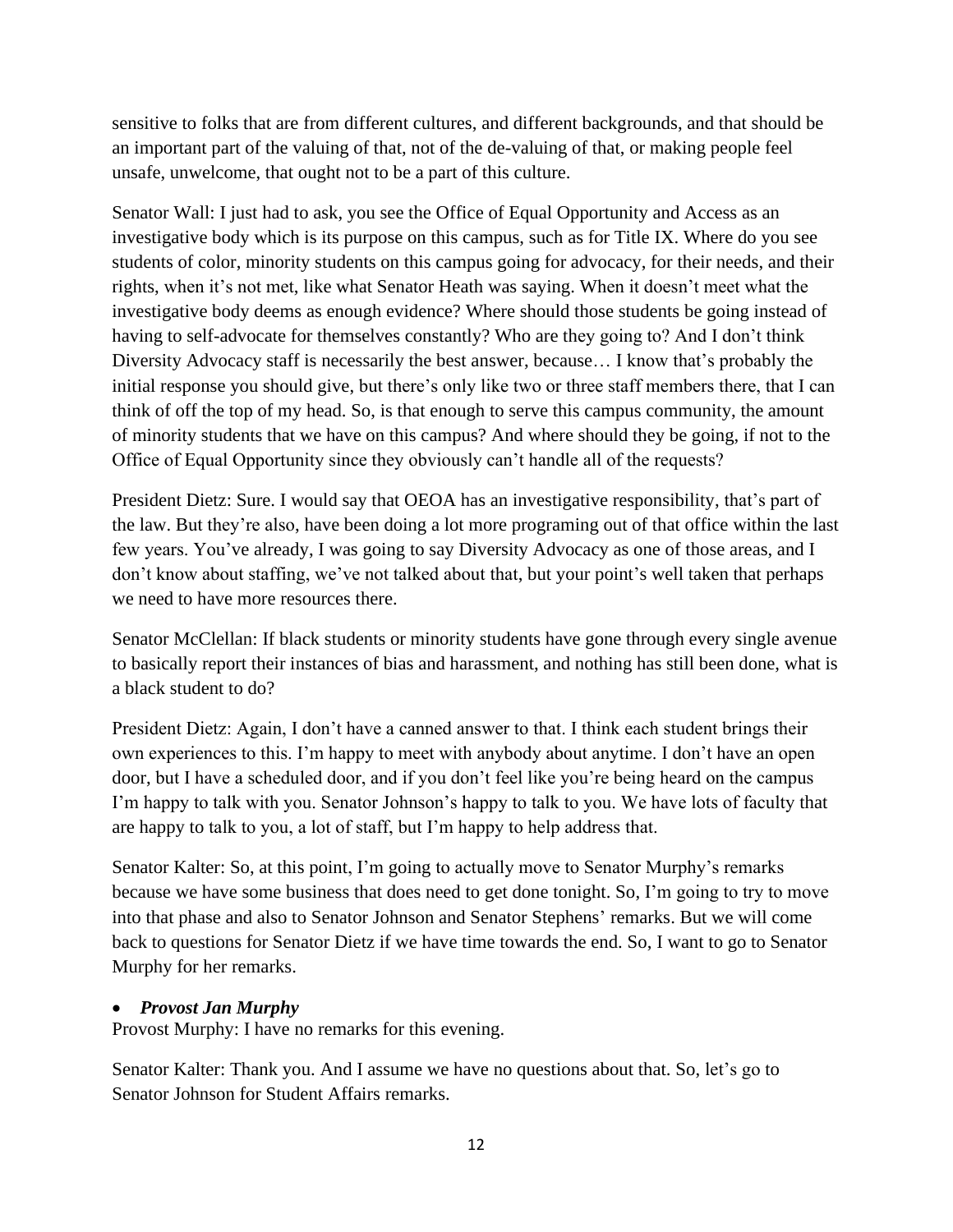sensitive to folks that are from different cultures, and different backgrounds, and that should be an important part of the valuing of that, not of the de-valuing of that, or making people feel unsafe, unwelcome, that ought not to be a part of this culture.

Senator Wall: I just had to ask, you see the Office of Equal Opportunity and Access as an investigative body which is its purpose on this campus, such as for Title IX. Where do you see students of color, minority students on this campus going for advocacy, for their needs, and their rights, when it's not met, like what Senator Heath was saying. When it doesn't meet what the investigative body deems as enough evidence? Where should those students be going instead of having to self-advocate for themselves constantly? Who are they going to? And I don't think Diversity Advocacy staff is necessarily the best answer, because… I know that's probably the initial response you should give, but there's only like two or three staff members there, that I can think of off the top of my head. So, is that enough to serve this campus community, the amount of minority students that we have on this campus? And where should they be going, if not to the Office of Equal Opportunity since they obviously can't handle all of the requests?

President Dietz: Sure. I would say that OEOA has an investigative responsibility, that's part of the law. But they're also, have been doing a lot more programing out of that office within the last few years. You've already, I was going to say Diversity Advocacy as one of those areas, and I don't know about staffing, we've not talked about that, but your point's well taken that perhaps we need to have more resources there.

Senator McClellan: If black students or minority students have gone through every single avenue to basically report their instances of bias and harassment, and nothing has still been done, what is a black student to do?

President Dietz: Again, I don't have a canned answer to that. I think each student brings their own experiences to this. I'm happy to meet with anybody about anytime. I don't have an open door, but I have a scheduled door, and if you don't feel like you're being heard on the campus I'm happy to talk with you. Senator Johnson's happy to talk to you. We have lots of faculty that are happy to talk to you, a lot of staff, but I'm happy to help address that.

Senator Kalter: So, at this point, I'm going to actually move to Senator Murphy's remarks because we have some business that does need to get done tonight. So, I'm going to try to move into that phase and also to Senator Johnson and Senator Stephens' remarks. But we will come back to questions for Senator Dietz if we have time towards the end. So, I want to go to Senator Murphy for her remarks.

- ***Provost Jan Murphy***

Provost Murphy: I have no remarks for this evening.

Senator Kalter: Thank you. And I assume we have no questions about that. So, let's go to Senator Johnson for Student Affairs remarks.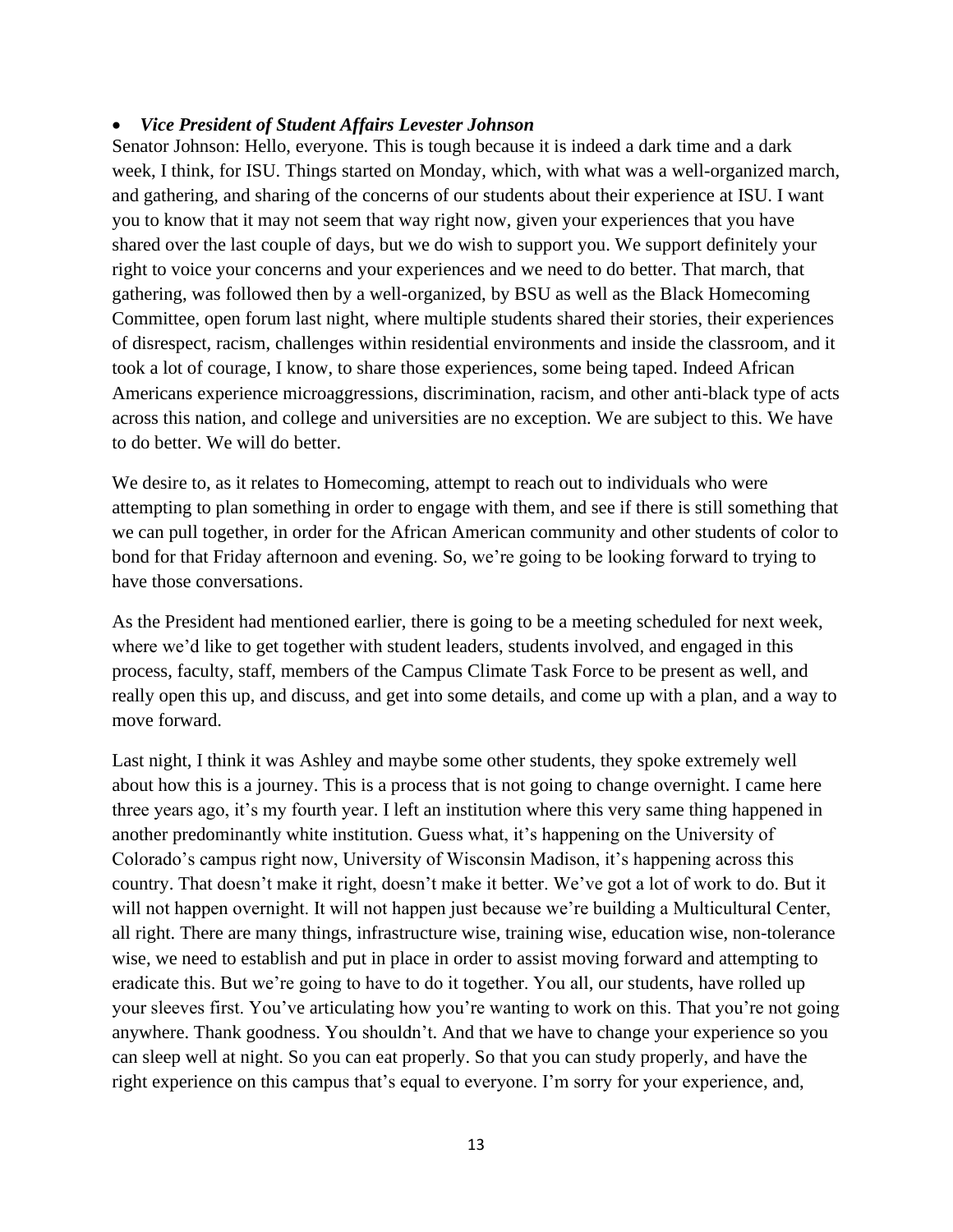- ***Vice President of Student Affairs Levester Johnson***

Senator Johnson: Hello, everyone. This is tough because it is indeed a dark time and a dark week, I think, for ISU. Things started on Monday, which, with what was a well-organized march, and gathering, and sharing of the concerns of our students about their experience at ISU. I want you to know that it may not seem that way right now, given your experiences that you have shared over the last couple of days, but we do wish to support you. We support definitely your right to voice your concerns and your experiences and we need to do better. That march, that gathering, was followed then by a well-organized, by BSU as well as the Black Homecoming Committee, open forum last night, where multiple students shared their stories, their experiences of disrespect, racism, challenges within residential environments and inside the classroom, and it took a lot of courage, I know, to share those experiences, some being taped. Indeed African Americans experience microaggressions, discrimination, racism, and other anti-black type of acts across this nation, and college and universities are no exception. We are subject to this. We have to do better. We will do better.

We desire to, as it relates to Homecoming, attempt to reach out to individuals who were attempting to plan something in order to engage with them, and see if there is still something that we can pull together, in order for the African American community and other students of color to bond for that Friday afternoon and evening. So, we're going to be looking forward to trying to have those conversations.

As the President had mentioned earlier, there is going to be a meeting scheduled for next week, where we'd like to get together with student leaders, students involved, and engaged in this process, faculty, staff, members of the Campus Climate Task Force to be present as well, and really open this up, and discuss, and get into some details, and come up with a plan, and a way to move forward.

Last night, I think it was Ashley and maybe some other students, they spoke extremely well about how this is a journey. This is a process that is not going to change overnight. I came here three years ago, it's my fourth year. I left an institution where this very same thing happened in another predominantly white institution. Guess what, it's happening on the University of Colorado's campus right now, University of Wisconsin Madison, it's happening across this country. That doesn't make it right, doesn't make it better. We've got a lot of work to do. But it will not happen overnight. It will not happen just because we're building a Multicultural Center, all right. There are many things, infrastructure wise, training wise, education wise, non-tolerance wise, we need to establish and put in place in order to assist moving forward and attempting to eradicate this. But we're going to have to do it together. You all, our students, have rolled up your sleeves first. You've articulating how you're wanting to work on this. That you're not going anywhere. Thank goodness. You shouldn't. And that we have to change your experience so you can sleep well at night. So you can eat properly. So that you can study properly, and have the right experience on this campus that's equal to everyone. I'm sorry for your experience, and,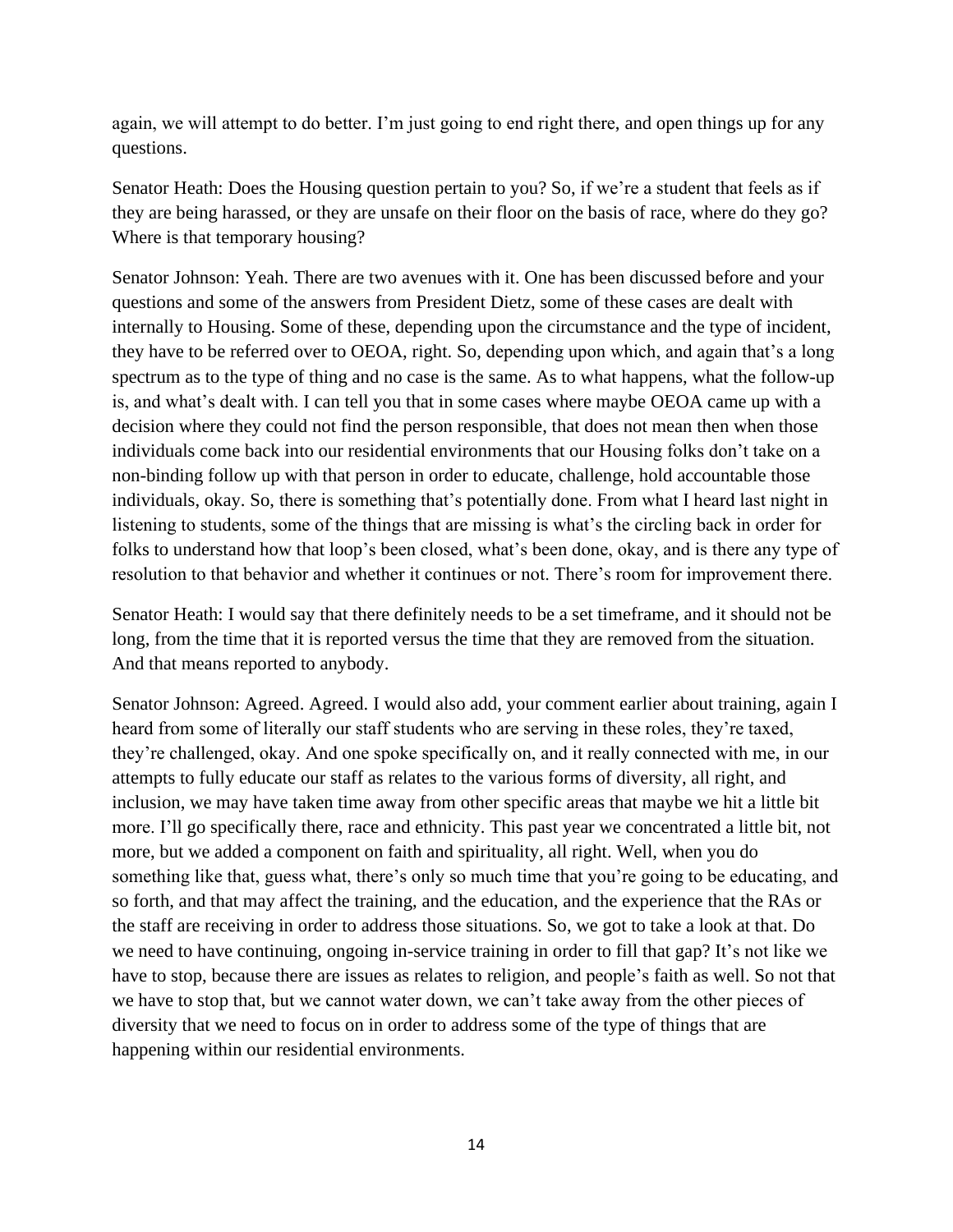again, we will attempt to do better. I'm just going to end right there, and open things up for any questions.

Senator Heath: Does the Housing question pertain to you? So, if we're a student that feels as if they are being harassed, or they are unsafe on their floor on the basis of race, where do they go? Where is that temporary housing?

Senator Johnson: Yeah. There are two avenues with it. One has been discussed before and your questions and some of the answers from President Dietz, some of these cases are dealt with internally to Housing. Some of these, depending upon the circumstance and the type of incident, they have to be referred over to OEOA, right. So, depending upon which, and again that's a long spectrum as to the type of thing and no case is the same. As to what happens, what the follow-up is, and what's dealt with. I can tell you that in some cases where maybe OEOA came up with a decision where they could not find the person responsible, that does not mean then when those individuals come back into our residential environments that our Housing folks don't take on a non-binding follow up with that person in order to educate, challenge, hold accountable those individuals, okay. So, there is something that's potentially done. From what I heard last night in listening to students, some of the things that are missing is what's the circling back in order for folks to understand how that loop's been closed, what's been done, okay, and is there any type of resolution to that behavior and whether it continues or not. There's room for improvement there.

Senator Heath: I would say that there definitely needs to be a set timeframe, and it should not be long, from the time that it is reported versus the time that they are removed from the situation. And that means reported to anybody.

Senator Johnson: Agreed. Agreed. I would also add, your comment earlier about training, again I heard from some of literally our staff students who are serving in these roles, they're taxed, they're challenged, okay. And one spoke specifically on, and it really connected with me, in our attempts to fully educate our staff as relates to the various forms of diversity, all right, and inclusion, we may have taken time away from other specific areas that maybe we hit a little bit more. I'll go specifically there, race and ethnicity. This past year we concentrated a little bit, not more, but we added a component on faith and spirituality, all right. Well, when you do something like that, guess what, there's only so much time that you're going to be educating, and so forth, and that may affect the training, and the education, and the experience that the RAs or the staff are receiving in order to address those situations. So, we got to take a look at that. Do we need to have continuing, ongoing in-service training in order to fill that gap? It's not like we have to stop, because there are issues as relates to religion, and people's faith as well. So not that we have to stop that, but we cannot water down, we can't take away from the other pieces of diversity that we need to focus on in order to address some of the type of things that are happening within our residential environments.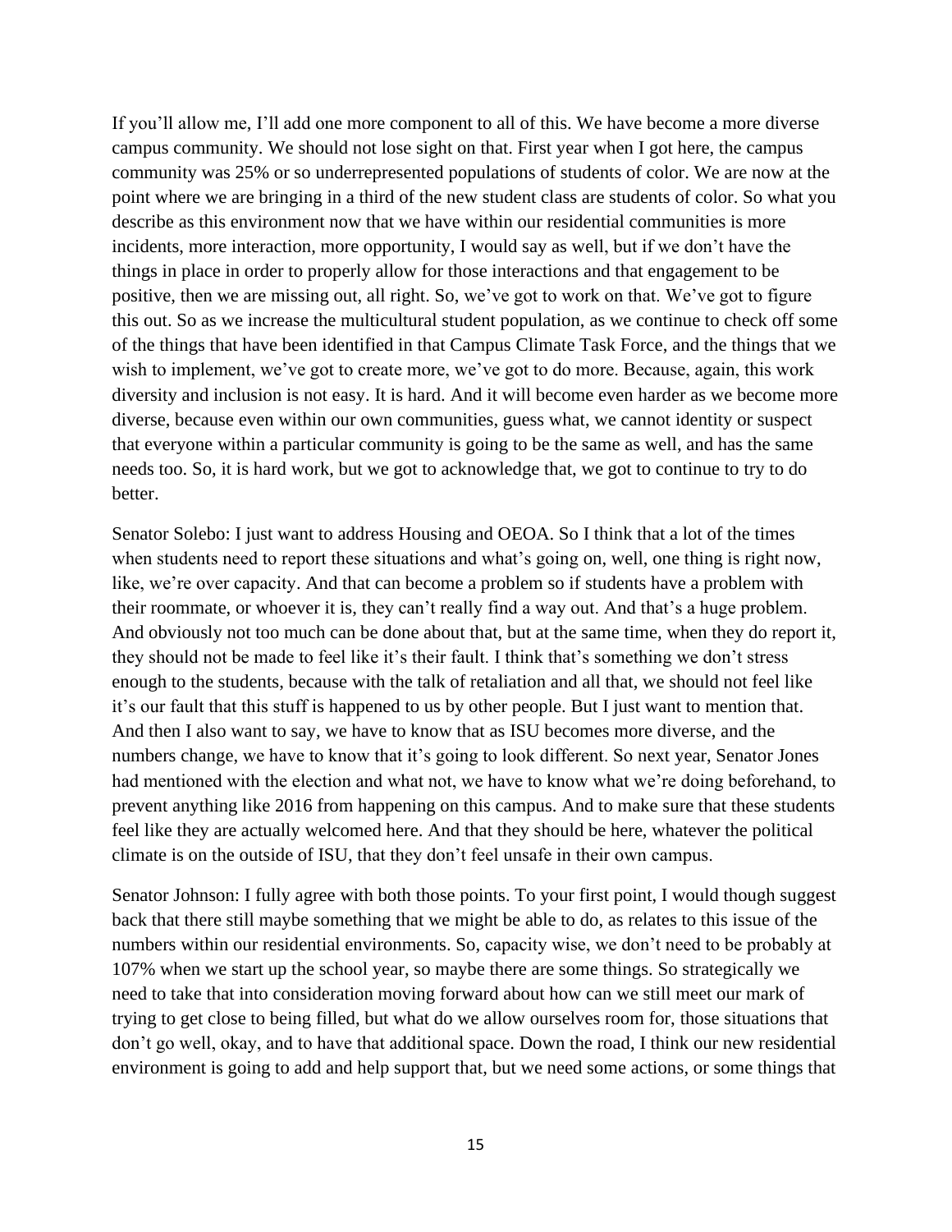If you'll allow me, I'll add one more component to all of this. We have become a more diverse campus community. We should not lose sight on that. First year when I got here, the campus community was 25% or so underrepresented populations of students of color. We are now at the point where we are bringing in a third of the new student class are students of color. So what you describe as this environment now that we have within our residential communities is more incidents, more interaction, more opportunity, I would say as well, but if we don't have the things in place in order to properly allow for those interactions and that engagement to be positive, then we are missing out, all right. So, we've got to work on that. We've got to figure this out. So as we increase the multicultural student population, as we continue to check off some of the things that have been identified in that Campus Climate Task Force, and the things that we wish to implement, we've got to create more, we've got to do more. Because, again, this work diversity and inclusion is not easy. It is hard. And it will become even harder as we become more diverse, because even within our own communities, guess what, we cannot identity or suspect that everyone within a particular community is going to be the same as well, and has the same needs too. So, it is hard work, but we got to acknowledge that, we got to continue to try to do better.

Senator Solebo: I just want to address Housing and OEOA. So I think that a lot of the times when students need to report these situations and what's going on, well, one thing is right now, like, we're over capacity. And that can become a problem so if students have a problem with their roommate, or whoever it is, they can't really find a way out. And that's a huge problem. And obviously not too much can be done about that, but at the same time, when they do report it, they should not be made to feel like it's their fault. I think that's something we don't stress enough to the students, because with the talk of retaliation and all that, we should not feel like it's our fault that this stuff is happened to us by other people. But I just want to mention that. And then I also want to say, we have to know that as ISU becomes more diverse, and the numbers change, we have to know that it's going to look different. So next year, Senator Jones had mentioned with the election and what not, we have to know what we're doing beforehand, to prevent anything like 2016 from happening on this campus. And to make sure that these students feel like they are actually welcomed here. And that they should be here, whatever the political climate is on the outside of ISU, that they don't feel unsafe in their own campus.

Senator Johnson: I fully agree with both those points. To your first point, I would though suggest back that there still maybe something that we might be able to do, as relates to this issue of the numbers within our residential environments. So, capacity wise, we don't need to be probably at 107% when we start up the school year, so maybe there are some things. So strategically we need to take that into consideration moving forward about how can we still meet our mark of trying to get close to being filled, but what do we allow ourselves room for, those situations that don't go well, okay, and to have that additional space. Down the road, I think our new residential environment is going to add and help support that, but we need some actions, or some things that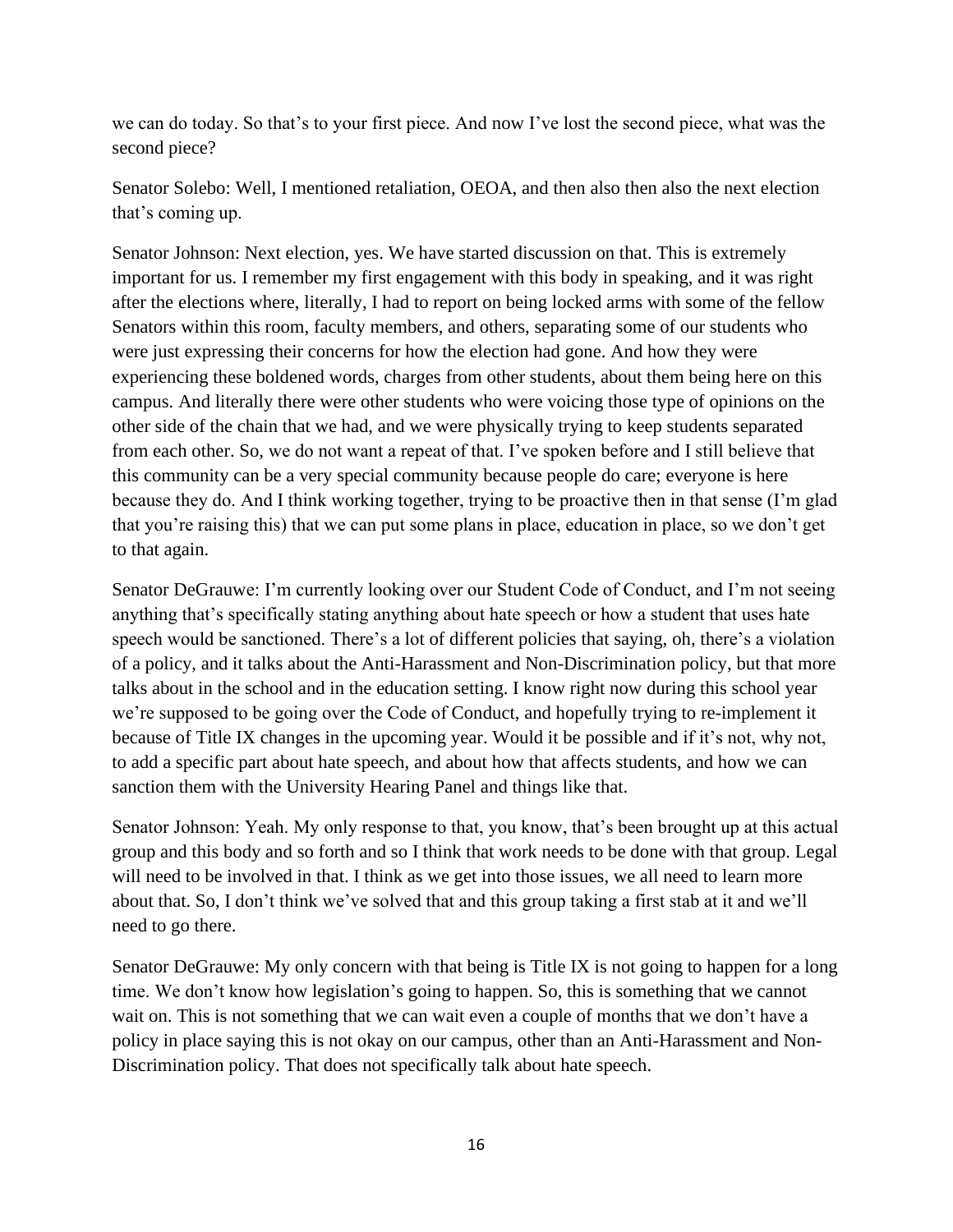we can do today. So that's to your first piece. And now I've lost the second piece, what was the second piece?

Senator Solebo: Well, I mentioned retaliation, OEOA, and then also then also the next election that's coming up.

Senator Johnson: Next election, yes. We have started discussion on that. This is extremely important for us. I remember my first engagement with this body in speaking, and it was right after the elections where, literally, I had to report on being locked arms with some of the fellow Senators within this room, faculty members, and others, separating some of our students who were just expressing their concerns for how the election had gone. And how they were experiencing these boldened words, charges from other students, about them being here on this campus. And literally there were other students who were voicing those type of opinions on the other side of the chain that we had, and we were physically trying to keep students separated from each other. So, we do not want a repeat of that. I've spoken before and I still believe that this community can be a very special community because people do care; everyone is here because they do. And I think working together, trying to be proactive then in that sense (I'm glad that you're raising this) that we can put some plans in place, education in place, so we don't get to that again.

Senator DeGrauwe: I'm currently looking over our Student Code of Conduct, and I'm not seeing anything that's specifically stating anything about hate speech or how a student that uses hate speech would be sanctioned. There's a lot of different policies that saying, oh, there's a violation of a policy, and it talks about the Anti-Harassment and Non-Discrimination policy, but that more talks about in the school and in the education setting. I know right now during this school year we're supposed to be going over the Code of Conduct, and hopefully trying to re-implement it because of Title IX changes in the upcoming year. Would it be possible and if it's not, why not, to add a specific part about hate speech, and about how that affects students, and how we can sanction them with the University Hearing Panel and things like that.

Senator Johnson: Yeah. My only response to that, you know, that's been brought up at this actual group and this body and so forth and so I think that work needs to be done with that group. Legal will need to be involved in that. I think as we get into those issues, we all need to learn more about that. So, I don't think we've solved that and this group taking a first stab at it and we'll need to go there.

Senator DeGrauwe: My only concern with that being is Title IX is not going to happen for a long time. We don't know how legislation's going to happen. So, this is something that we cannot wait on. This is not something that we can wait even a couple of months that we don't have a policy in place saying this is not okay on our campus, other than an Anti-Harassment and Non-Discrimination policy. That does not specifically talk about hate speech.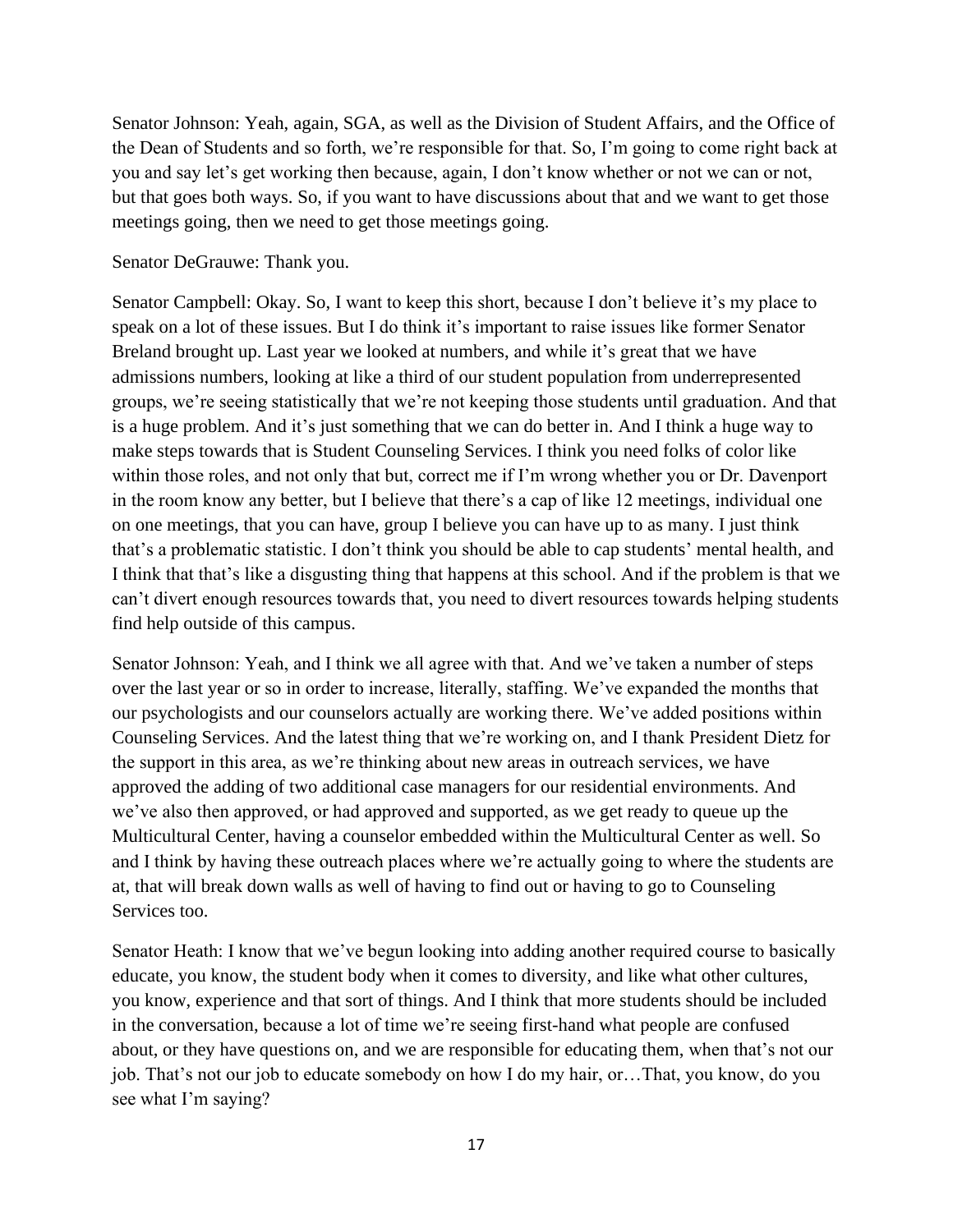Senator Johnson: Yeah, again, SGA, as well as the Division of Student Affairs, and the Office of the Dean of Students and so forth, we're responsible for that. So, I'm going to come right back at you and say let's get working then because, again, I don't know whether or not we can or not, but that goes both ways. So, if you want to have discussions about that and we want to get those meetings going, then we need to get those meetings going.

Senator DeGrauwe: Thank you.

Senator Campbell: Okay. So, I want to keep this short, because I don't believe it's my place to speak on a lot of these issues. But I do think it's important to raise issues like former Senator Breland brought up. Last year we looked at numbers, and while it's great that we have admissions numbers, looking at like a third of our student population from underrepresented groups, we're seeing statistically that we're not keeping those students until graduation. And that is a huge problem. And it's just something that we can do better in. And I think a huge way to make steps towards that is Student Counseling Services. I think you need folks of color like within those roles, and not only that but, correct me if I'm wrong whether you or Dr. Davenport in the room know any better, but I believe that there's a cap of like 12 meetings, individual one on one meetings, that you can have, group I believe you can have up to as many. I just think that's a problematic statistic. I don't think you should be able to cap students' mental health, and I think that that's like a disgusting thing that happens at this school. And if the problem is that we can't divert enough resources towards that, you need to divert resources towards helping students find help outside of this campus.

Senator Johnson: Yeah, and I think we all agree with that. And we've taken a number of steps over the last year or so in order to increase, literally, staffing. We've expanded the months that our psychologists and our counselors actually are working there. We've added positions within Counseling Services. And the latest thing that we're working on, and I thank President Dietz for the support in this area, as we're thinking about new areas in outreach services, we have approved the adding of two additional case managers for our residential environments. And we've also then approved, or had approved and supported, as we get ready to queue up the Multicultural Center, having a counselor embedded within the Multicultural Center as well. So and I think by having these outreach places where we're actually going to where the students are at, that will break down walls as well of having to find out or having to go to Counseling Services too.

Senator Heath: I know that we've begun looking into adding another required course to basically educate, you know, the student body when it comes to diversity, and like what other cultures, you know, experience and that sort of things. And I think that more students should be included in the conversation, because a lot of time we're seeing first-hand what people are confused about, or they have questions on, and we are responsible for educating them, when that's not our job. That's not our job to educate somebody on how I do my hair, or…That, you know, do you see what I'm saying?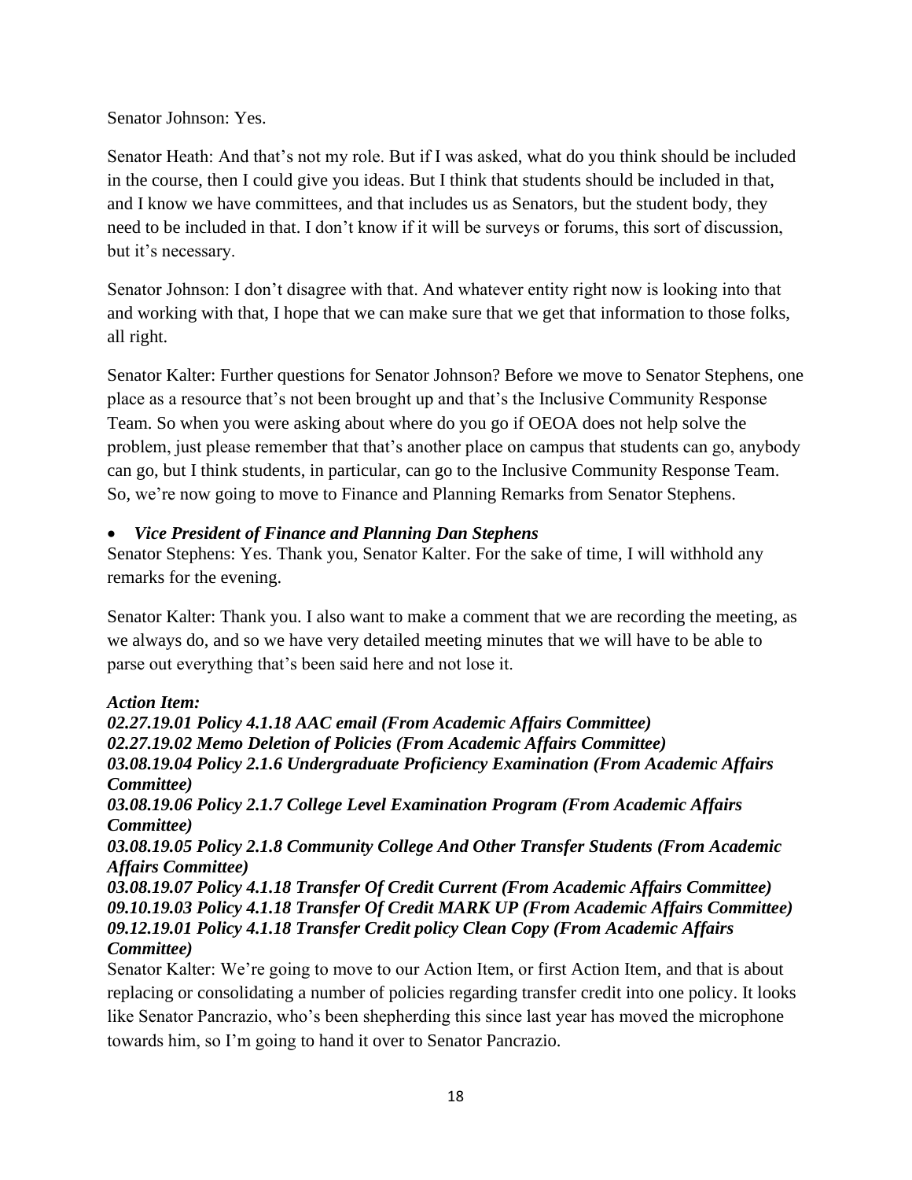Senator Johnson: Yes.

Senator Heath: And that's not my role. But if I was asked, what do you think should be included in the course, then I could give you ideas. But I think that students should be included in that, and I know we have committees, and that includes us as Senators, but the student body, they need to be included in that. I don't know if it will be surveys or forums, this sort of discussion, but it's necessary.

Senator Johnson: I don't disagree with that. And whatever entity right now is looking into that and working with that, I hope that we can make sure that we get that information to those folks, all right.

Senator Kalter: Further questions for Senator Johnson? Before we move to Senator Stephens, one place as a resource that's not been brought up and that's the Inclusive Community Response Team. So when you were asking about where do you go if OEOA does not help solve the problem, just please remember that that's another place on campus that students can go, anybody can go, but I think students, in particular, can go to the Inclusive Community Response Team. So, we're now going to move to Finance and Planning Remarks from Senator Stephens.

- ***Vice President of Finance and Planning Dan Stephens***

Senator Stephens: Yes. Thank you, Senator Kalter. For the sake of time, I will withhold any remarks for the evening.

Senator Kalter: Thank you. I also want to make a comment that we are recording the meeting, as we always do, and so we have very detailed meeting minutes that we will have to be able to parse out everything that's been said here and not lose it.

***Action Item:***
***02.27.19.01 Policy 4.1.18 AAC email (From Academic Affairs Committee)***
***02.27.19.02 Memo Deletion of Policies (From Academic Affairs Committee)***
***03.08.19.04 Policy 2.1.6 Undergraduate Proficiency Examination (From Academic Affairs Committee)***
***03.08.19.06 Policy 2.1.7 College Level Examination Program (From Academic Affairs Committee)***
***03.08.19.05 Policy 2.1.8 Community College And Other Transfer Students (From Academic Affairs Committee)***
***03.08.19.07 Policy 4.1.18 Transfer Of Credit Current (From Academic Affairs Committee)***
***09.10.19.03 Policy 4.1.18 Transfer Of Credit MARK UP (From Academic Affairs Committee)***
***09.12.19.01 Policy 4.1.18 Transfer Credit policy Clean Copy (From Academic Affairs Committee)***

Senator Kalter: We're going to move to our Action Item, or first Action Item, and that is about replacing or consolidating a number of policies regarding transfer credit into one policy. It looks like Senator Pancrazio, who's been shepherding this since last year has moved the microphone towards him, so I'm going to hand it over to Senator Pancrazio.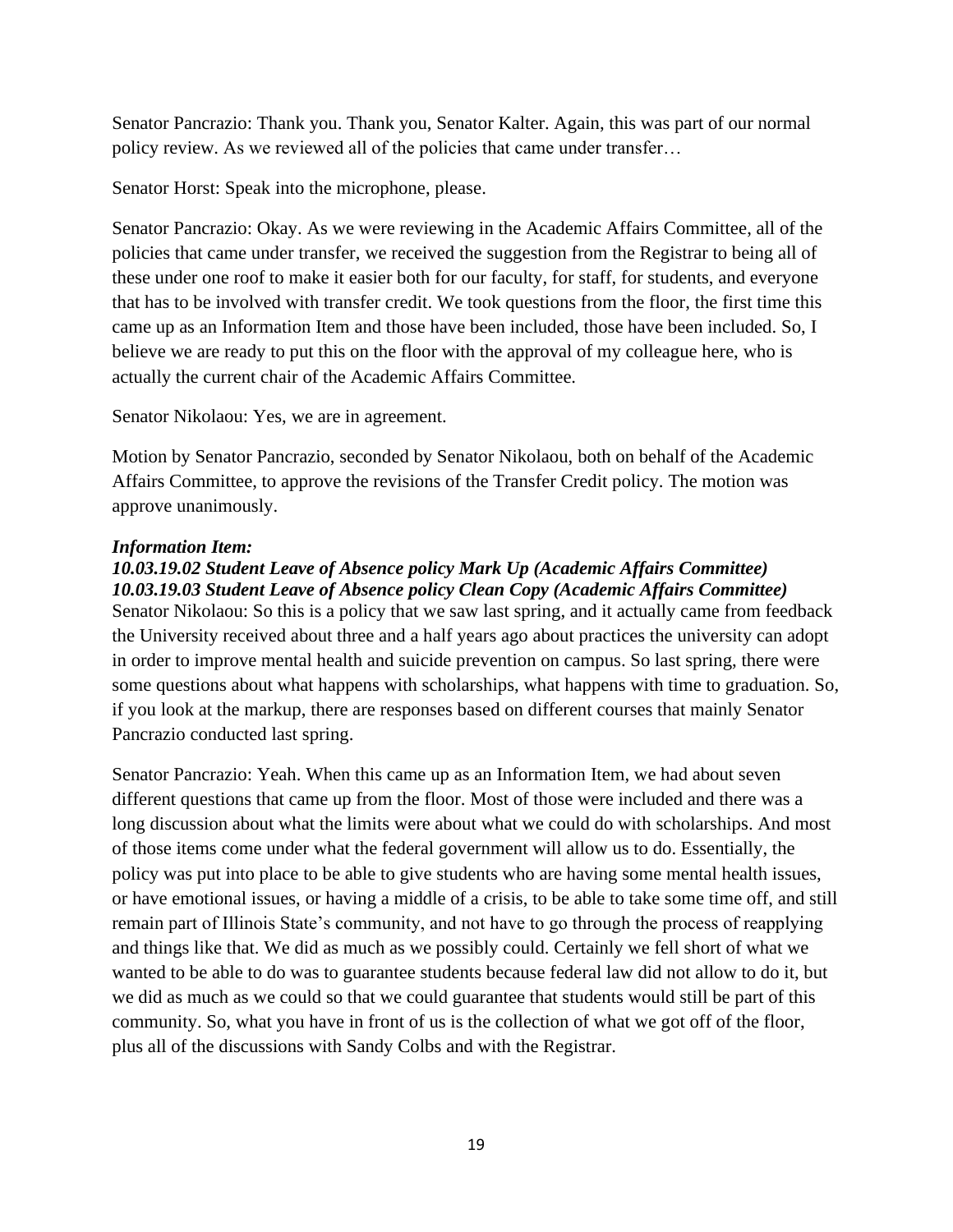Senator Pancrazio: Thank you. Thank you, Senator Kalter. Again, this was part of our normal policy review. As we reviewed all of the policies that came under transfer…

Senator Horst: Speak into the microphone, please.

Senator Pancrazio: Okay. As we were reviewing in the Academic Affairs Committee, all of the policies that came under transfer, we received the suggestion from the Registrar to being all of these under one roof to make it easier both for our faculty, for staff, for students, and everyone that has to be involved with transfer credit. We took questions from the floor, the first time this came up as an Information Item and those have been included, those have been included. So, I believe we are ready to put this on the floor with the approval of my colleague here, who is actually the current chair of the Academic Affairs Committee.

Senator Nikolaou: Yes, we are in agreement.

Motion by Senator Pancrazio, seconded by Senator Nikolaou, both on behalf of the Academic Affairs Committee, to approve the revisions of the Transfer Credit policy. The motion was approve unanimously.

***Information Item:***

***10.03.19.02 Student Leave of Absence policy Mark Up (Academic Affairs Committee)***
***10.03.19.03 Student Leave of Absence policy Clean Copy (Academic Affairs Committee)***

Senator Nikolaou: So this is a policy that we saw last spring, and it actually came from feedback the University received about three and a half years ago about practices the university can adopt in order to improve mental health and suicide prevention on campus. So last spring, there were some questions about what happens with scholarships, what happens with time to graduation. So, if you look at the markup, there are responses based on different courses that mainly Senator Pancrazio conducted last spring.

Senator Pancrazio: Yeah. When this came up as an Information Item, we had about seven different questions that came up from the floor. Most of those were included and there was a long discussion about what the limits were about what we could do with scholarships. And most of those items come under what the federal government will allow us to do. Essentially, the policy was put into place to be able to give students who are having some mental health issues, or have emotional issues, or having a middle of a crisis, to be able to take some time off, and still remain part of Illinois State's community, and not have to go through the process of reapplying and things like that. We did as much as we possibly could. Certainly we fell short of what we wanted to be able to do was to guarantee students because federal law did not allow to do it, but we did as much as we could so that we could guarantee that students would still be part of this community. So, what you have in front of us is the collection of what we got off of the floor, plus all of the discussions with Sandy Colbs and with the Registrar.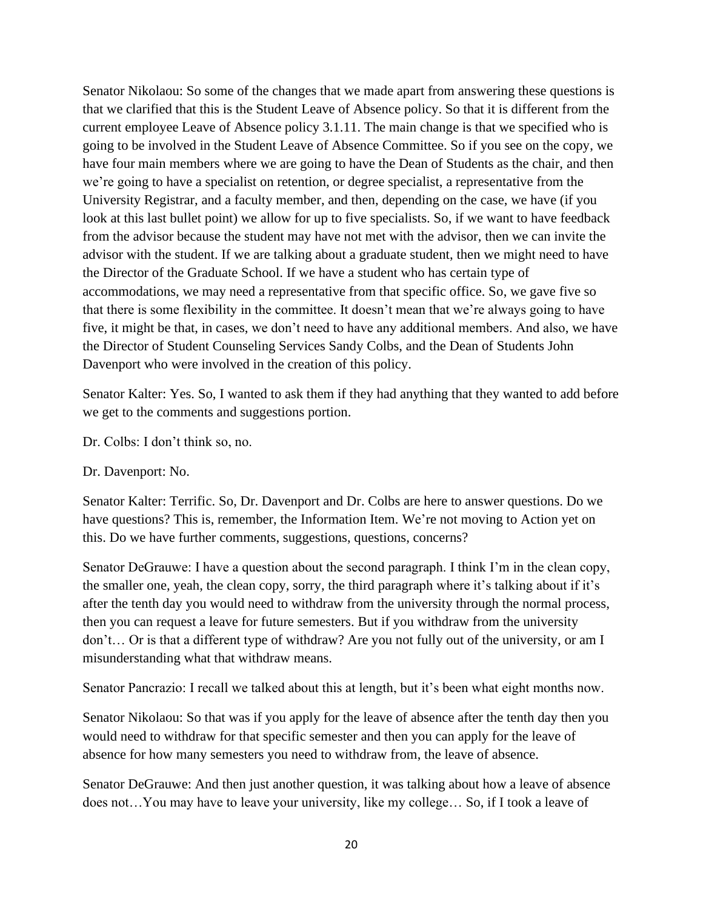Senator Nikolaou: So some of the changes that we made apart from answering these questions is that we clarified that this is the Student Leave of Absence policy. So that it is different from the current employee Leave of Absence policy 3.1.11. The main change is that we specified who is going to be involved in the Student Leave of Absence Committee. So if you see on the copy, we have four main members where we are going to have the Dean of Students as the chair, and then we're going to have a specialist on retention, or degree specialist, a representative from the University Registrar, and a faculty member, and then, depending on the case, we have (if you look at this last bullet point) we allow for up to five specialists. So, if we want to have feedback from the advisor because the student may have not met with the advisor, then we can invite the advisor with the student. If we are talking about a graduate student, then we might need to have the Director of the Graduate School. If we have a student who has certain type of accommodations, we may need a representative from that specific office. So, we gave five so that there is some flexibility in the committee. It doesn't mean that we're always going to have five, it might be that, in cases, we don't need to have any additional members. And also, we have the Director of Student Counseling Services Sandy Colbs, and the Dean of Students John Davenport who were involved in the creation of this policy.

Senator Kalter: Yes. So, I wanted to ask them if they had anything that they wanted to add before we get to the comments and suggestions portion.

Dr. Colbs: I don't think so, no.

Dr. Davenport: No.

Senator Kalter: Terrific. So, Dr. Davenport and Dr. Colbs are here to answer questions. Do we have questions? This is, remember, the Information Item. We're not moving to Action yet on this. Do we have further comments, suggestions, questions, concerns?

Senator DeGrauwe: I have a question about the second paragraph. I think I'm in the clean copy, the smaller one, yeah, the clean copy, sorry, the third paragraph where it's talking about if it's after the tenth day you would need to withdraw from the university through the normal process, then you can request a leave for future semesters. But if you withdraw from the university don't… Or is that a different type of withdraw? Are you not fully out of the university, or am I misunderstanding what that withdraw means.

Senator Pancrazio: I recall we talked about this at length, but it's been what eight months now.

Senator Nikolaou: So that was if you apply for the leave of absence after the tenth day then you would need to withdraw for that specific semester and then you can apply for the leave of absence for how many semesters you need to withdraw from, the leave of absence.

Senator DeGrauwe: And then just another question, it was talking about how a leave of absence does not…You may have to leave your university, like my college… So, if I took a leave of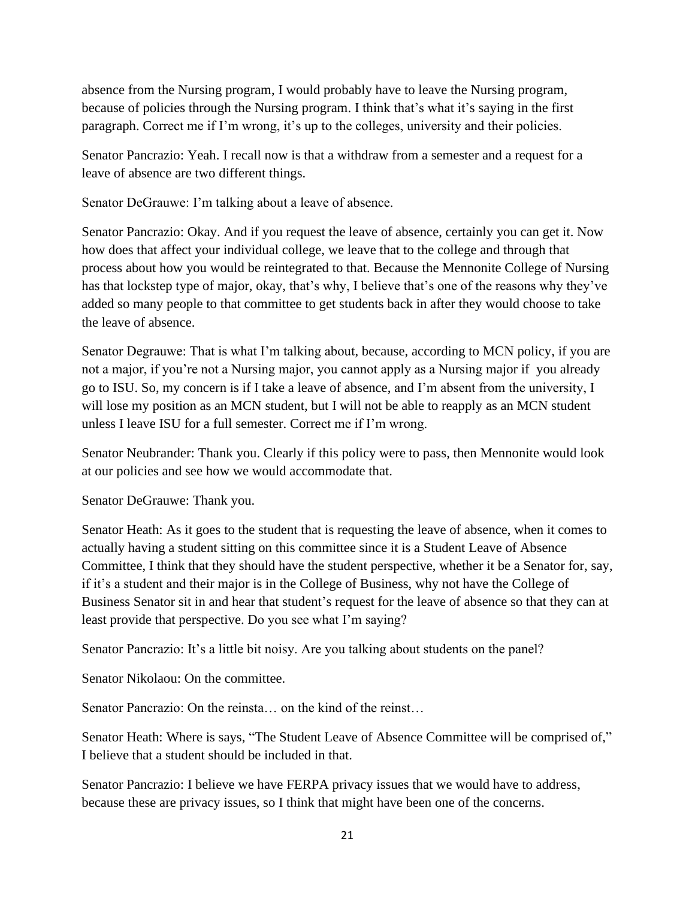absence from the Nursing program, I would probably have to leave the Nursing program, because of policies through the Nursing program. I think that's what it's saying in the first paragraph. Correct me if I'm wrong, it's up to the colleges, university and their policies.

Senator Pancrazio: Yeah. I recall now is that a withdraw from a semester and a request for a leave of absence are two different things.

Senator DeGrauwe: I'm talking about a leave of absence.

Senator Pancrazio: Okay. And if you request the leave of absence, certainly you can get it. Now how does that affect your individual college, we leave that to the college and through that process about how you would be reintegrated to that. Because the Mennonite College of Nursing has that lockstep type of major, okay, that's why, I believe that's one of the reasons why they've added so many people to that committee to get students back in after they would choose to take the leave of absence.

Senator Degrauwe: That is what I'm talking about, because, according to MCN policy, if you are not a major, if you're not a Nursing major, you cannot apply as a Nursing major if you already go to ISU. So, my concern is if I take a leave of absence, and I'm absent from the university, I will lose my position as an MCN student, but I will not be able to reapply as an MCN student unless I leave ISU for a full semester. Correct me if I'm wrong.

Senator Neubrander: Thank you. Clearly if this policy were to pass, then Mennonite would look at our policies and see how we would accommodate that.

Senator DeGrauwe: Thank you.

Senator Heath: As it goes to the student that is requesting the leave of absence, when it comes to actually having a student sitting on this committee since it is a Student Leave of Absence Committee, I think that they should have the student perspective, whether it be a Senator for, say, if it's a student and their major is in the College of Business, why not have the College of Business Senator sit in and hear that student's request for the leave of absence so that they can at least provide that perspective. Do you see what I'm saying?

Senator Pancrazio: It's a little bit noisy. Are you talking about students on the panel?

Senator Nikolaou: On the committee.

Senator Pancrazio: On the reinsta… on the kind of the reinst…

Senator Heath: Where is says, "The Student Leave of Absence Committee will be comprised of," I believe that a student should be included in that.

Senator Pancrazio: I believe we have FERPA privacy issues that we would have to address, because these are privacy issues, so I think that might have been one of the concerns.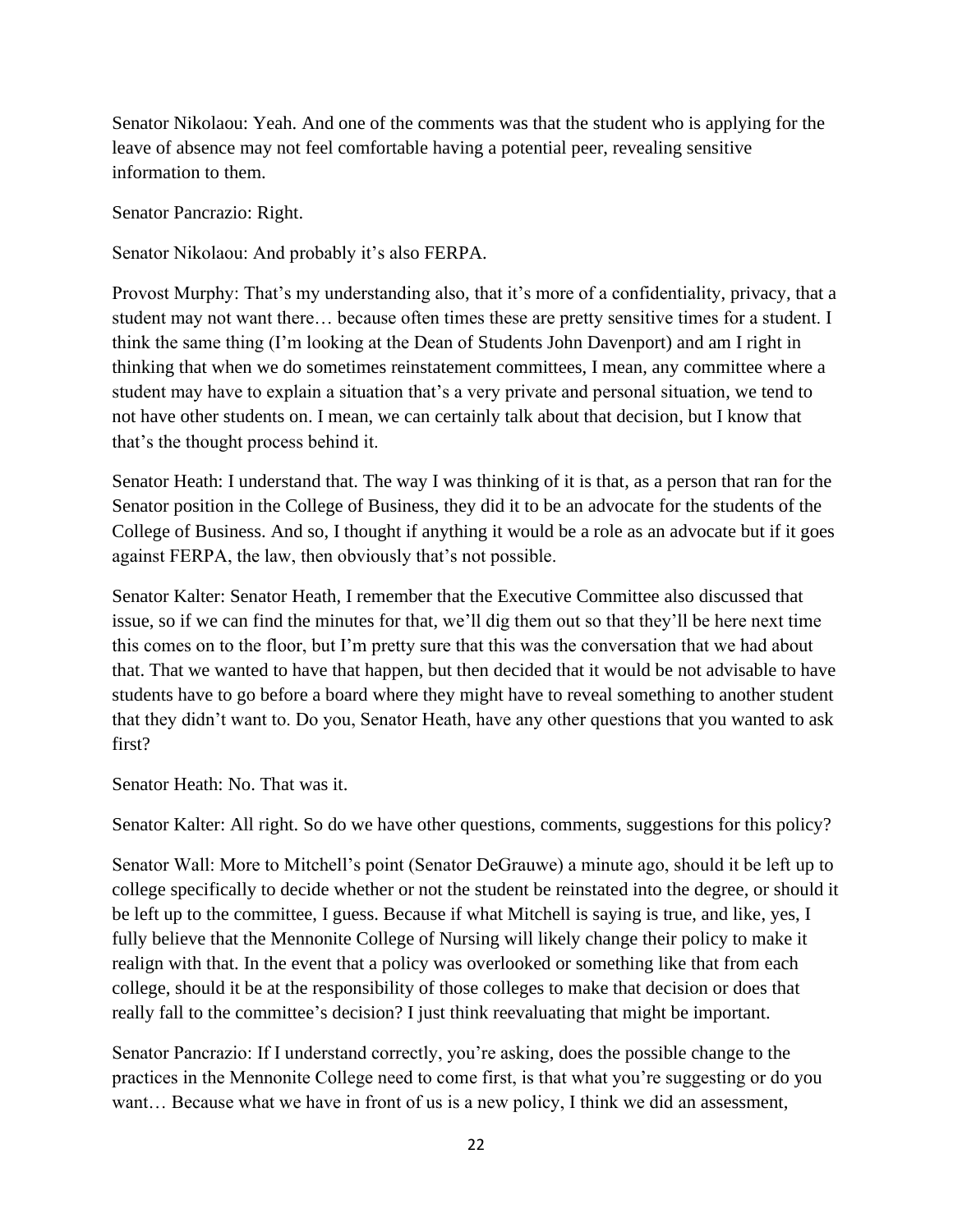Senator Nikolaou: Yeah. And one of the comments was that the student who is applying for the leave of absence may not feel comfortable having a potential peer, revealing sensitive information to them.

Senator Pancrazio: Right.

Senator Nikolaou: And probably it's also FERPA.

Provost Murphy: That's my understanding also, that it's more of a confidentiality, privacy, that a student may not want there… because often times these are pretty sensitive times for a student. I think the same thing (I'm looking at the Dean of Students John Davenport) and am I right in thinking that when we do sometimes reinstatement committees, I mean, any committee where a student may have to explain a situation that's a very private and personal situation, we tend to not have other students on. I mean, we can certainly talk about that decision, but I know that that's the thought process behind it.

Senator Heath: I understand that. The way I was thinking of it is that, as a person that ran for the Senator position in the College of Business, they did it to be an advocate for the students of the College of Business. And so, I thought if anything it would be a role as an advocate but if it goes against FERPA, the law, then obviously that's not possible.

Senator Kalter: Senator Heath, I remember that the Executive Committee also discussed that issue, so if we can find the minutes for that, we'll dig them out so that they'll be here next time this comes on to the floor, but I'm pretty sure that this was the conversation that we had about that. That we wanted to have that happen, but then decided that it would be not advisable to have students have to go before a board where they might have to reveal something to another student that they didn't want to. Do you, Senator Heath, have any other questions that you wanted to ask first?

Senator Heath: No. That was it.

Senator Kalter: All right. So do we have other questions, comments, suggestions for this policy?

Senator Wall: More to Mitchell's point (Senator DeGrauwe) a minute ago, should it be left up to college specifically to decide whether or not the student be reinstated into the degree, or should it be left up to the committee, I guess. Because if what Mitchell is saying is true, and like, yes, I fully believe that the Mennonite College of Nursing will likely change their policy to make it realign with that. In the event that a policy was overlooked or something like that from each college, should it be at the responsibility of those colleges to make that decision or does that really fall to the committee's decision? I just think reevaluating that might be important.

Senator Pancrazio: If I understand correctly, you're asking, does the possible change to the practices in the Mennonite College need to come first, is that what you're suggesting or do you want… Because what we have in front of us is a new policy, I think we did an assessment,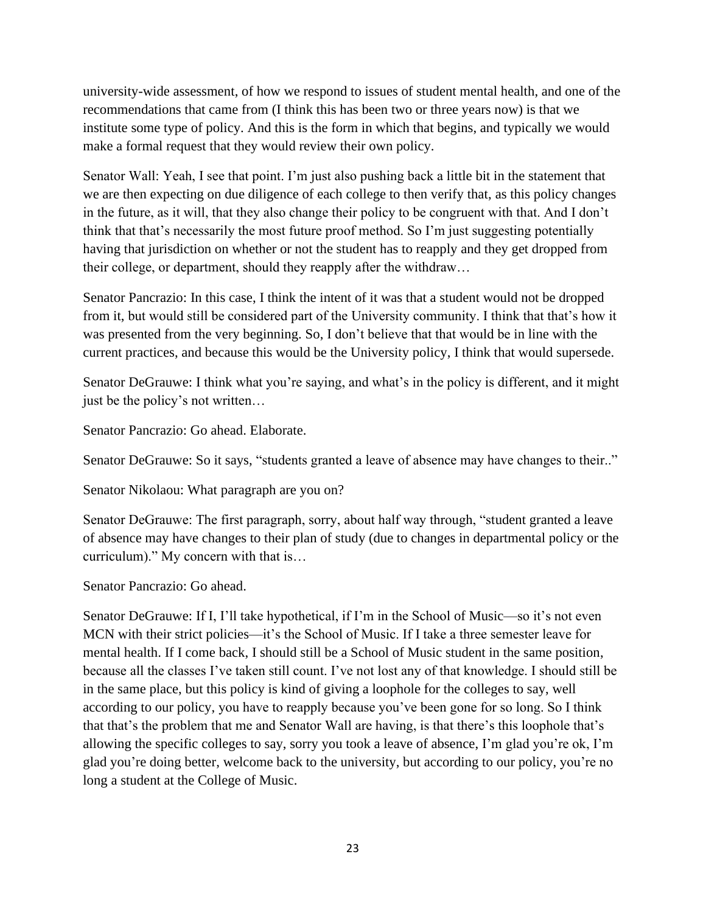university-wide assessment, of how we respond to issues of student mental health, and one of the recommendations that came from (I think this has been two or three years now) is that we institute some type of policy. And this is the form in which that begins, and typically we would make a formal request that they would review their own policy.

Senator Wall: Yeah, I see that point. I'm just also pushing back a little bit in the statement that we are then expecting on due diligence of each college to then verify that, as this policy changes in the future, as it will, that they also change their policy to be congruent with that. And I don't think that that's necessarily the most future proof method. So I'm just suggesting potentially having that jurisdiction on whether or not the student has to reapply and they get dropped from their college, or department, should they reapply after the withdraw…

Senator Pancrazio: In this case, I think the intent of it was that a student would not be dropped from it, but would still be considered part of the University community. I think that that's how it was presented from the very beginning. So, I don't believe that that would be in line with the current practices, and because this would be the University policy, I think that would supersede.

Senator DeGrauwe: I think what you're saying, and what's in the policy is different, and it might just be the policy's not written…

Senator Pancrazio: Go ahead. Elaborate.

Senator DeGrauwe: So it says, "students granted a leave of absence may have changes to their.."

Senator Nikolaou: What paragraph are you on?

Senator DeGrauwe: The first paragraph, sorry, about half way through, "student granted a leave of absence may have changes to their plan of study (due to changes in departmental policy or the curriculum)." My concern with that is…

Senator Pancrazio: Go ahead.

Senator DeGrauwe: If I, I'll take hypothetical, if I'm in the School of Music—so it's not even MCN with their strict policies—it's the School of Music. If I take a three semester leave for mental health. If I come back, I should still be a School of Music student in the same position, because all the classes I've taken still count. I've not lost any of that knowledge. I should still be in the same place, but this policy is kind of giving a loophole for the colleges to say, well according to our policy, you have to reapply because you've been gone for so long. So I think that that's the problem that me and Senator Wall are having, is that there's this loophole that's allowing the specific colleges to say, sorry you took a leave of absence, I'm glad you're ok, I'm glad you're doing better, welcome back to the university, but according to our policy, you're no long a student at the College of Music.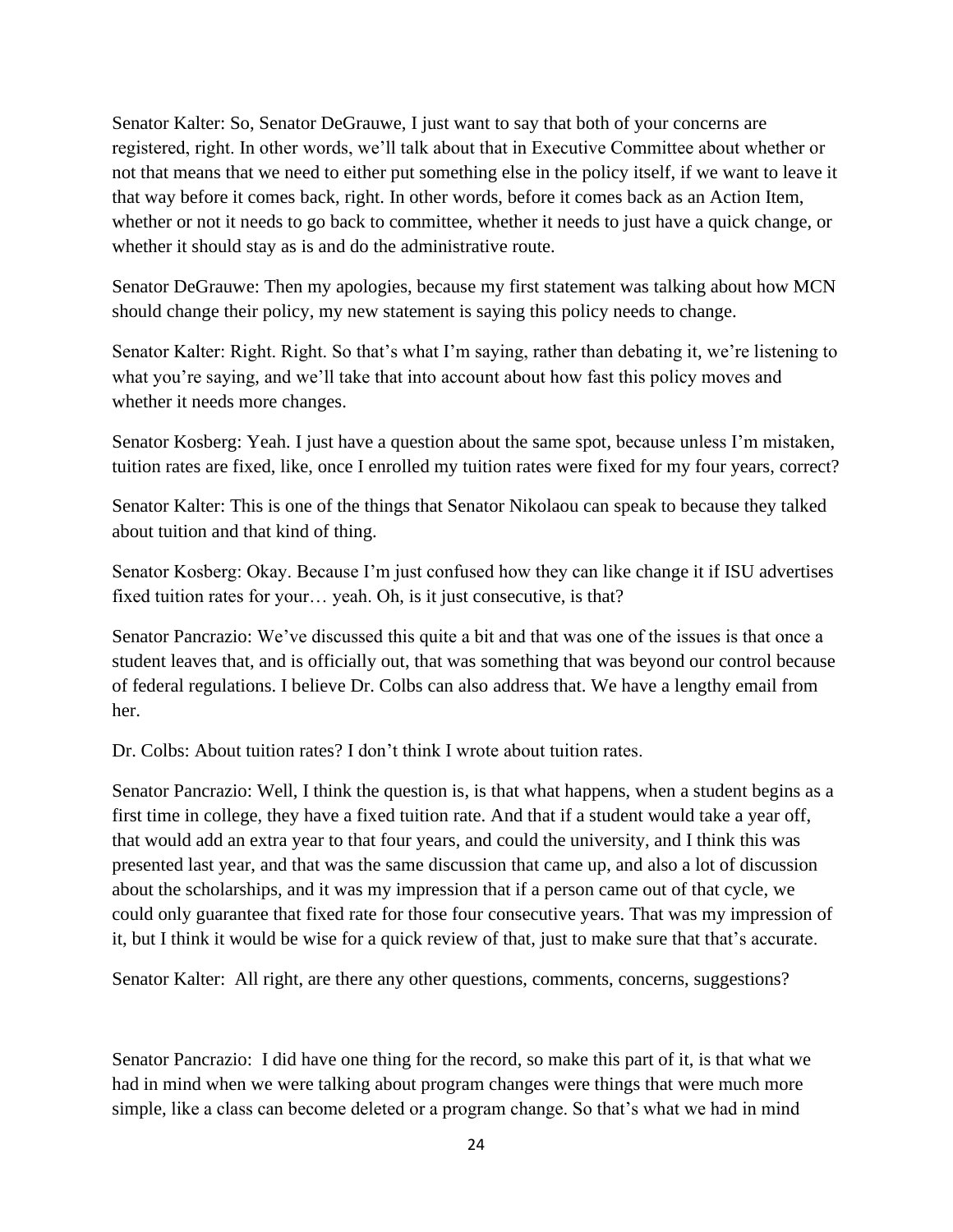Senator Kalter: So, Senator DeGrauwe, I just want to say that both of your concerns are registered, right. In other words, we'll talk about that in Executive Committee about whether or not that means that we need to either put something else in the policy itself, if we want to leave it that way before it comes back, right. In other words, before it comes back as an Action Item, whether or not it needs to go back to committee, whether it needs to just have a quick change, or whether it should stay as is and do the administrative route.

Senator DeGrauwe: Then my apologies, because my first statement was talking about how MCN should change their policy, my new statement is saying this policy needs to change.

Senator Kalter: Right. Right. So that's what I'm saying, rather than debating it, we're listening to what you're saying, and we'll take that into account about how fast this policy moves and whether it needs more changes.

Senator Kosberg: Yeah. I just have a question about the same spot, because unless I'm mistaken, tuition rates are fixed, like, once I enrolled my tuition rates were fixed for my four years, correct?

Senator Kalter: This is one of the things that Senator Nikolaou can speak to because they talked about tuition and that kind of thing.

Senator Kosberg: Okay. Because I'm just confused how they can like change it if ISU advertises fixed tuition rates for your… yeah. Oh, is it just consecutive, is that?

Senator Pancrazio: We've discussed this quite a bit and that was one of the issues is that once a student leaves that, and is officially out, that was something that was beyond our control because of federal regulations. I believe Dr. Colbs can also address that. We have a lengthy email from her.

Dr. Colbs: About tuition rates? I don't think I wrote about tuition rates.

Senator Pancrazio: Well, I think the question is, is that what happens, when a student begins as a first time in college, they have a fixed tuition rate. And that if a student would take a year off, that would add an extra year to that four years, and could the university, and I think this was presented last year, and that was the same discussion that came up, and also a lot of discussion about the scholarships, and it was my impression that if a person came out of that cycle, we could only guarantee that fixed rate for those four consecutive years. That was my impression of it, but I think it would be wise for a quick review of that, just to make sure that that's accurate.

Senator Kalter: All right, are there any other questions, comments, concerns, suggestions?

Senator Pancrazio: I did have one thing for the record, so make this part of it, is that what we had in mind when we were talking about program changes were things that were much more simple, like a class can become deleted or a program change. So that's what we had in mind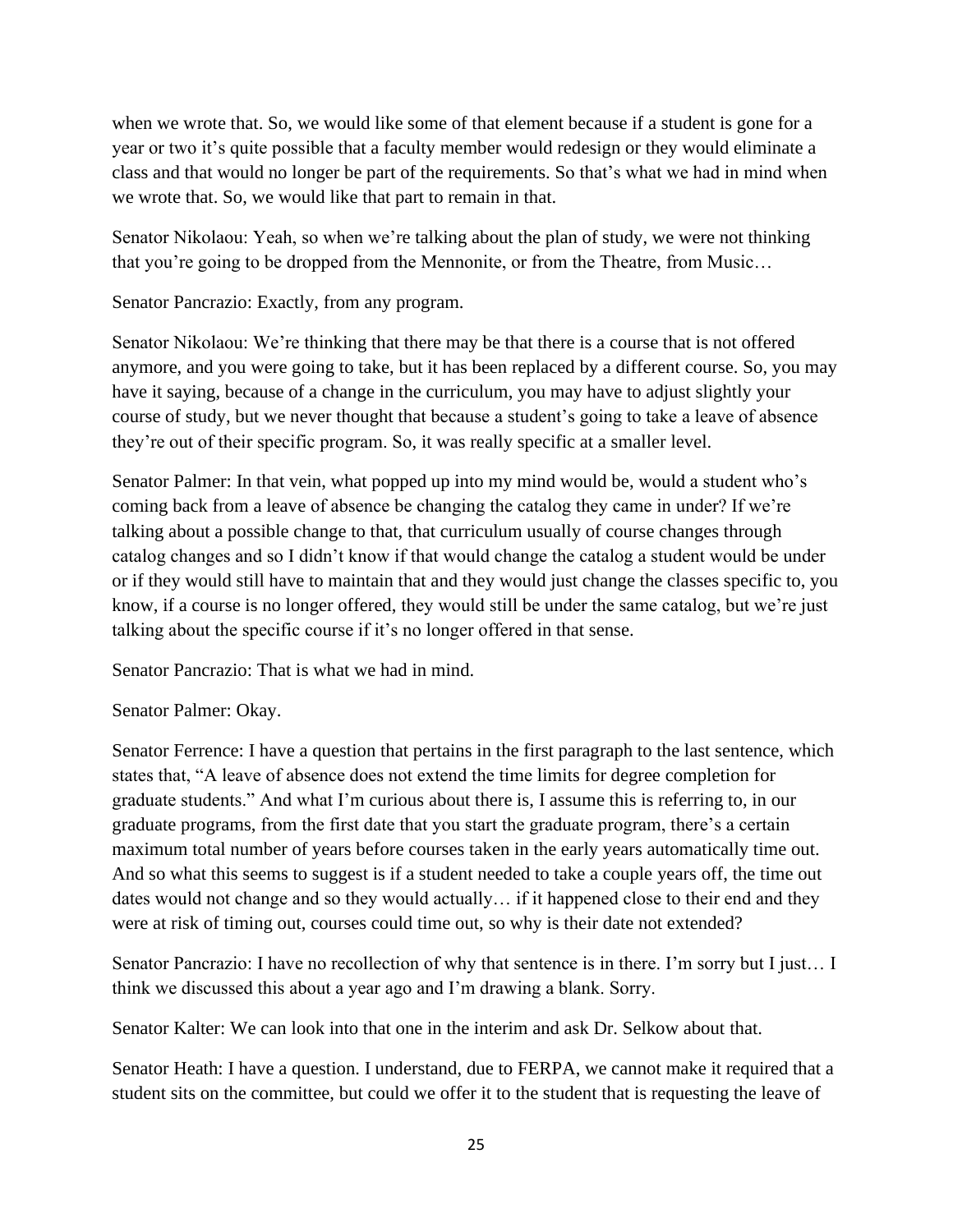when we wrote that. So, we would like some of that element because if a student is gone for a year or two it's quite possible that a faculty member would redesign or they would eliminate a class and that would no longer be part of the requirements. So that's what we had in mind when we wrote that. So, we would like that part to remain in that.

Senator Nikolaou: Yeah, so when we're talking about the plan of study, we were not thinking that you're going to be dropped from the Mennonite, or from the Theatre, from Music…

Senator Pancrazio: Exactly, from any program.

Senator Nikolaou: We're thinking that there may be that there is a course that is not offered anymore, and you were going to take, but it has been replaced by a different course. So, you may have it saying, because of a change in the curriculum, you may have to adjust slightly your course of study, but we never thought that because a student's going to take a leave of absence they're out of their specific program. So, it was really specific at a smaller level.

Senator Palmer: In that vein, what popped up into my mind would be, would a student who's coming back from a leave of absence be changing the catalog they came in under? If we're talking about a possible change to that, that curriculum usually of course changes through catalog changes and so I didn't know if that would change the catalog a student would be under or if they would still have to maintain that and they would just change the classes specific to, you know, if a course is no longer offered, they would still be under the same catalog, but we're just talking about the specific course if it's no longer offered in that sense.

Senator Pancrazio: That is what we had in mind.

Senator Palmer: Okay.

Senator Ferrence: I have a question that pertains in the first paragraph to the last sentence, which states that, "A leave of absence does not extend the time limits for degree completion for graduate students." And what I'm curious about there is, I assume this is referring to, in our graduate programs, from the first date that you start the graduate program, there's a certain maximum total number of years before courses taken in the early years automatically time out. And so what this seems to suggest is if a student needed to take a couple years off, the time out dates would not change and so they would actually… if it happened close to their end and they were at risk of timing out, courses could time out, so why is their date not extended?

Senator Pancrazio: I have no recollection of why that sentence is in there. I'm sorry but I just… I think we discussed this about a year ago and I'm drawing a blank. Sorry.

Senator Kalter: We can look into that one in the interim and ask Dr. Selkow about that.

Senator Heath: I have a question. I understand, due to FERPA, we cannot make it required that a student sits on the committee, but could we offer it to the student that is requesting the leave of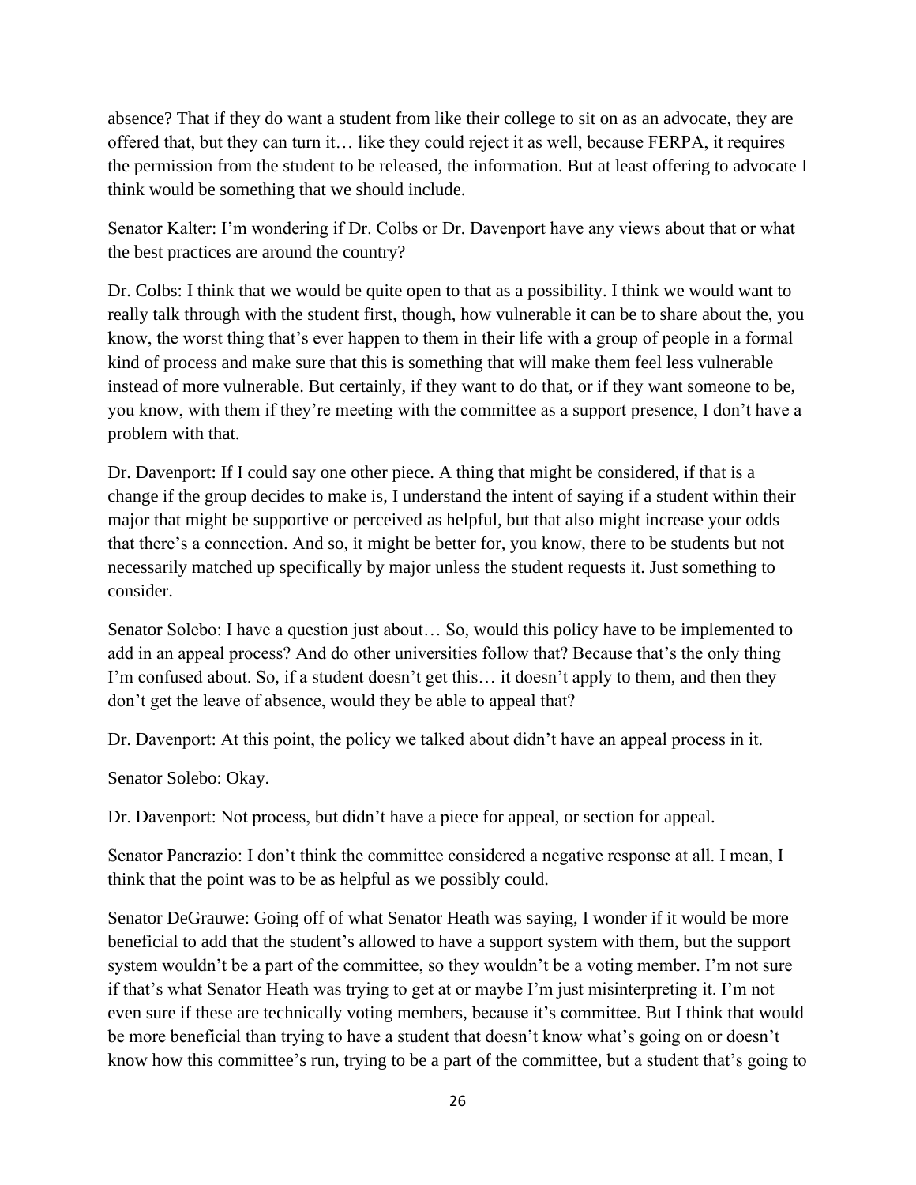absence? That if they do want a student from like their college to sit on as an advocate, they are offered that, but they can turn it… like they could reject it as well, because FERPA, it requires the permission from the student to be released, the information. But at least offering to advocate I think would be something that we should include.

Senator Kalter: I'm wondering if Dr. Colbs or Dr. Davenport have any views about that or what the best practices are around the country?

Dr. Colbs: I think that we would be quite open to that as a possibility. I think we would want to really talk through with the student first, though, how vulnerable it can be to share about the, you know, the worst thing that's ever happen to them in their life with a group of people in a formal kind of process and make sure that this is something that will make them feel less vulnerable instead of more vulnerable. But certainly, if they want to do that, or if they want someone to be, you know, with them if they're meeting with the committee as a support presence, I don't have a problem with that.

Dr. Davenport: If I could say one other piece. A thing that might be considered, if that is a change if the group decides to make is, I understand the intent of saying if a student within their major that might be supportive or perceived as helpful, but that also might increase your odds that there's a connection. And so, it might be better for, you know, there to be students but not necessarily matched up specifically by major unless the student requests it. Just something to consider.

Senator Solebo: I have a question just about… So, would this policy have to be implemented to add in an appeal process? And do other universities follow that? Because that's the only thing I'm confused about. So, if a student doesn't get this… it doesn't apply to them, and then they don't get the leave of absence, would they be able to appeal that?

Dr. Davenport: At this point, the policy we talked about didn't have an appeal process in it.

Senator Solebo: Okay.

Dr. Davenport: Not process, but didn't have a piece for appeal, or section for appeal.

Senator Pancrazio: I don't think the committee considered a negative response at all. I mean, I think that the point was to be as helpful as we possibly could.

Senator DeGrauwe: Going off of what Senator Heath was saying, I wonder if it would be more beneficial to add that the student's allowed to have a support system with them, but the support system wouldn't be a part of the committee, so they wouldn't be a voting member. I'm not sure if that's what Senator Heath was trying to get at or maybe I'm just misinterpreting it. I'm not even sure if these are technically voting members, because it's committee. But I think that would be more beneficial than trying to have a student that doesn't know what's going on or doesn't know how this committee's run, trying to be a part of the committee, but a student that's going to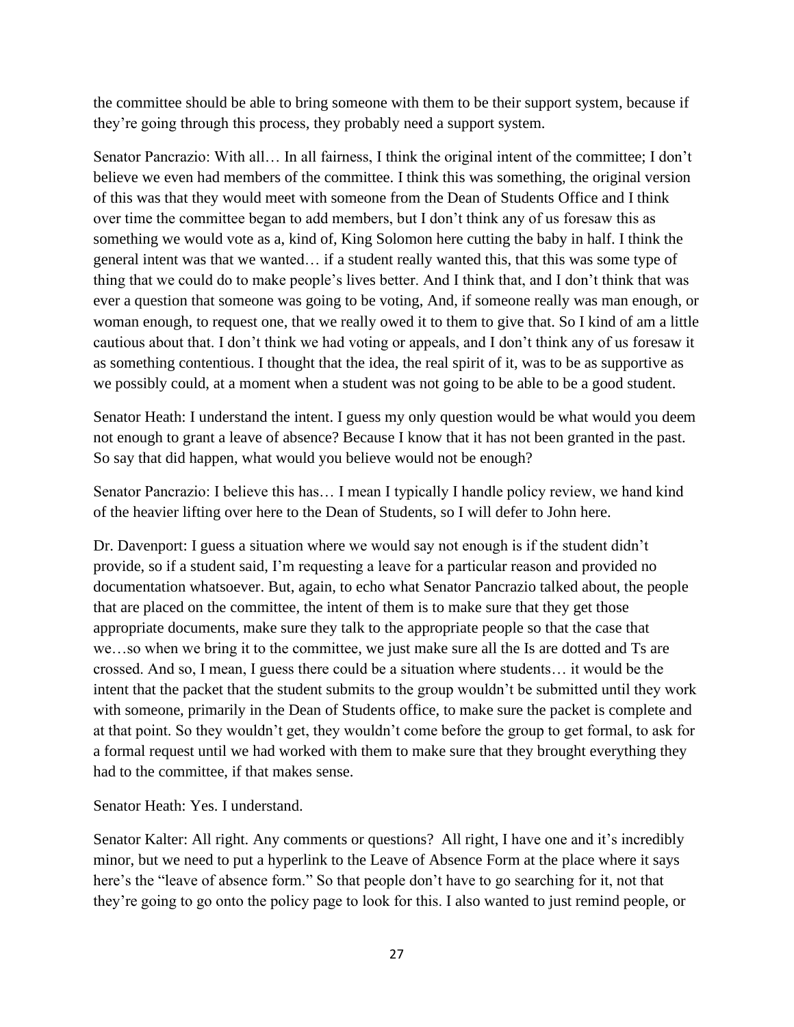the committee should be able to bring someone with them to be their support system, because if they're going through this process, they probably need a support system.

Senator Pancrazio: With all… In all fairness, I think the original intent of the committee; I don't believe we even had members of the committee. I think this was something, the original version of this was that they would meet with someone from the Dean of Students Office and I think over time the committee began to add members, but I don't think any of us foresaw this as something we would vote as a, kind of, King Solomon here cutting the baby in half. I think the general intent was that we wanted… if a student really wanted this, that this was some type of thing that we could do to make people's lives better. And I think that, and I don't think that was ever a question that someone was going to be voting, And, if someone really was man enough, or woman enough, to request one, that we really owed it to them to give that. So I kind of am a little cautious about that. I don't think we had voting or appeals, and I don't think any of us foresaw it as something contentious. I thought that the idea, the real spirit of it, was to be as supportive as we possibly could, at a moment when a student was not going to be able to be a good student.

Senator Heath: I understand the intent. I guess my only question would be what would you deem not enough to grant a leave of absence? Because I know that it has not been granted in the past. So say that did happen, what would you believe would not be enough?

Senator Pancrazio: I believe this has… I mean I typically I handle policy review, we hand kind of the heavier lifting over here to the Dean of Students, so I will defer to John here.

Dr. Davenport: I guess a situation where we would say not enough is if the student didn't provide, so if a student said, I'm requesting a leave for a particular reason and provided no documentation whatsoever. But, again, to echo what Senator Pancrazio talked about, the people that are placed on the committee, the intent of them is to make sure that they get those appropriate documents, make sure they talk to the appropriate people so that the case that we…so when we bring it to the committee, we just make sure all the Is are dotted and Ts are crossed. And so, I mean, I guess there could be a situation where students… it would be the intent that the packet that the student submits to the group wouldn't be submitted until they work with someone, primarily in the Dean of Students office, to make sure the packet is complete and at that point. So they wouldn't get, they wouldn't come before the group to get formal, to ask for a formal request until we had worked with them to make sure that they brought everything they had to the committee, if that makes sense.

Senator Heath: Yes. I understand.

Senator Kalter: All right. Any comments or questions? All right, I have one and it's incredibly minor, but we need to put a hyperlink to the Leave of Absence Form at the place where it says here's the "leave of absence form." So that people don't have to go searching for it, not that they're going to go onto the policy page to look for this. I also wanted to just remind people, or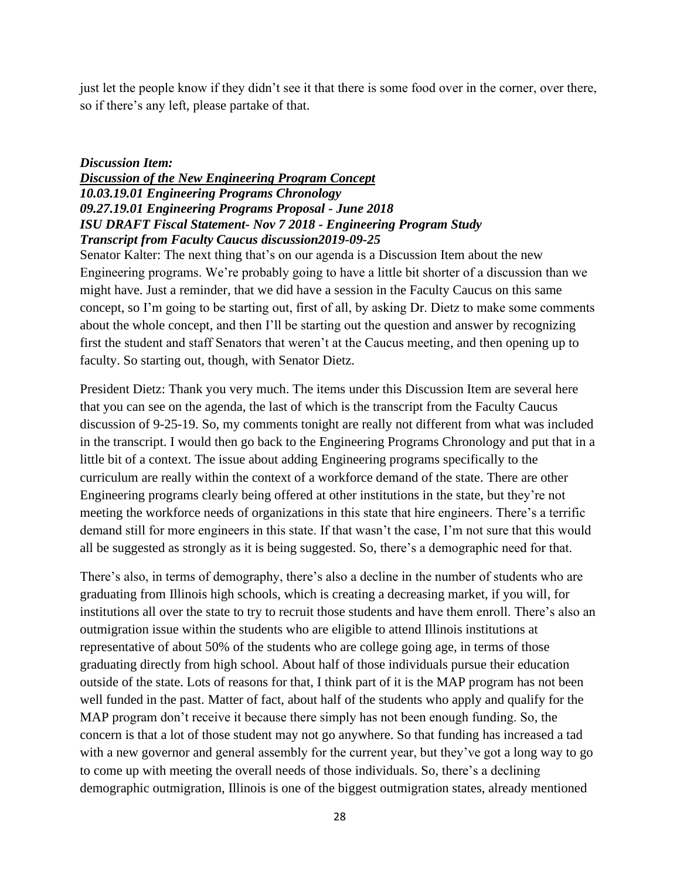just let the people know if they didn't see it that there is some food over in the corner, over there, so if there's any left, please partake of that.

***Discussion Item:***
***<u>Discussion of the New Engineering Program Concept</u>***
***10.03.19.01 Engineering Programs Chronology***
***09.27.19.01 Engineering Programs Proposal - June 2018***
***ISU DRAFT Fiscal Statement- Nov 7 2018 - Engineering Program Study***
***Transcript from Faculty Caucus discussion2019-09-25***

Senator Kalter: The next thing that's on our agenda is a Discussion Item about the new Engineering programs. We're probably going to have a little bit shorter of a discussion than we might have. Just a reminder, that we did have a session in the Faculty Caucus on this same concept, so I'm going to be starting out, first of all, by asking Dr. Dietz to make some comments about the whole concept, and then I'll be starting out the question and answer by recognizing first the student and staff Senators that weren't at the Caucus meeting, and then opening up to faculty. So starting out, though, with Senator Dietz.

President Dietz: Thank you very much. The items under this Discussion Item are several here that you can see on the agenda, the last of which is the transcript from the Faculty Caucus discussion of 9-25-19. So, my comments tonight are really not different from what was included in the transcript. I would then go back to the Engineering Programs Chronology and put that in a little bit of a context. The issue about adding Engineering programs specifically to the curriculum are really within the context of a workforce demand of the state. There are other Engineering programs clearly being offered at other institutions in the state, but they're not meeting the workforce needs of organizations in this state that hire engineers. There's a terrific demand still for more engineers in this state. If that wasn't the case, I'm not sure that this would all be suggested as strongly as it is being suggested. So, there's a demographic need for that.

There's also, in terms of demography, there's also a decline in the number of students who are graduating from Illinois high schools, which is creating a decreasing market, if you will, for institutions all over the state to try to recruit those students and have them enroll. There's also an outmigration issue within the students who are eligible to attend Illinois institutions at representative of about 50% of the students who are college going age, in terms of those graduating directly from high school. About half of those individuals pursue their education outside of the state. Lots of reasons for that, I think part of it is the MAP program has not been well funded in the past. Matter of fact, about half of the students who apply and qualify for the MAP program don't receive it because there simply has not been enough funding. So, the concern is that a lot of those student may not go anywhere. So that funding has increased a tad with a new governor and general assembly for the current year, but they've got a long way to go to come up with meeting the overall needs of those individuals. So, there's a declining demographic outmigration, Illinois is one of the biggest outmigration states, already mentioned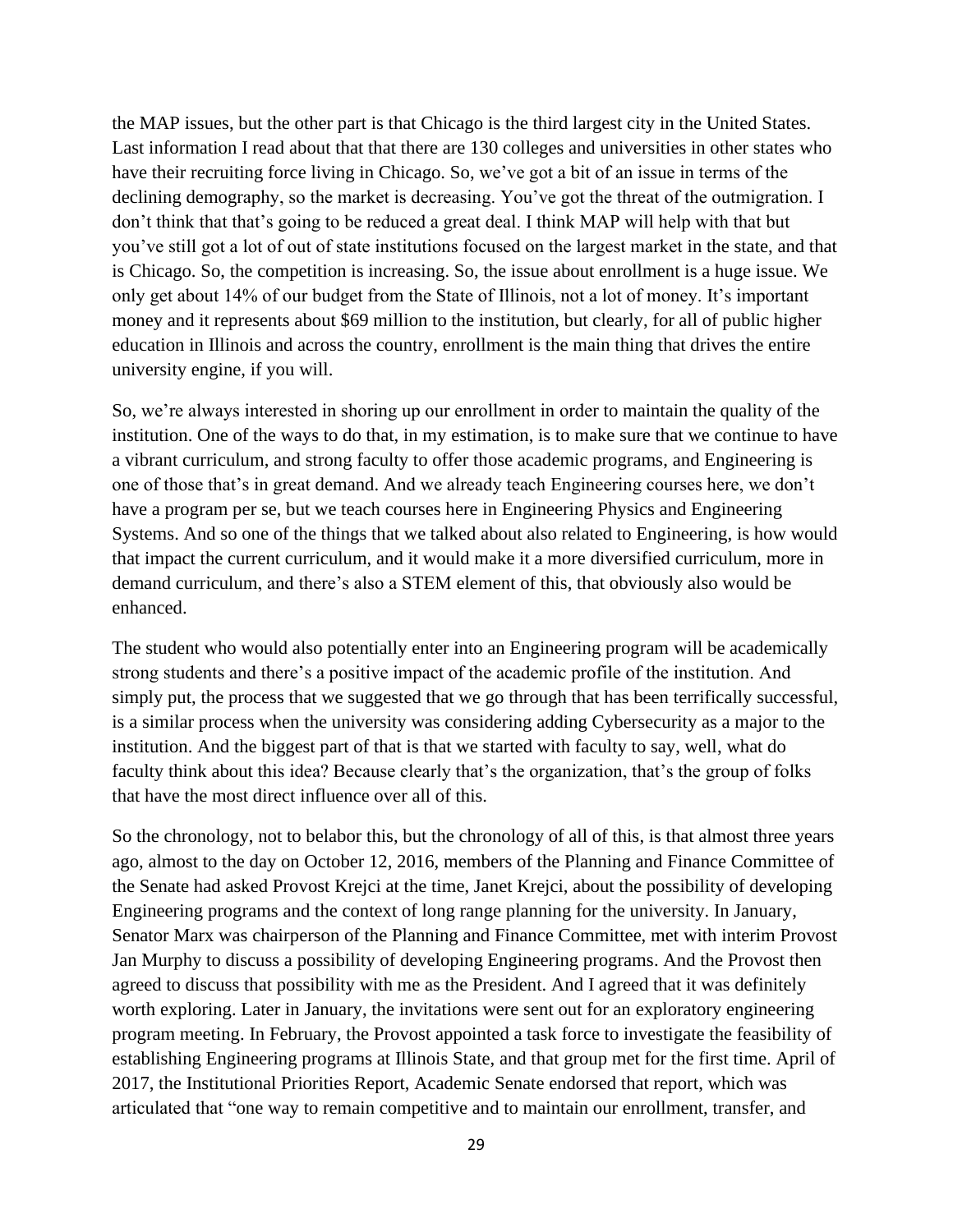the MAP issues, but the other part is that Chicago is the third largest city in the United States. Last information I read about that that there are 130 colleges and universities in other states who have their recruiting force living in Chicago. So, we've got a bit of an issue in terms of the declining demography, so the market is decreasing. You've got the threat of the outmigration. I don't think that that's going to be reduced a great deal. I think MAP will help with that but you've still got a lot of out of state institutions focused on the largest market in the state, and that is Chicago. So, the competition is increasing. So, the issue about enrollment is a huge issue. We only get about 14% of our budget from the State of Illinois, not a lot of money. It's important money and it represents about $69 million to the institution, but clearly, for all of public higher education in Illinois and across the country, enrollment is the main thing that drives the entire university engine, if you will.

So, we're always interested in shoring up our enrollment in order to maintain the quality of the institution. One of the ways to do that, in my estimation, is to make sure that we continue to have a vibrant curriculum, and strong faculty to offer those academic programs, and Engineering is one of those that's in great demand. And we already teach Engineering courses here, we don't have a program per se, but we teach courses here in Engineering Physics and Engineering Systems. And so one of the things that we talked about also related to Engineering, is how would that impact the current curriculum, and it would make it a more diversified curriculum, more in demand curriculum, and there's also a STEM element of this, that obviously also would be enhanced.

The student who would also potentially enter into an Engineering program will be academically strong students and there's a positive impact of the academic profile of the institution. And simply put, the process that we suggested that we go through that has been terrifically successful, is a similar process when the university was considering adding Cybersecurity as a major to the institution. And the biggest part of that is that we started with faculty to say, well, what do faculty think about this idea? Because clearly that's the organization, that's the group of folks that have the most direct influence over all of this.

So the chronology, not to belabor this, but the chronology of all of this, is that almost three years ago, almost to the day on October 12, 2016, members of the Planning and Finance Committee of the Senate had asked Provost Krejci at the time, Janet Krejci, about the possibility of developing Engineering programs and the context of long range planning for the university. In January, Senator Marx was chairperson of the Planning and Finance Committee, met with interim Provost Jan Murphy to discuss a possibility of developing Engineering programs. And the Provost then agreed to discuss that possibility with me as the President. And I agreed that it was definitely worth exploring. Later in January, the invitations were sent out for an exploratory engineering program meeting. In February, the Provost appointed a task force to investigate the feasibility of establishing Engineering programs at Illinois State, and that group met for the first time. April of 2017, the Institutional Priorities Report, Academic Senate endorsed that report, which was articulated that "one way to remain competitive and to maintain our enrollment, transfer, and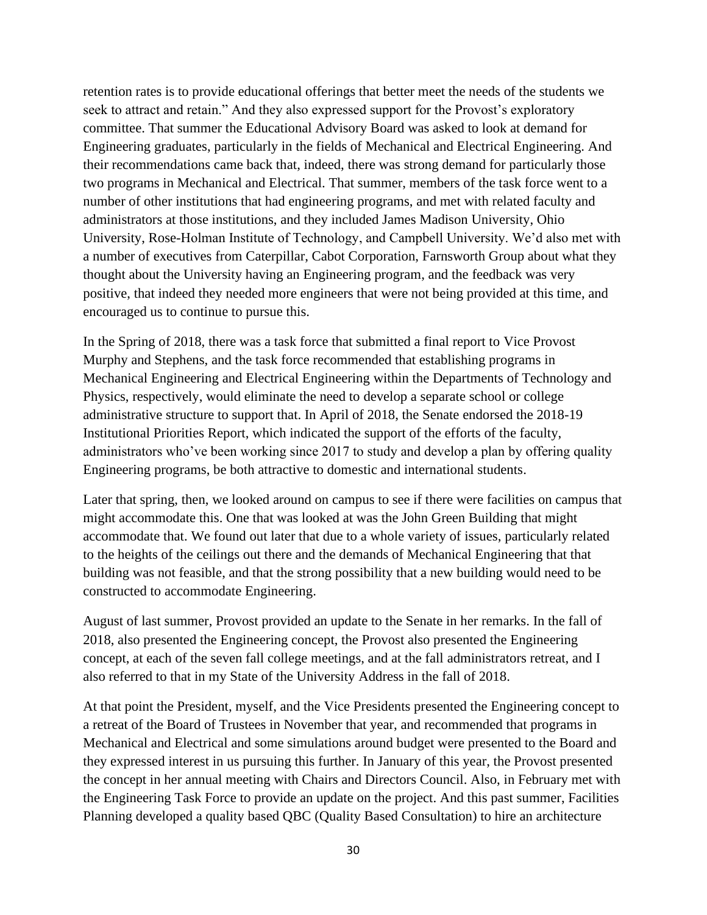retention rates is to provide educational offerings that better meet the needs of the students we seek to attract and retain." And they also expressed support for the Provost's exploratory committee. That summer the Educational Advisory Board was asked to look at demand for Engineering graduates, particularly in the fields of Mechanical and Electrical Engineering. And their recommendations came back that, indeed, there was strong demand for particularly those two programs in Mechanical and Electrical. That summer, members of the task force went to a number of other institutions that had engineering programs, and met with related faculty and administrators at those institutions, and they included James Madison University, Ohio University, Rose-Holman Institute of Technology, and Campbell University. We'd also met with a number of executives from Caterpillar, Cabot Corporation, Farnsworth Group about what they thought about the University having an Engineering program, and the feedback was very positive, that indeed they needed more engineers that were not being provided at this time, and encouraged us to continue to pursue this.

In the Spring of 2018, there was a task force that submitted a final report to Vice Provost Murphy and Stephens, and the task force recommended that establishing programs in Mechanical Engineering and Electrical Engineering within the Departments of Technology and Physics, respectively, would eliminate the need to develop a separate school or college administrative structure to support that. In April of 2018, the Senate endorsed the 2018-19 Institutional Priorities Report, which indicated the support of the efforts of the faculty, administrators who've been working since 2017 to study and develop a plan by offering quality Engineering programs, be both attractive to domestic and international students.

Later that spring, then, we looked around on campus to see if there were facilities on campus that might accommodate this. One that was looked at was the John Green Building that might accommodate that. We found out later that due to a whole variety of issues, particularly related to the heights of the ceilings out there and the demands of Mechanical Engineering that that building was not feasible, and that the strong possibility that a new building would need to be constructed to accommodate Engineering.

August of last summer, Provost provided an update to the Senate in her remarks. In the fall of 2018, also presented the Engineering concept, the Provost also presented the Engineering concept, at each of the seven fall college meetings, and at the fall administrators retreat, and I also referred to that in my State of the University Address in the fall of 2018.

At that point the President, myself, and the Vice Presidents presented the Engineering concept to a retreat of the Board of Trustees in November that year, and recommended that programs in Mechanical and Electrical and some simulations around budget were presented to the Board and they expressed interest in us pursuing this further. In January of this year, the Provost presented the concept in her annual meeting with Chairs and Directors Council. Also, in February met with the Engineering Task Force to provide an update on the project. And this past summer, Facilities Planning developed a quality based QBC (Quality Based Consultation) to hire an architecture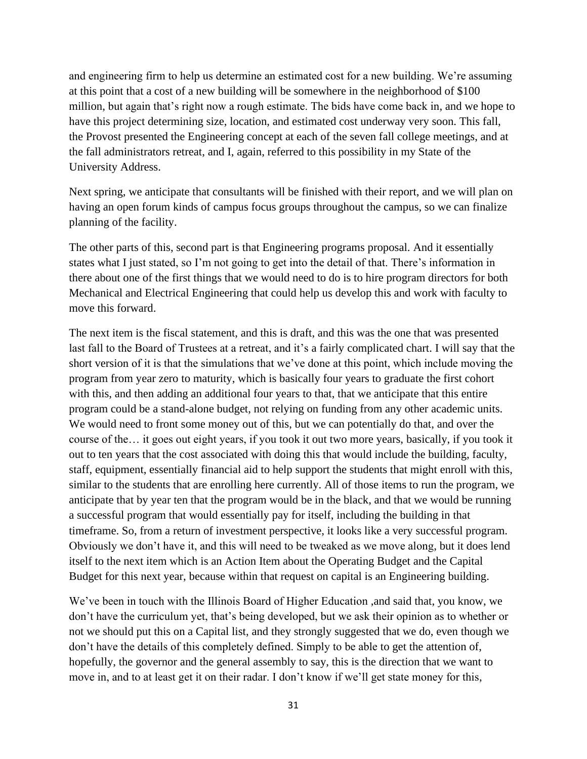and engineering firm to help us determine an estimated cost for a new building. We're assuming at this point that a cost of a new building will be somewhere in the neighborhood of $100 million, but again that's right now a rough estimate. The bids have come back in, and we hope to have this project determining size, location, and estimated cost underway very soon. This fall, the Provost presented the Engineering concept at each of the seven fall college meetings, and at the fall administrators retreat, and I, again, referred to this possibility in my State of the University Address.

Next spring, we anticipate that consultants will be finished with their report, and we will plan on having an open forum kinds of campus focus groups throughout the campus, so we can finalize planning of the facility.

The other parts of this, second part is that Engineering programs proposal. And it essentially states what I just stated, so I'm not going to get into the detail of that. There's information in there about one of the first things that we would need to do is to hire program directors for both Mechanical and Electrical Engineering that could help us develop this and work with faculty to move this forward.

The next item is the fiscal statement, and this is draft, and this was the one that was presented last fall to the Board of Trustees at a retreat, and it's a fairly complicated chart. I will say that the short version of it is that the simulations that we've done at this point, which include moving the program from year zero to maturity, which is basically four years to graduate the first cohort with this, and then adding an additional four years to that, that we anticipate that this entire program could be a stand-alone budget, not relying on funding from any other academic units. We would need to front some money out of this, but we can potentially do that, and over the course of the… it goes out eight years, if you took it out two more years, basically, if you took it out to ten years that the cost associated with doing this that would include the building, faculty, staff, equipment, essentially financial aid to help support the students that might enroll with this, similar to the students that are enrolling here currently. All of those items to run the program, we anticipate that by year ten that the program would be in the black, and that we would be running a successful program that would essentially pay for itself, including the building in that timeframe. So, from a return of investment perspective, it looks like a very successful program. Obviously we don't have it, and this will need to be tweaked as we move along, but it does lend itself to the next item which is an Action Item about the Operating Budget and the Capital Budget for this next year, because within that request on capital is an Engineering building.

We've been in touch with the Illinois Board of Higher Education ,and said that, you know, we don't have the curriculum yet, that's being developed, but we ask their opinion as to whether or not we should put this on a Capital list, and they strongly suggested that we do, even though we don't have the details of this completely defined. Simply to be able to get the attention of, hopefully, the governor and the general assembly to say, this is the direction that we want to move in, and to at least get it on their radar. I don't know if we'll get state money for this,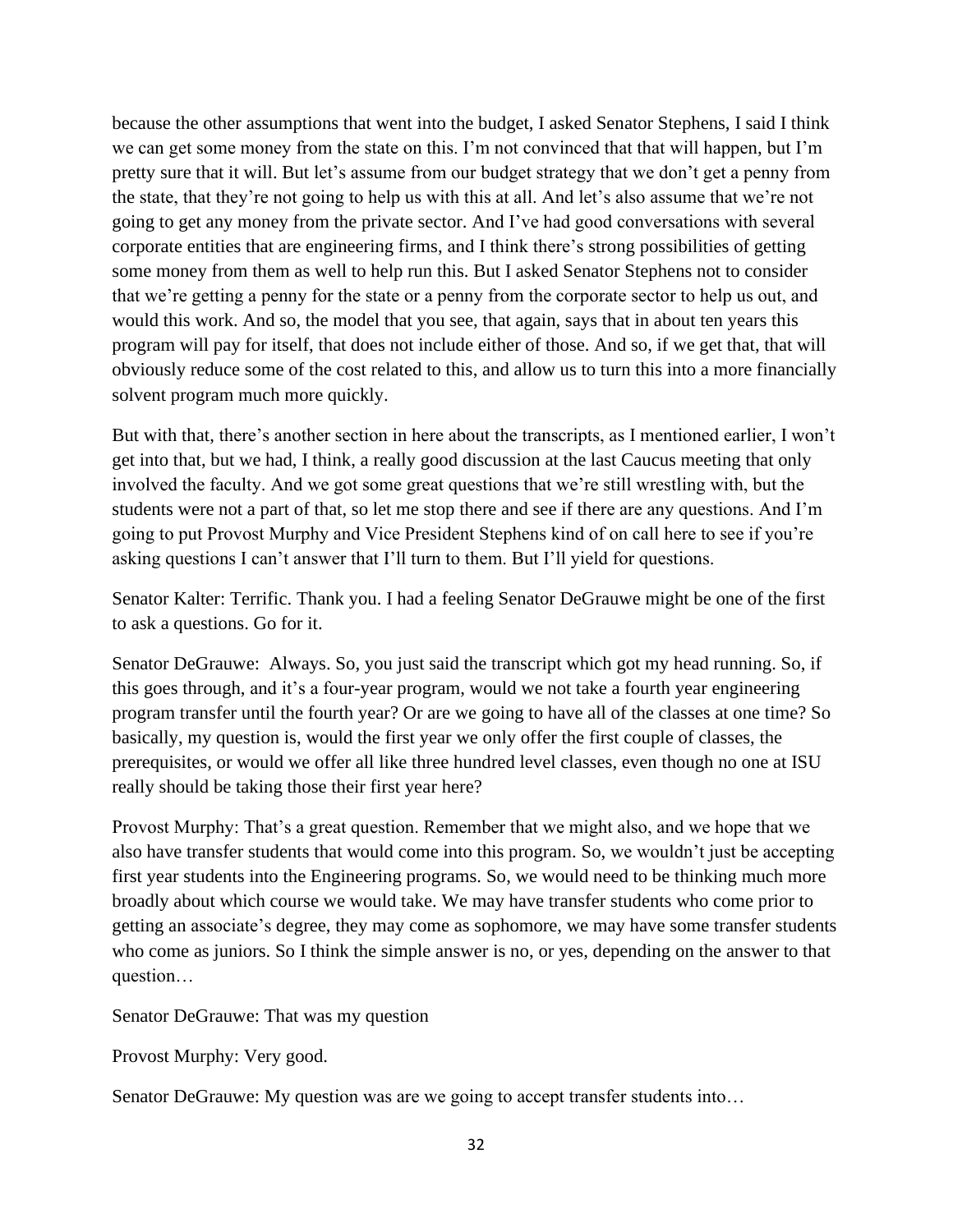because the other assumptions that went into the budget, I asked Senator Stephens, I said I think we can get some money from the state on this. I'm not convinced that that will happen, but I'm pretty sure that it will. But let's assume from our budget strategy that we don't get a penny from the state, that they're not going to help us with this at all. And let's also assume that we're not going to get any money from the private sector. And I've had good conversations with several corporate entities that are engineering firms, and I think there's strong possibilities of getting some money from them as well to help run this. But I asked Senator Stephens not to consider that we're getting a penny for the state or a penny from the corporate sector to help us out, and would this work. And so, the model that you see, that again, says that in about ten years this program will pay for itself, that does not include either of those. And so, if we get that, that will obviously reduce some of the cost related to this, and allow us to turn this into a more financially solvent program much more quickly.

But with that, there's another section in here about the transcripts, as I mentioned earlier, I won't get into that, but we had, I think, a really good discussion at the last Caucus meeting that only involved the faculty. And we got some great questions that we're still wrestling with, but the students were not a part of that, so let me stop there and see if there are any questions. And I'm going to put Provost Murphy and Vice President Stephens kind of on call here to see if you're asking questions I can't answer that I'll turn to them. But I'll yield for questions.

Senator Kalter: Terrific. Thank you. I had a feeling Senator DeGrauwe might be one of the first to ask a questions. Go for it.

Senator DeGrauwe: Always. So, you just said the transcript which got my head running. So, if this goes through, and it's a four-year program, would we not take a fourth year engineering program transfer until the fourth year? Or are we going to have all of the classes at one time? So basically, my question is, would the first year we only offer the first couple of classes, the prerequisites, or would we offer all like three hundred level classes, even though no one at ISU really should be taking those their first year here?

Provost Murphy: That's a great question. Remember that we might also, and we hope that we also have transfer students that would come into this program. So, we wouldn't just be accepting first year students into the Engineering programs. So, we would need to be thinking much more broadly about which course we would take. We may have transfer students who come prior to getting an associate's degree, they may come as sophomore, we may have some transfer students who come as juniors. So I think the simple answer is no, or yes, depending on the answer to that question…

Senator DeGrauwe: That was my question

Provost Murphy: Very good.

Senator DeGrauwe: My question was are we going to accept transfer students into…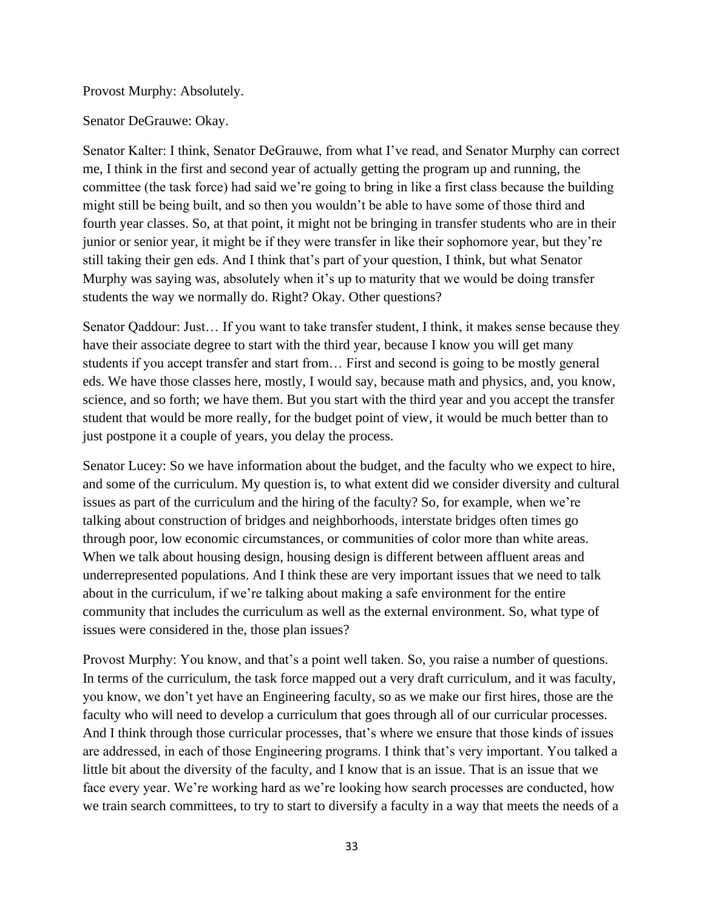Provost Murphy: Absolutely.

Senator DeGrauwe: Okay.

Senator Kalter: I think, Senator DeGrauwe, from what I've read, and Senator Murphy can correct me, I think in the first and second year of actually getting the program up and running, the committee (the task force) had said we're going to bring in like a first class because the building might still be being built, and so then you wouldn't be able to have some of those third and fourth year classes. So, at that point, it might not be bringing in transfer students who are in their junior or senior year, it might be if they were transfer in like their sophomore year, but they're still taking their gen eds. And I think that's part of your question, I think, but what Senator Murphy was saying was, absolutely when it's up to maturity that we would be doing transfer students the way we normally do. Right? Okay. Other questions?

Senator Qaddour: Just… If you want to take transfer student, I think, it makes sense because they have their associate degree to start with the third year, because I know you will get many students if you accept transfer and start from… First and second is going to be mostly general eds. We have those classes here, mostly, I would say, because math and physics, and, you know, science, and so forth; we have them. But you start with the third year and you accept the transfer student that would be more really, for the budget point of view, it would be much better than to just postpone it a couple of years, you delay the process.

Senator Lucey: So we have information about the budget, and the faculty who we expect to hire, and some of the curriculum. My question is, to what extent did we consider diversity and cultural issues as part of the curriculum and the hiring of the faculty? So, for example, when we're talking about construction of bridges and neighborhoods, interstate bridges often times go through poor, low economic circumstances, or communities of color more than white areas. When we talk about housing design, housing design is different between affluent areas and underrepresented populations. And I think these are very important issues that we need to talk about in the curriculum, if we're talking about making a safe environment for the entire community that includes the curriculum as well as the external environment. So, what type of issues were considered in the, those plan issues?

Provost Murphy: You know, and that's a point well taken. So, you raise a number of questions. In terms of the curriculum, the task force mapped out a very draft curriculum, and it was faculty, you know, we don't yet have an Engineering faculty, so as we make our first hires, those are the faculty who will need to develop a curriculum that goes through all of our curricular processes. And I think through those curricular processes, that's where we ensure that those kinds of issues are addressed, in each of those Engineering programs. I think that's very important. You talked a little bit about the diversity of the faculty, and I know that is an issue. That is an issue that we face every year. We're working hard as we're looking how search processes are conducted, how we train search committees, to try to start to diversify a faculty in a way that meets the needs of a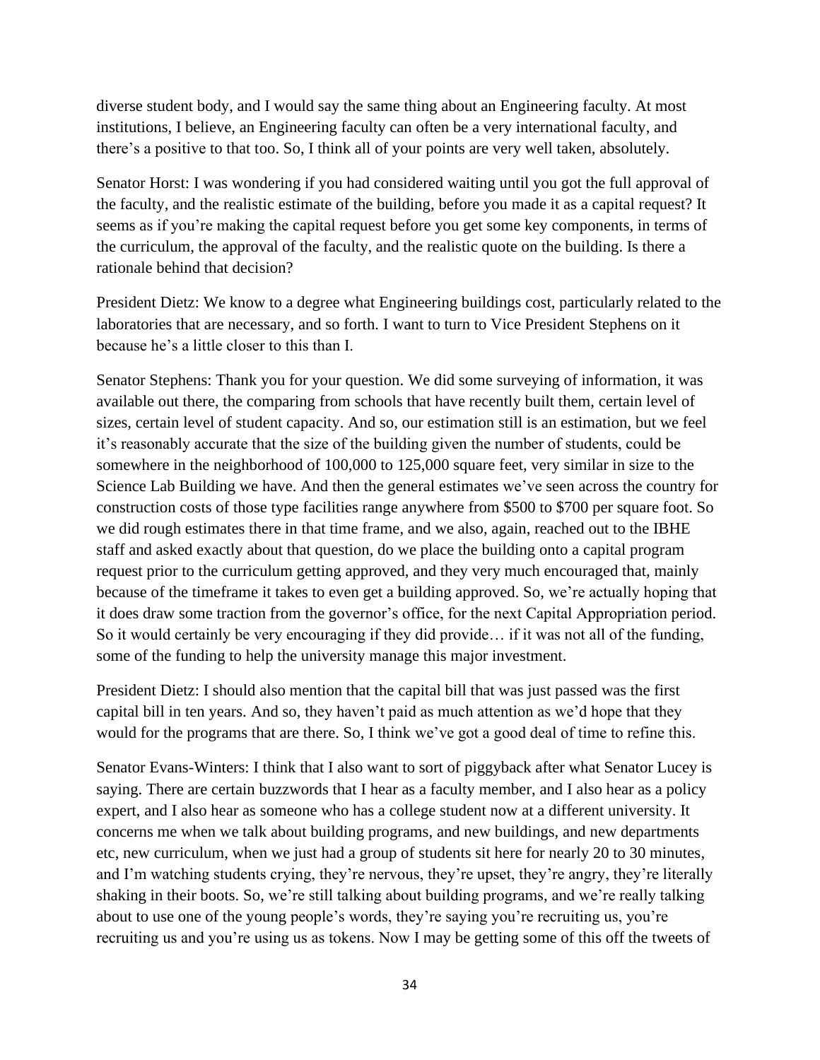diverse student body, and I would say the same thing about an Engineering faculty. At most institutions, I believe, an Engineering faculty can often be a very international faculty, and there's a positive to that too. So, I think all of your points are very well taken, absolutely.

Senator Horst: I was wondering if you had considered waiting until you got the full approval of the faculty, and the realistic estimate of the building, before you made it as a capital request? It seems as if you're making the capital request before you get some key components, in terms of the curriculum, the approval of the faculty, and the realistic quote on the building. Is there a rationale behind that decision?

President Dietz: We know to a degree what Engineering buildings cost, particularly related to the laboratories that are necessary, and so forth. I want to turn to Vice President Stephens on it because he's a little closer to this than I.

Senator Stephens: Thank you for your question. We did some surveying of information, it was available out there, the comparing from schools that have recently built them, certain level of sizes, certain level of student capacity. And so, our estimation still is an estimation, but we feel it's reasonably accurate that the size of the building given the number of students, could be somewhere in the neighborhood of 100,000 to 125,000 square feet, very similar in size to the Science Lab Building we have. And then the general estimates we've seen across the country for construction costs of those type facilities range anywhere from $500 to $700 per square foot. So we did rough estimates there in that time frame, and we also, again, reached out to the IBHE staff and asked exactly about that question, do we place the building onto a capital program request prior to the curriculum getting approved, and they very much encouraged that, mainly because of the timeframe it takes to even get a building approved. So, we're actually hoping that it does draw some traction from the governor's office, for the next Capital Appropriation period. So it would certainly be very encouraging if they did provide… if it was not all of the funding, some of the funding to help the university manage this major investment.

President Dietz: I should also mention that the capital bill that was just passed was the first capital bill in ten years. And so, they haven't paid as much attention as we'd hope that they would for the programs that are there. So, I think we've got a good deal of time to refine this.

Senator Evans-Winters: I think that I also want to sort of piggyback after what Senator Lucey is saying. There are certain buzzwords that I hear as a faculty member, and I also hear as a policy expert, and I also hear as someone who has a college student now at a different university. It concerns me when we talk about building programs, and new buildings, and new departments etc, new curriculum, when we just had a group of students sit here for nearly 20 to 30 minutes, and I'm watching students crying, they're nervous, they're upset, they're angry, they're literally shaking in their boots. So, we're still talking about building programs, and we're really talking about to use one of the young people's words, they're saying you're recruiting us, you're recruiting us and you're using us as tokens. Now I may be getting some of this off the tweets of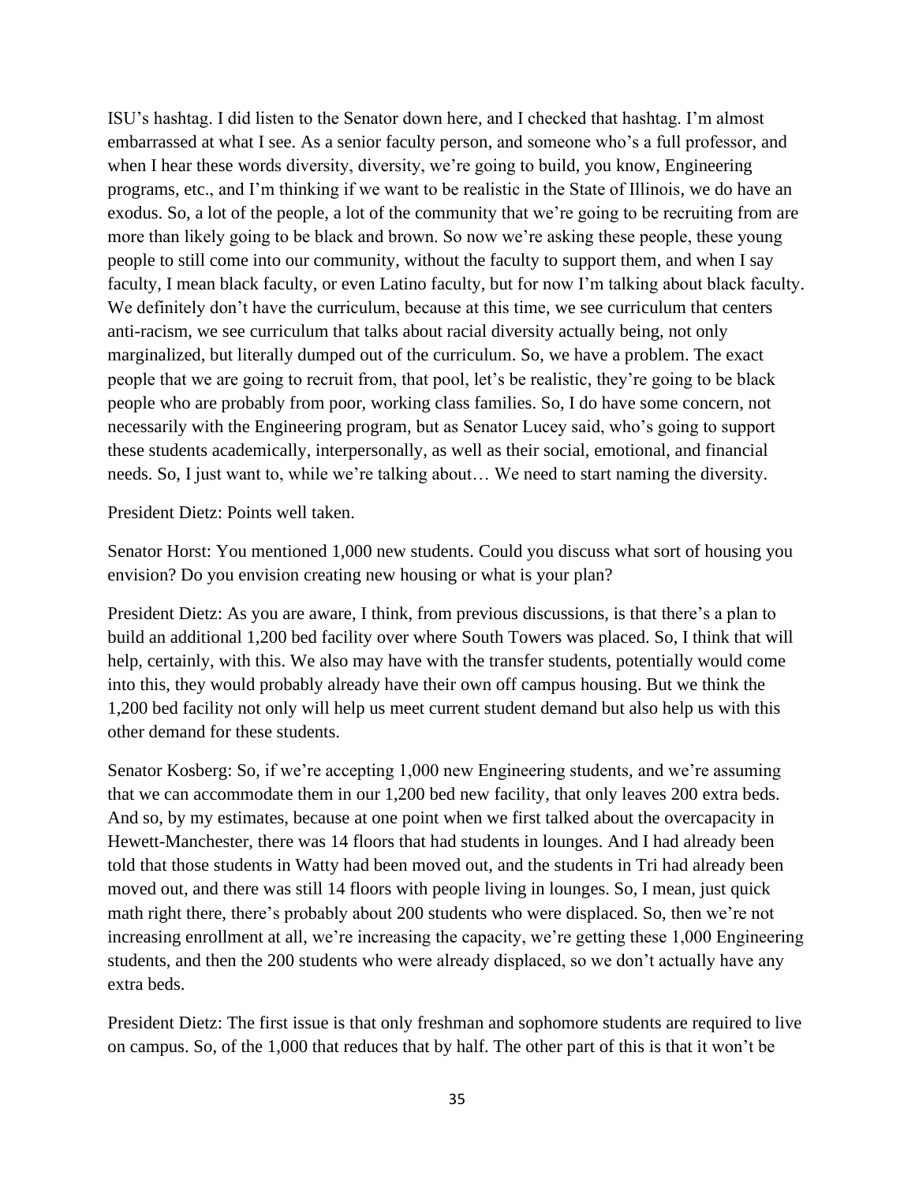ISU's hashtag. I did listen to the Senator down here, and I checked that hashtag. I'm almost embarrassed at what I see. As a senior faculty person, and someone who's a full professor, and when I hear these words diversity, diversity, we're going to build, you know, Engineering programs, etc., and I'm thinking if we want to be realistic in the State of Illinois, we do have an exodus. So, a lot of the people, a lot of the community that we're going to be recruiting from are more than likely going to be black and brown. So now we're asking these people, these young people to still come into our community, without the faculty to support them, and when I say faculty, I mean black faculty, or even Latino faculty, but for now I'm talking about black faculty. We definitely don't have the curriculum, because at this time, we see curriculum that centers anti-racism, we see curriculum that talks about racial diversity actually being, not only marginalized, but literally dumped out of the curriculum. So, we have a problem. The exact people that we are going to recruit from, that pool, let's be realistic, they're going to be black people who are probably from poor, working class families. So, I do have some concern, not necessarily with the Engineering program, but as Senator Lucey said, who's going to support these students academically, interpersonally, as well as their social, emotional, and financial needs. So, I just want to, while we're talking about… We need to start naming the diversity.

President Dietz: Points well taken.

Senator Horst: You mentioned 1,000 new students. Could you discuss what sort of housing you envision? Do you envision creating new housing or what is your plan?

President Dietz: As you are aware, I think, from previous discussions, is that there's a plan to build an additional 1,200 bed facility over where South Towers was placed. So, I think that will help, certainly, with this. We also may have with the transfer students, potentially would come into this, they would probably already have their own off campus housing. But we think the 1,200 bed facility not only will help us meet current student demand but also help us with this other demand for these students.

Senator Kosberg: So, if we're accepting 1,000 new Engineering students, and we're assuming that we can accommodate them in our 1,200 bed new facility, that only leaves 200 extra beds. And so, by my estimates, because at one point when we first talked about the overcapacity in Hewett-Manchester, there was 14 floors that had students in lounges. And I had already been told that those students in Watty had been moved out, and the students in Tri had already been moved out, and there was still 14 floors with people living in lounges. So, I mean, just quick math right there, there's probably about 200 students who were displaced. So, then we're not increasing enrollment at all, we're increasing the capacity, we're getting these 1,000 Engineering students, and then the 200 students who were already displaced, so we don't actually have any extra beds.

President Dietz: The first issue is that only freshman and sophomore students are required to live on campus. So, of the 1,000 that reduces that by half. The other part of this is that it won't be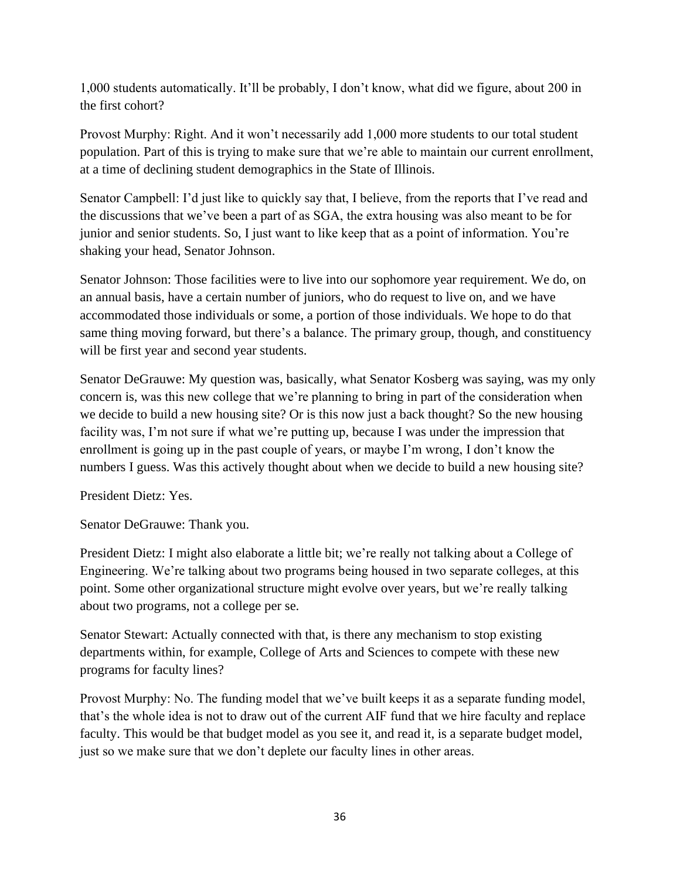1,000 students automatically. It'll be probably, I don't know, what did we figure, about 200 in the first cohort?

Provost Murphy: Right. And it won't necessarily add 1,000 more students to our total student population. Part of this is trying to make sure that we're able to maintain our current enrollment, at a time of declining student demographics in the State of Illinois.

Senator Campbell: I'd just like to quickly say that, I believe, from the reports that I've read and the discussions that we've been a part of as SGA, the extra housing was also meant to be for junior and senior students. So, I just want to like keep that as a point of information. You're shaking your head, Senator Johnson.

Senator Johnson: Those facilities were to live into our sophomore year requirement. We do, on an annual basis, have a certain number of juniors, who do request to live on, and we have accommodated those individuals or some, a portion of those individuals. We hope to do that same thing moving forward, but there's a balance. The primary group, though, and constituency will be first year and second year students.

Senator DeGrauwe: My question was, basically, what Senator Kosberg was saying, was my only concern is, was this new college that we're planning to bring in part of the consideration when we decide to build a new housing site? Or is this now just a back thought? So the new housing facility was, I'm not sure if what we're putting up, because I was under the impression that enrollment is going up in the past couple of years, or maybe I'm wrong, I don't know the numbers I guess. Was this actively thought about when we decide to build a new housing site?

President Dietz: Yes.

Senator DeGrauwe: Thank you.

President Dietz: I might also elaborate a little bit; we're really not talking about a College of Engineering. We're talking about two programs being housed in two separate colleges, at this point. Some other organizational structure might evolve over years, but we're really talking about two programs, not a college per se.

Senator Stewart: Actually connected with that, is there any mechanism to stop existing departments within, for example, College of Arts and Sciences to compete with these new programs for faculty lines?

Provost Murphy: No. The funding model that we've built keeps it as a separate funding model, that's the whole idea is not to draw out of the current AIF fund that we hire faculty and replace faculty. This would be that budget model as you see it, and read it, is a separate budget model, just so we make sure that we don't deplete our faculty lines in other areas.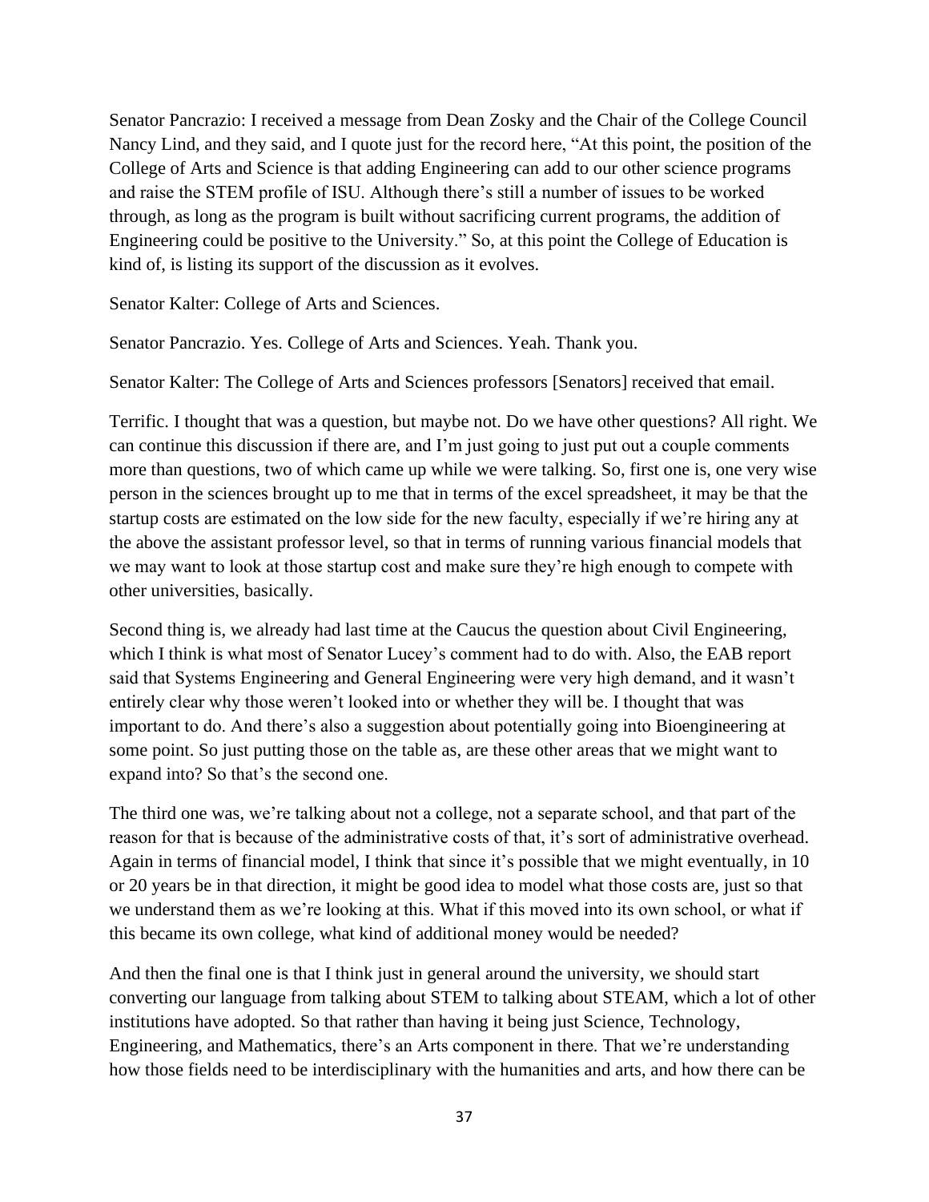Senator Pancrazio: I received a message from Dean Zosky and the Chair of the College Council Nancy Lind, and they said, and I quote just for the record here, "At this point, the position of the College of Arts and Science is that adding Engineering can add to our other science programs and raise the STEM profile of ISU. Although there's still a number of issues to be worked through, as long as the program is built without sacrificing current programs, the addition of Engineering could be positive to the University." So, at this point the College of Education is kind of, is listing its support of the discussion as it evolves.

Senator Kalter: College of Arts and Sciences.

Senator Pancrazio. Yes. College of Arts and Sciences. Yeah. Thank you.

Senator Kalter: The College of Arts and Sciences professors [Senators] received that email.

Terrific. I thought that was a question, but maybe not. Do we have other questions? All right. We can continue this discussion if there are, and I'm just going to just put out a couple comments more than questions, two of which came up while we were talking. So, first one is, one very wise person in the sciences brought up to me that in terms of the excel spreadsheet, it may be that the startup costs are estimated on the low side for the new faculty, especially if we're hiring any at the above the assistant professor level, so that in terms of running various financial models that we may want to look at those startup cost and make sure they're high enough to compete with other universities, basically.

Second thing is, we already had last time at the Caucus the question about Civil Engineering, which I think is what most of Senator Lucey's comment had to do with. Also, the EAB report said that Systems Engineering and General Engineering were very high demand, and it wasn't entirely clear why those weren't looked into or whether they will be. I thought that was important to do. And there's also a suggestion about potentially going into Bioengineering at some point. So just putting those on the table as, are these other areas that we might want to expand into? So that's the second one.

The third one was, we're talking about not a college, not a separate school, and that part of the reason for that is because of the administrative costs of that, it's sort of administrative overhead. Again in terms of financial model, I think that since it's possible that we might eventually, in 10 or 20 years be in that direction, it might be good idea to model what those costs are, just so that we understand them as we're looking at this. What if this moved into its own school, or what if this became its own college, what kind of additional money would be needed?

And then the final one is that I think just in general around the university, we should start converting our language from talking about STEM to talking about STEAM, which a lot of other institutions have adopted. So that rather than having it being just Science, Technology, Engineering, and Mathematics, there's an Arts component in there. That we're understanding how those fields need to be interdisciplinary with the humanities and arts, and how there can be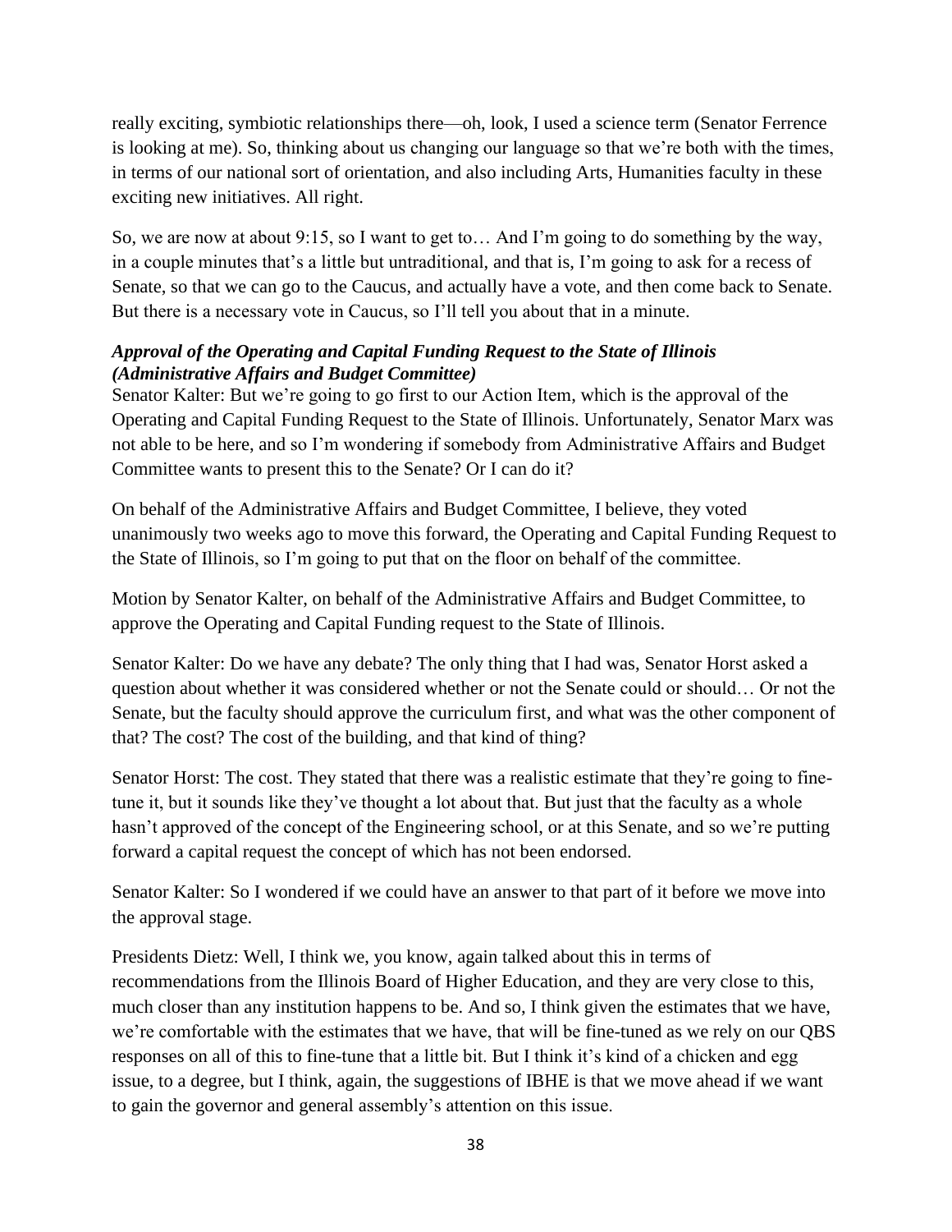really exciting, symbiotic relationships there—oh, look, I used a science term (Senator Ferrence is looking at me). So, thinking about us changing our language so that we're both with the times, in terms of our national sort of orientation, and also including Arts, Humanities faculty in these exciting new initiatives. All right.

So, we are now at about 9:15, so I want to get to… And I'm going to do something by the way, in a couple minutes that's a little but untraditional, and that is, I'm going to ask for a recess of Senate, so that we can go to the Caucus, and actually have a vote, and then come back to Senate. But there is a necessary vote in Caucus, so I'll tell you about that in a minute.

***Approval of the Operating and Capital Funding Request to the State of Illinois (Administrative Affairs and Budget Committee)***

Senator Kalter: But we're going to go first to our Action Item, which is the approval of the Operating and Capital Funding Request to the State of Illinois. Unfortunately, Senator Marx was not able to be here, and so I'm wondering if somebody from Administrative Affairs and Budget Committee wants to present this to the Senate? Or I can do it?

On behalf of the Administrative Affairs and Budget Committee, I believe, they voted unanimously two weeks ago to move this forward, the Operating and Capital Funding Request to the State of Illinois, so I'm going to put that on the floor on behalf of the committee.

Motion by Senator Kalter, on behalf of the Administrative Affairs and Budget Committee, to approve the Operating and Capital Funding request to the State of Illinois.

Senator Kalter: Do we have any debate? The only thing that I had was, Senator Horst asked a question about whether it was considered whether or not the Senate could or should… Or not the Senate, but the faculty should approve the curriculum first, and what was the other component of that? The cost? The cost of the building, and that kind of thing?

Senator Horst: The cost. They stated that there was a realistic estimate that they're going to fine-tune it, but it sounds like they've thought a lot about that. But just that the faculty as a whole hasn't approved of the concept of the Engineering school, or at this Senate, and so we're putting forward a capital request the concept of which has not been endorsed.

Senator Kalter: So I wondered if we could have an answer to that part of it before we move into the approval stage.

Presidents Dietz: Well, I think we, you know, again talked about this in terms of recommendations from the Illinois Board of Higher Education, and they are very close to this, much closer than any institution happens to be. And so, I think given the estimates that we have, we're comfortable with the estimates that we have, that will be fine-tuned as we rely on our QBS responses on all of this to fine-tune that a little bit. But I think it's kind of a chicken and egg issue, to a degree, but I think, again, the suggestions of IBHE is that we move ahead if we want to gain the governor and general assembly's attention on this issue.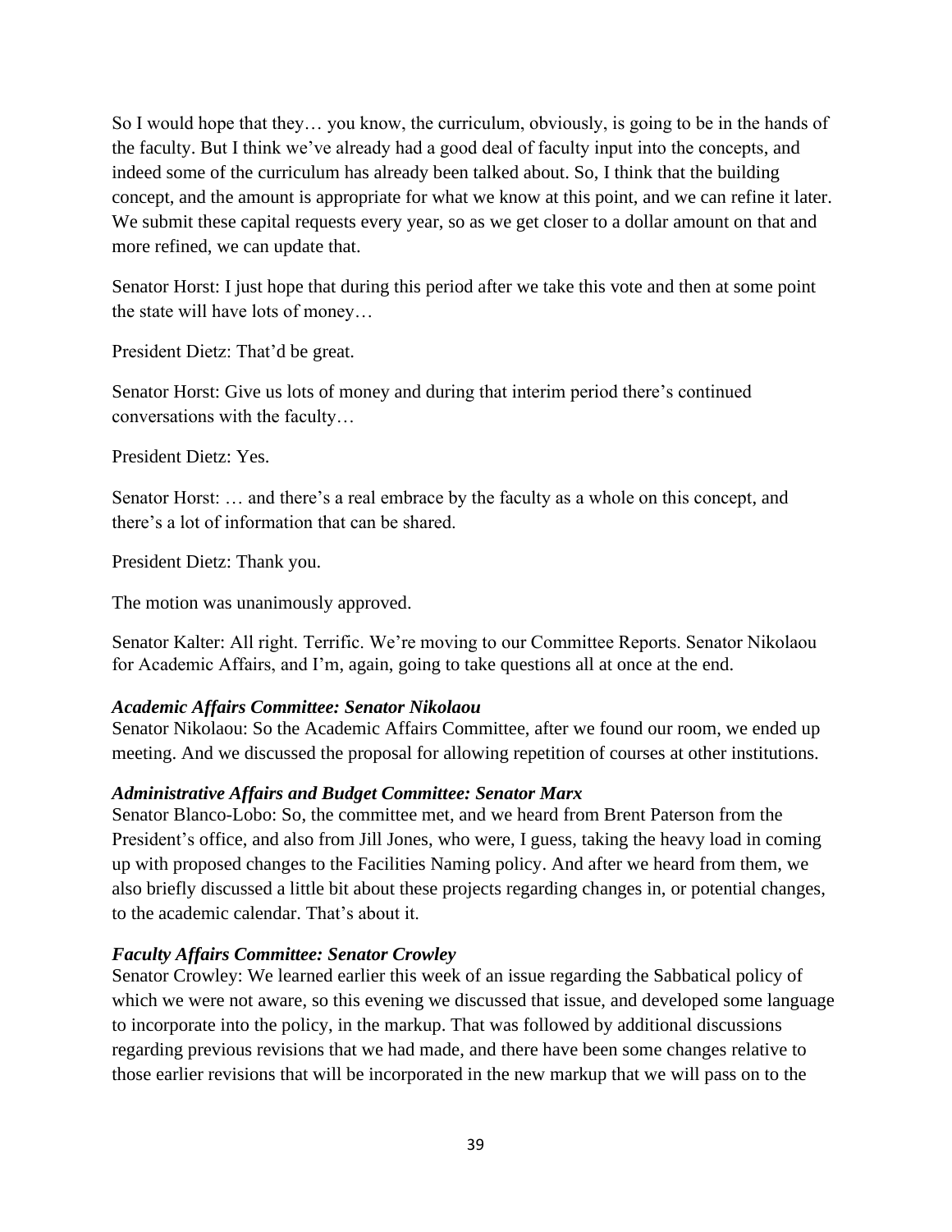So I would hope that they… you know, the curriculum, obviously, is going to be in the hands of the faculty. But I think we've already had a good deal of faculty input into the concepts, and indeed some of the curriculum has already been talked about. So, I think that the building concept, and the amount is appropriate for what we know at this point, and we can refine it later. We submit these capital requests every year, so as we get closer to a dollar amount on that and more refined, we can update that.

Senator Horst: I just hope that during this period after we take this vote and then at some point the state will have lots of money…

President Dietz: That'd be great.

Senator Horst: Give us lots of money and during that interim period there's continued conversations with the faculty…

President Dietz: Yes.

Senator Horst: … and there's a real embrace by the faculty as a whole on this concept, and there's a lot of information that can be shared.

President Dietz: Thank you.

The motion was unanimously approved.

Senator Kalter: All right. Terrific. We're moving to our Committee Reports. Senator Nikolaou for Academic Affairs, and I'm, again, going to take questions all at once at the end.

***Academic Affairs Committee: Senator Nikolaou***

Senator Nikolaou: So the Academic Affairs Committee, after we found our room, we ended up meeting. And we discussed the proposal for allowing repetition of courses at other institutions.

***Administrative Affairs and Budget Committee: Senator Marx***

Senator Blanco-Lobo: So, the committee met, and we heard from Brent Paterson from the President's office, and also from Jill Jones, who were, I guess, taking the heavy load in coming up with proposed changes to the Facilities Naming policy. And after we heard from them, we also briefly discussed a little bit about these projects regarding changes in, or potential changes, to the academic calendar. That's about it.

***Faculty Affairs Committee: Senator Crowley***

Senator Crowley: We learned earlier this week of an issue regarding the Sabbatical policy of which we were not aware, so this evening we discussed that issue, and developed some language to incorporate into the policy, in the markup. That was followed by additional discussions regarding previous revisions that we had made, and there have been some changes relative to those earlier revisions that will be incorporated in the new markup that we will pass on to the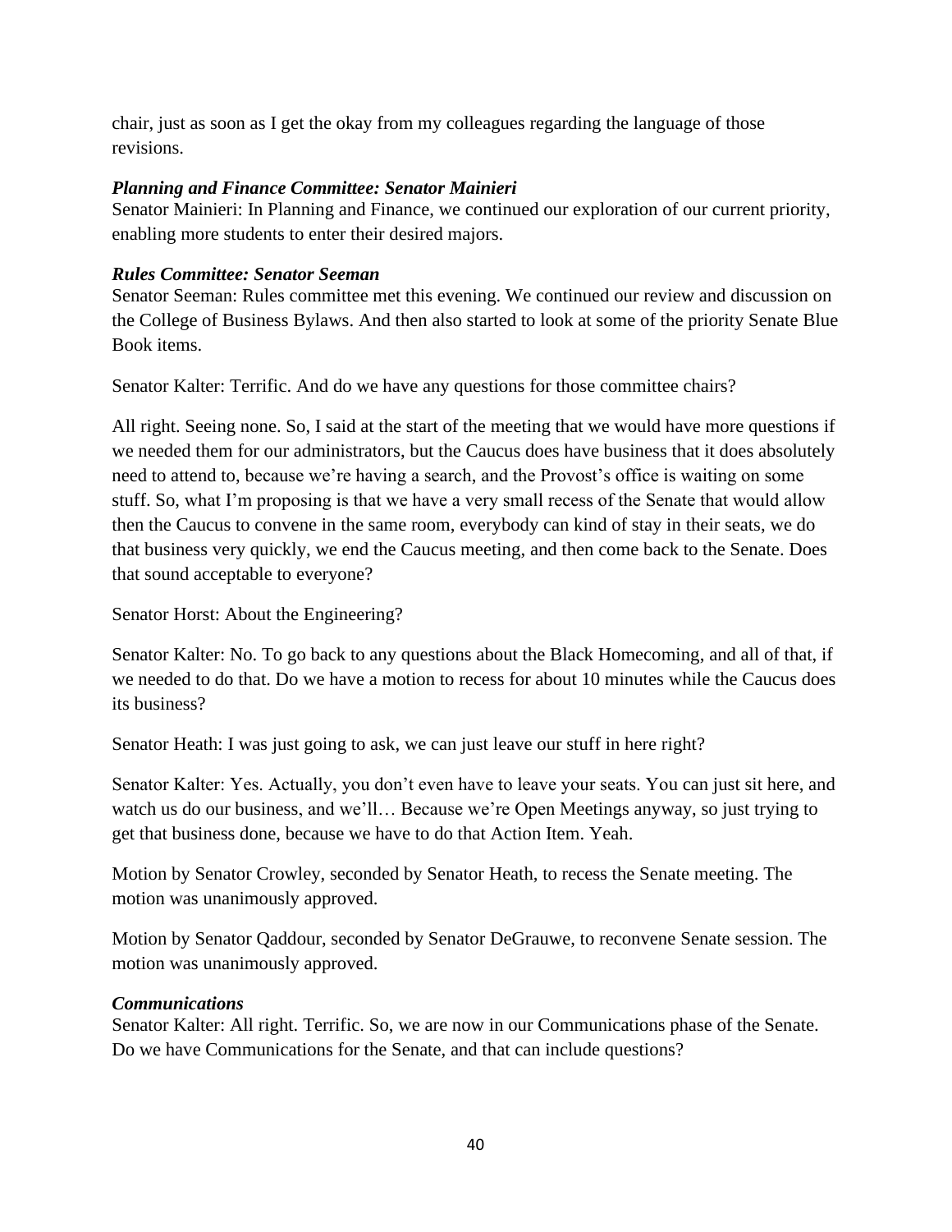chair, just as soon as I get the okay from my colleagues regarding the language of those revisions.

***Planning and Finance Committee: Senator Mainieri***

Senator Mainieri: In Planning and Finance, we continued our exploration of our current priority, enabling more students to enter their desired majors.

***Rules Committee: Senator Seeman***

Senator Seeman: Rules committee met this evening. We continued our review and discussion on the College of Business Bylaws. And then also started to look at some of the priority Senate Blue Book items.

Senator Kalter: Terrific. And do we have any questions for those committee chairs?

All right. Seeing none. So, I said at the start of the meeting that we would have more questions if we needed them for our administrators, but the Caucus does have business that it does absolutely need to attend to, because we're having a search, and the Provost's office is waiting on some stuff. So, what I'm proposing is that we have a very small recess of the Senate that would allow then the Caucus to convene in the same room, everybody can kind of stay in their seats, we do that business very quickly, we end the Caucus meeting, and then come back to the Senate. Does that sound acceptable to everyone?

Senator Horst: About the Engineering?

Senator Kalter: No. To go back to any questions about the Black Homecoming, and all of that, if we needed to do that. Do we have a motion to recess for about 10 minutes while the Caucus does its business?

Senator Heath: I was just going to ask, we can just leave our stuff in here right?

Senator Kalter: Yes. Actually, you don't even have to leave your seats. You can just sit here, and watch us do our business, and we'll… Because we're Open Meetings anyway, so just trying to get that business done, because we have to do that Action Item. Yeah.

Motion by Senator Crowley, seconded by Senator Heath, to recess the Senate meeting. The motion was unanimously approved.

Motion by Senator Qaddour, seconded by Senator DeGrauwe, to reconvene Senate session. The motion was unanimously approved.

***Communications***

Senator Kalter: All right. Terrific. So, we are now in our Communications phase of the Senate. Do we have Communications for the Senate, and that can include questions?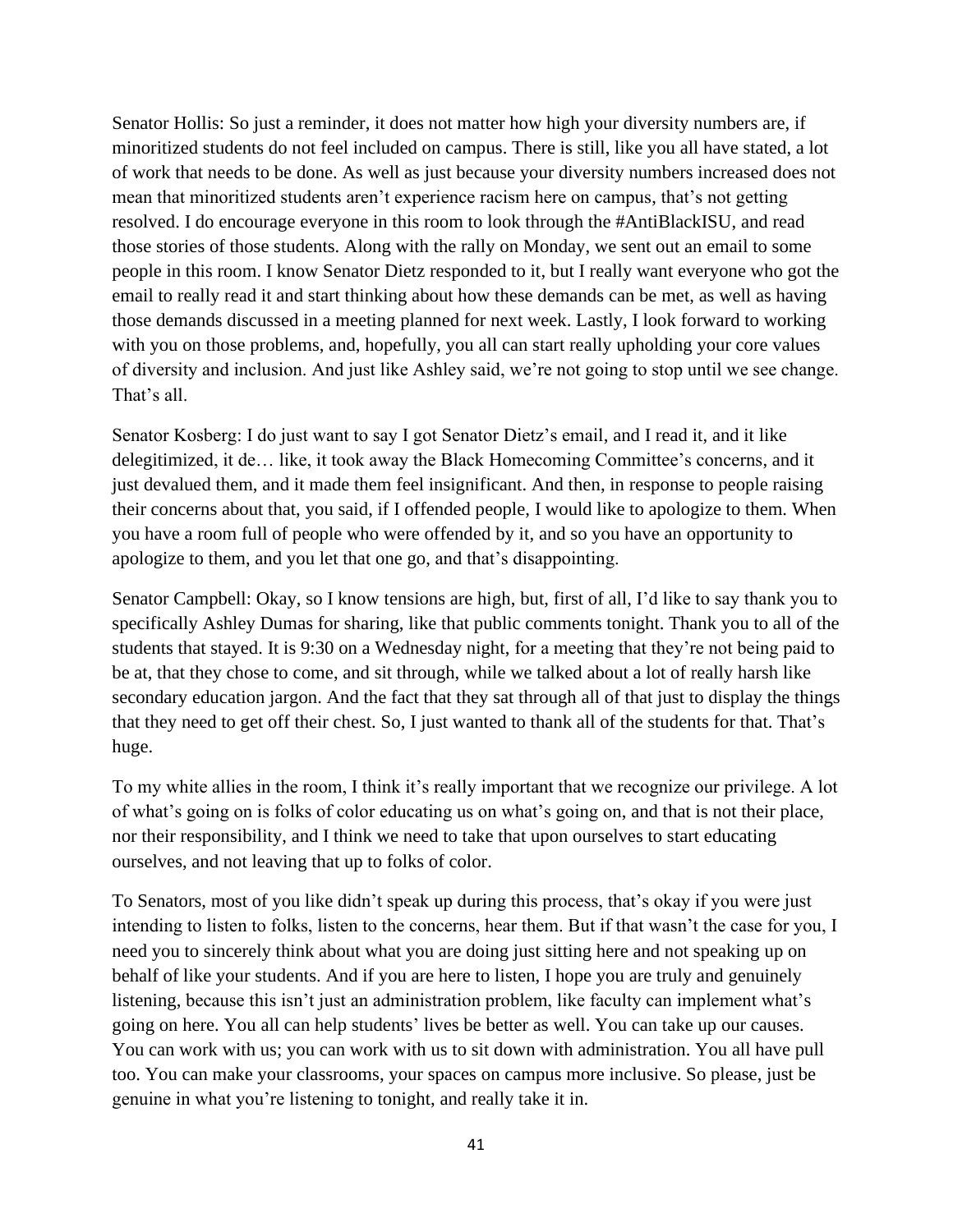Senator Hollis: So just a reminder, it does not matter how high your diversity numbers are, if minoritized students do not feel included on campus. There is still, like you all have stated, a lot of work that needs to be done. As well as just because your diversity numbers increased does not mean that minoritized students aren't experience racism here on campus, that's not getting resolved. I do encourage everyone in this room to look through the #AntiBlackISU, and read those stories of those students. Along with the rally on Monday, we sent out an email to some people in this room. I know Senator Dietz responded to it, but I really want everyone who got the email to really read it and start thinking about how these demands can be met, as well as having those demands discussed in a meeting planned for next week. Lastly, I look forward to working with you on those problems, and, hopefully, you all can start really upholding your core values of diversity and inclusion. And just like Ashley said, we're not going to stop until we see change. That's all.

Senator Kosberg: I do just want to say I got Senator Dietz's email, and I read it, and it like delegitimized, it de… like, it took away the Black Homecoming Committee's concerns, and it just devalued them, and it made them feel insignificant. And then, in response to people raising their concerns about that, you said, if I offended people, I would like to apologize to them. When you have a room full of people who were offended by it, and so you have an opportunity to apologize to them, and you let that one go, and that's disappointing.

Senator Campbell: Okay, so I know tensions are high, but, first of all, I'd like to say thank you to specifically Ashley Dumas for sharing, like that public comments tonight. Thank you to all of the students that stayed. It is 9:30 on a Wednesday night, for a meeting that they're not being paid to be at, that they chose to come, and sit through, while we talked about a lot of really harsh like secondary education jargon. And the fact that they sat through all of that just to display the things that they need to get off their chest. So, I just wanted to thank all of the students for that. That's huge.

To my white allies in the room, I think it's really important that we recognize our privilege. A lot of what's going on is folks of color educating us on what's going on, and that is not their place, nor their responsibility, and I think we need to take that upon ourselves to start educating ourselves, and not leaving that up to folks of color.

To Senators, most of you like didn't speak up during this process, that's okay if you were just intending to listen to folks, listen to the concerns, hear them. But if that wasn't the case for you, I need you to sincerely think about what you are doing just sitting here and not speaking up on behalf of like your students. And if you are here to listen, I hope you are truly and genuinely listening, because this isn't just an administration problem, like faculty can implement what's going on here. You all can help students' lives be better as well. You can take up our causes. You can work with us; you can work with us to sit down with administration. You all have pull too. You can make your classrooms, your spaces on campus more inclusive. So please, just be genuine in what you're listening to tonight, and really take it in.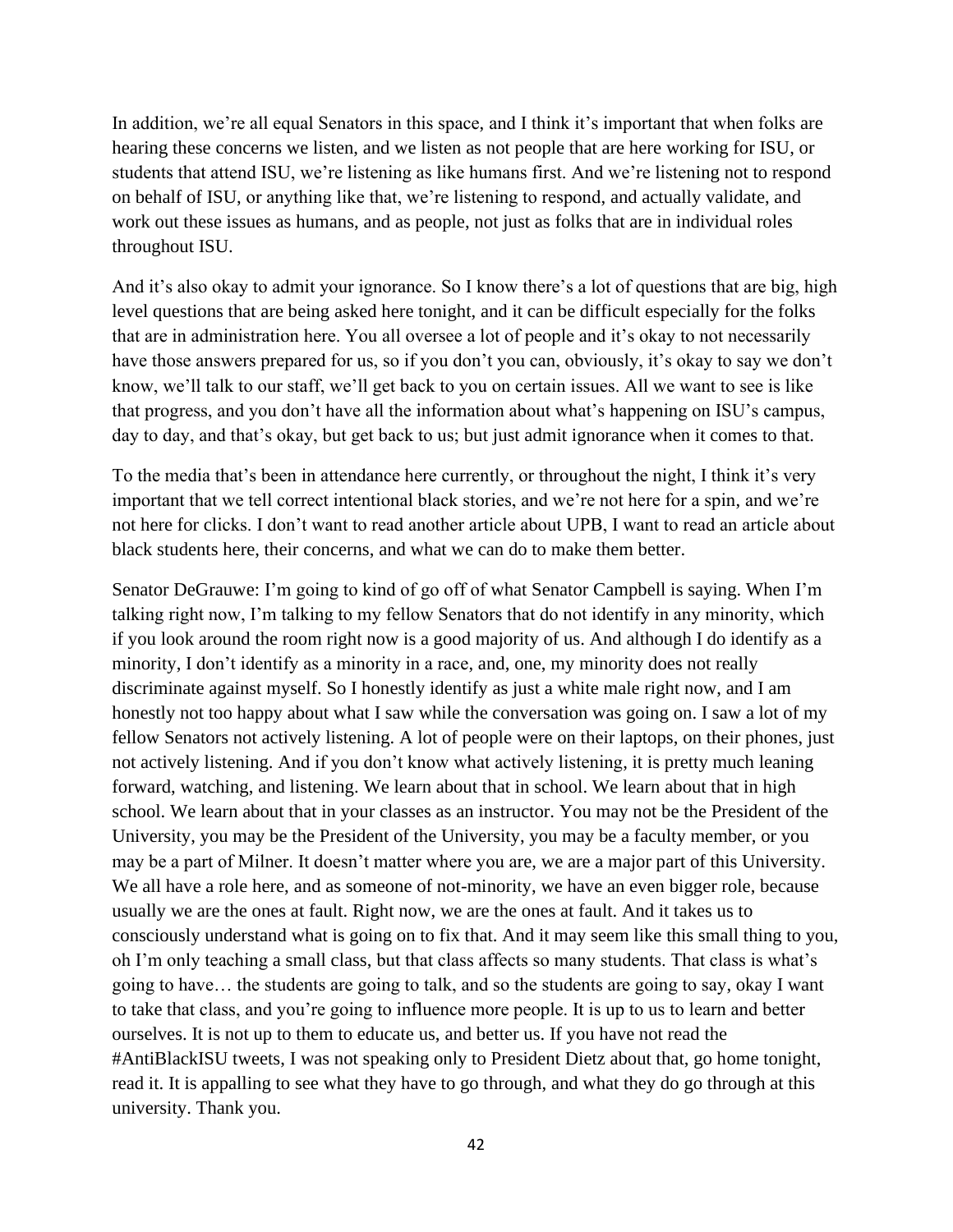In addition, we're all equal Senators in this space, and I think it's important that when folks are hearing these concerns we listen, and we listen as not people that are here working for ISU, or students that attend ISU, we're listening as like humans first. And we're listening not to respond on behalf of ISU, or anything like that, we're listening to respond, and actually validate, and work out these issues as humans, and as people, not just as folks that are in individual roles throughout ISU.

And it's also okay to admit your ignorance. So I know there's a lot of questions that are big, high level questions that are being asked here tonight, and it can be difficult especially for the folks that are in administration here. You all oversee a lot of people and it's okay to not necessarily have those answers prepared for us, so if you don't you can, obviously, it's okay to say we don't know, we'll talk to our staff, we'll get back to you on certain issues. All we want to see is like that progress, and you don't have all the information about what's happening on ISU's campus, day to day, and that's okay, but get back to us; but just admit ignorance when it comes to that.

To the media that's been in attendance here currently, or throughout the night, I think it's very important that we tell correct intentional black stories, and we're not here for a spin, and we're not here for clicks. I don't want to read another article about UPB, I want to read an article about black students here, their concerns, and what we can do to make them better.

Senator DeGrauwe: I'm going to kind of go off of what Senator Campbell is saying. When I'm talking right now, I'm talking to my fellow Senators that do not identify in any minority, which if you look around the room right now is a good majority of us. And although I do identify as a minority, I don't identify as a minority in a race, and, one, my minority does not really discriminate against myself. So I honestly identify as just a white male right now, and I am honestly not too happy about what I saw while the conversation was going on. I saw a lot of my fellow Senators not actively listening. A lot of people were on their laptops, on their phones, just not actively listening. And if you don't know what actively listening, it is pretty much leaning forward, watching, and listening. We learn about that in school. We learn about that in high school. We learn about that in your classes as an instructor. You may not be the President of the University, you may be the President of the University, you may be a faculty member, or you may be a part of Milner. It doesn't matter where you are, we are a major part of this University. We all have a role here, and as someone of not-minority, we have an even bigger role, because usually we are the ones at fault. Right now, we are the ones at fault. And it takes us to consciously understand what is going on to fix that. And it may seem like this small thing to you, oh I'm only teaching a small class, but that class affects so many students. That class is what's going to have… the students are going to talk, and so the students are going to say, okay I want to take that class, and you're going to influence more people. It is up to us to learn and better ourselves. It is not up to them to educate us, and better us. If you have not read the #AntiBlackISU tweets, I was not speaking only to President Dietz about that, go home tonight, read it. It is appalling to see what they have to go through, and what they do go through at this university. Thank you.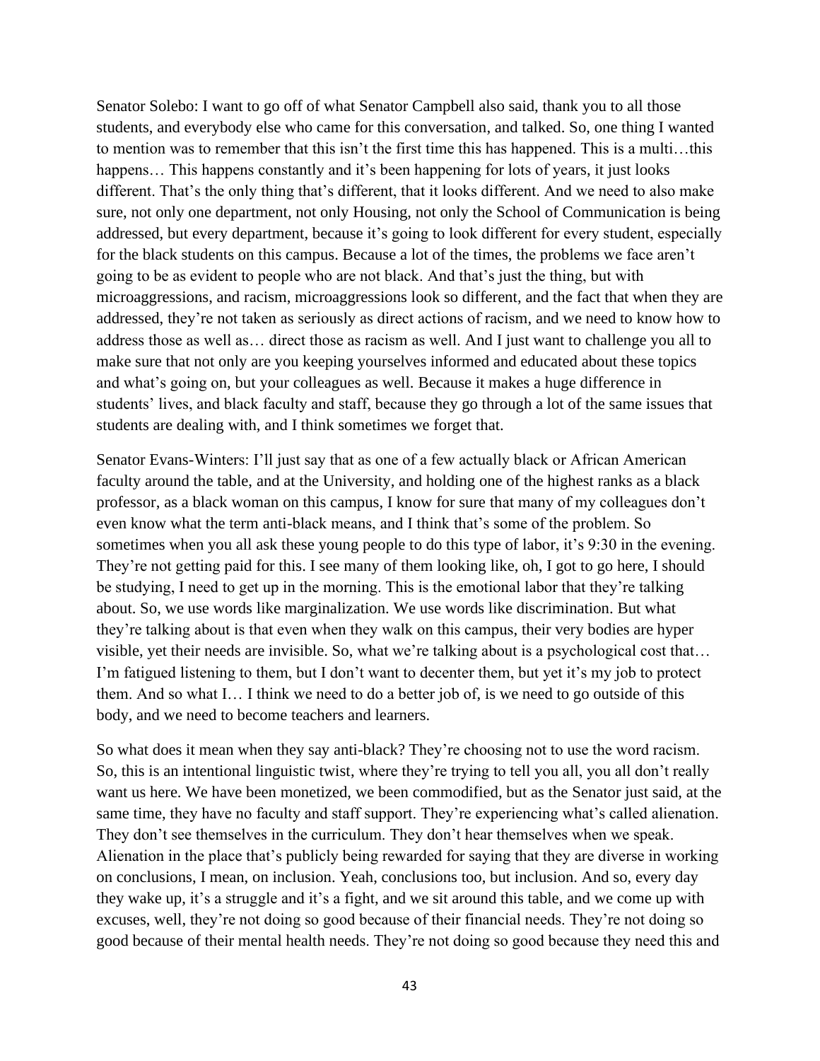Senator Solebo: I want to go off of what Senator Campbell also said, thank you to all those students, and everybody else who came for this conversation, and talked. So, one thing I wanted to mention was to remember that this isn't the first time this has happened. This is a multi…this happens… This happens constantly and it's been happening for lots of years, it just looks different. That's the only thing that's different, that it looks different. And we need to also make sure, not only one department, not only Housing, not only the School of Communication is being addressed, but every department, because it's going to look different for every student, especially for the black students on this campus. Because a lot of the times, the problems we face aren't going to be as evident to people who are not black. And that's just the thing, but with microaggressions, and racism, microaggressions look so different, and the fact that when they are addressed, they're not taken as seriously as direct actions of racism, and we need to know how to address those as well as… direct those as racism as well. And I just want to challenge you all to make sure that not only are you keeping yourselves informed and educated about these topics and what's going on, but your colleagues as well. Because it makes a huge difference in students' lives, and black faculty and staff, because they go through a lot of the same issues that students are dealing with, and I think sometimes we forget that.

Senator Evans-Winters: I'll just say that as one of a few actually black or African American faculty around the table, and at the University, and holding one of the highest ranks as a black professor, as a black woman on this campus, I know for sure that many of my colleagues don't even know what the term anti-black means, and I think that's some of the problem. So sometimes when you all ask these young people to do this type of labor, it's 9:30 in the evening. They're not getting paid for this. I see many of them looking like, oh, I got to go here, I should be studying, I need to get up in the morning. This is the emotional labor that they're talking about. So, we use words like marginalization. We use words like discrimination. But what they're talking about is that even when they walk on this campus, their very bodies are hyper visible, yet their needs are invisible. So, what we're talking about is a psychological cost that… I'm fatigued listening to them, but I don't want to decenter them, but yet it's my job to protect them. And so what I… I think we need to do a better job of, is we need to go outside of this body, and we need to become teachers and learners.

So what does it mean when they say anti-black? They're choosing not to use the word racism. So, this is an intentional linguistic twist, where they're trying to tell you all, you all don't really want us here. We have been monetized, we been commodified, but as the Senator just said, at the same time, they have no faculty and staff support. They're experiencing what's called alienation. They don't see themselves in the curriculum. They don't hear themselves when we speak. Alienation in the place that's publicly being rewarded for saying that they are diverse in working on conclusions, I mean, on inclusion. Yeah, conclusions too, but inclusion. And so, every day they wake up, it's a struggle and it's a fight, and we sit around this table, and we come up with excuses, well, they're not doing so good because of their financial needs. They're not doing so good because of their mental health needs. They're not doing so good because they need this and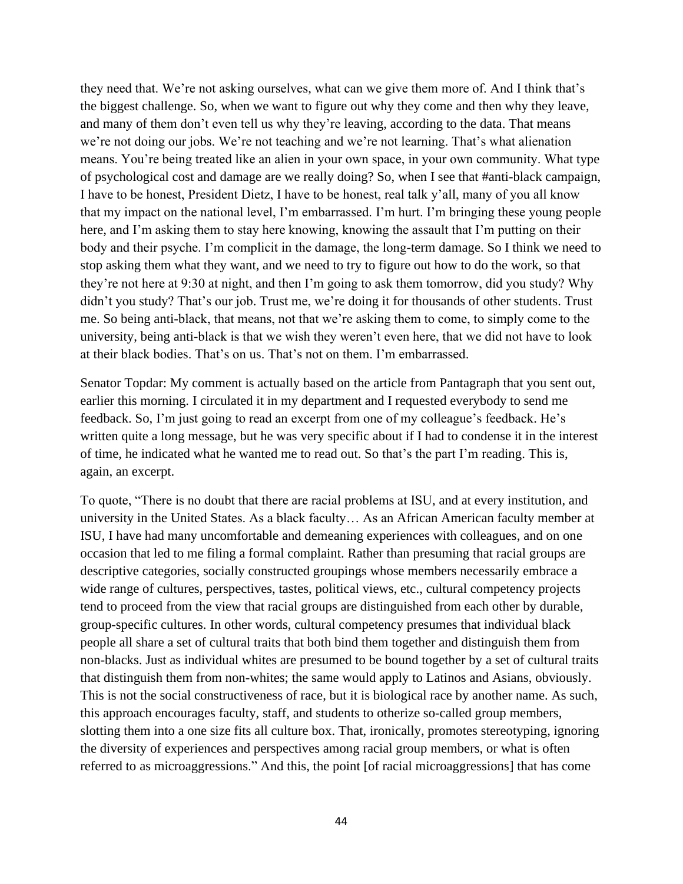they need that. We're not asking ourselves, what can we give them more of. And I think that's the biggest challenge. So, when we want to figure out why they come and then why they leave, and many of them don't even tell us why they're leaving, according to the data. That means we're not doing our jobs. We're not teaching and we're not learning. That's what alienation means. You're being treated like an alien in your own space, in your own community. What type of psychological cost and damage are we really doing? So, when I see that #anti-black campaign, I have to be honest, President Dietz, I have to be honest, real talk y'all, many of you all know that my impact on the national level, I'm embarrassed. I'm hurt. I'm bringing these young people here, and I'm asking them to stay here knowing, knowing the assault that I'm putting on their body and their psyche. I'm complicit in the damage, the long-term damage. So I think we need to stop asking them what they want, and we need to try to figure out how to do the work, so that they're not here at 9:30 at night, and then I'm going to ask them tomorrow, did you study? Why didn't you study? That's our job. Trust me, we're doing it for thousands of other students. Trust me. So being anti-black, that means, not that we're asking them to come, to simply come to the university, being anti-black is that we wish they weren't even here, that we did not have to look at their black bodies. That's on us. That's not on them. I'm embarrassed.

Senator Topdar: My comment is actually based on the article from Pantagraph that you sent out, earlier this morning. I circulated it in my department and I requested everybody to send me feedback. So, I'm just going to read an excerpt from one of my colleague's feedback. He's written quite a long message, but he was very specific about if I had to condense it in the interest of time, he indicated what he wanted me to read out. So that's the part I'm reading. This is, again, an excerpt.

To quote, "There is no doubt that there are racial problems at ISU, and at every institution, and university in the United States. As a black faculty… As an African American faculty member at ISU, I have had many uncomfortable and demeaning experiences with colleagues, and on one occasion that led to me filing a formal complaint. Rather than presuming that racial groups are descriptive categories, socially constructed groupings whose members necessarily embrace a wide range of cultures, perspectives, tastes, political views, etc., cultural competency projects tend to proceed from the view that racial groups are distinguished from each other by durable, group-specific cultures. In other words, cultural competency presumes that individual black people all share a set of cultural traits that both bind them together and distinguish them from non-blacks. Just as individual whites are presumed to be bound together by a set of cultural traits that distinguish them from non-whites; the same would apply to Latinos and Asians, obviously. This is not the social constructiveness of race, but it is biological race by another name. As such, this approach encourages faculty, staff, and students to otherize so-called group members, slotting them into a one size fits all culture box. That, ironically, promotes stereotyping, ignoring the diversity of experiences and perspectives among racial group members, or what is often referred to as microaggressions." And this, the point [of racial microaggressions] that has come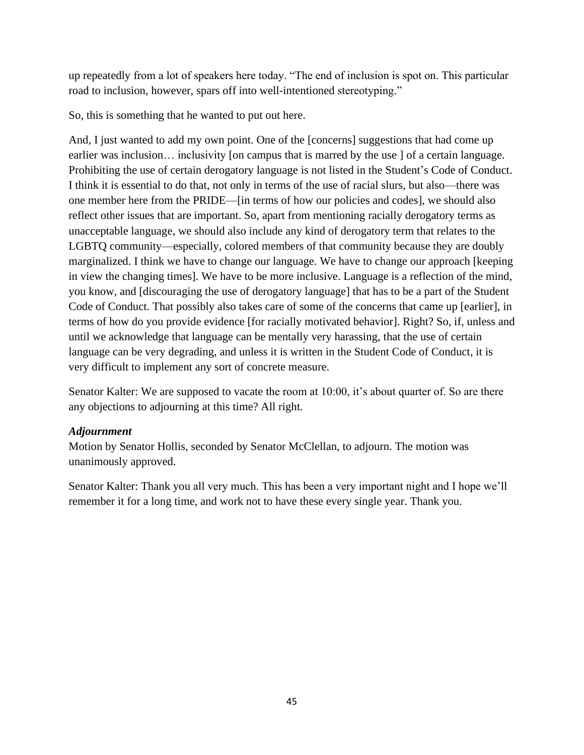up repeatedly from a lot of speakers here today. "The end of inclusion is spot on. This particular road to inclusion, however, spars off into well-intentioned stereotyping."

So, this is something that he wanted to put out here.

And, I just wanted to add my own point. One of the [concerns] suggestions that had come up earlier was inclusion… inclusivity [on campus that is marred by the use ] of a certain language. Prohibiting the use of certain derogatory language is not listed in the Student's Code of Conduct. I think it is essential to do that, not only in terms of the use of racial slurs, but also—there was one member here from the PRIDE—[in terms of how our policies and codes], we should also reflect other issues that are important. So, apart from mentioning racially derogatory terms as unacceptable language, we should also include any kind of derogatory term that relates to the LGBTQ community—especially, colored members of that community because they are doubly marginalized. I think we have to change our language. We have to change our approach [keeping in view the changing times]. We have to be more inclusive. Language is a reflection of the mind, you know, and [discouraging the use of derogatory language] that has to be a part of the Student Code of Conduct. That possibly also takes care of some of the concerns that came up [earlier], in terms of how do you provide evidence [for racially motivated behavior]. Right? So, if, unless and until we acknowledge that language can be mentally very harassing, that the use of certain language can be very degrading, and unless it is written in the Student Code of Conduct, it is very difficult to implement any sort of concrete measure.

Senator Kalter: We are supposed to vacate the room at 10:00, it's about quarter of. So are there any objections to adjourning at this time? All right.

***Adjournment***

Motion by Senator Hollis, seconded by Senator McClellan, to adjourn. The motion was unanimously approved.

Senator Kalter: Thank you all very much. This has been a very important night and I hope we'll remember it for a long time, and work not to have these every single year. Thank you.